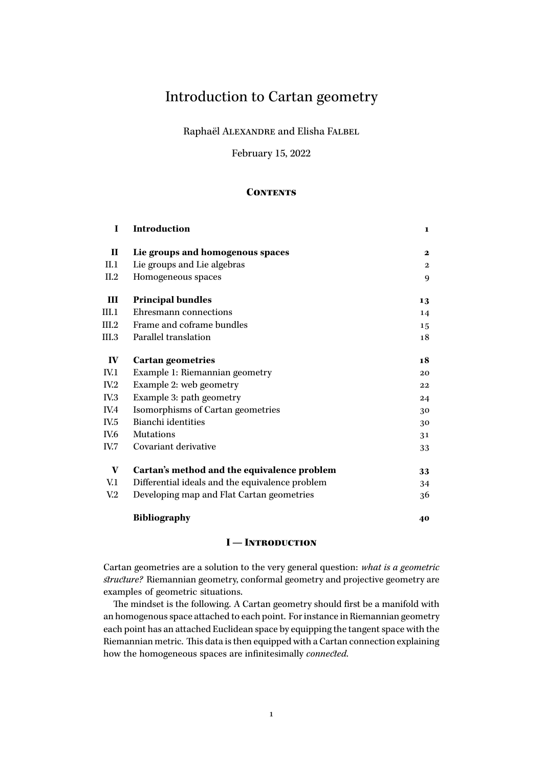# Introduction to Cartan geometry

Raphaël ALEXANDRE and Elisha FALBEL

February 15, 2022

## Contents

| | | |
|---|---|---|
| **I** | **Introduction** | **1** |
| **II** | **Lie groups and homogenous spaces** | **2** |
| II.1 | Lie groups and Lie algebras | 2 |
| II.2 | Homogeneous spaces | 9 |
| **III** | **Principal bundles** | **13** |
| III.1 | Ehresmann connections | 14 |
| III.2 | Frame and coframe bundles | 15 |
| III.3 | Parallel translation | 18 |
| **IV** | **Cartan geometries** | **18** |
| IV.1 | Example 1: Riemannian geometry | 20 |
| IV.2 | Example 2: web geometry | 22 |
| IV.3 | Example 3: path geometry | 24 |
| IV.4 | Isomorphisms of Cartan geometries | 30 |
| IV.5 | Bianchi identities | 30 |
| IV.6 | Mutations | 31 |
| IV.7 | Covariant derivative | 33 |
| **V** | **Cartan's method and the equivalence problem** | **33** |
| V.1 | Differential ideals and the equivalence problem | 34 |
| V.2 | Developing map and Flat Cartan geometries | 36 |
| | **Bibliography** | **40** |

## I — Introduction

Cartan geometries are a solution to the very general question: *what is a geometric structure?* Riemannian geometry, conformal geometry and projective geometry are examples of geometric situations.

The mindset is the following. A Cartan geometry should first be a manifold with an homogenous space attached to each point. For instance in Riemannian geometry each point has an attached Euclidean space by equipping the tangent space with the Riemannian metric. This data is then equipped with a Cartan connection explaining how the homogeneous spaces are infinitesimally *connected*.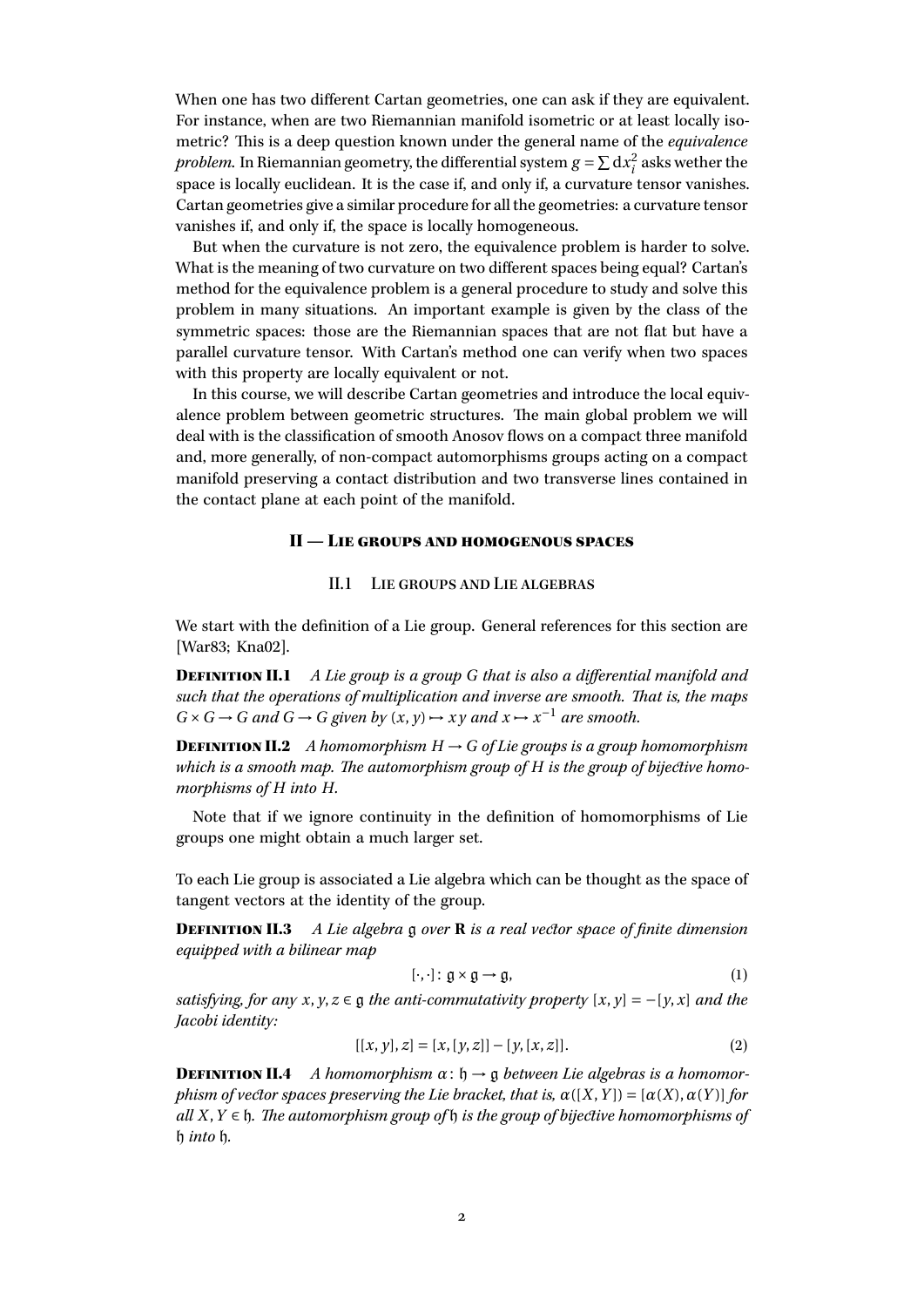When one has two different Cartan geometries, one can ask if they are equivalent. For instance, when are two Riemannian manifold isometric or at least locally isometric? This is a deep question known under the general name of the *equivalence problem*. In Riemannian geometry, the differential system $g = \sum \mathrm{d}x_i^2$ asks wether the space is locally euclidean. It is the case if, and only if, a curvature tensor vanishes. Cartan geometries give a similar procedure for all the geometries: a curvature tensor vanishes if, and only if, the space is locally homogeneous.

But when the curvature is not zero, the equivalence problem is harder to solve. What is the meaning of two curvature on two different spaces being equal? Cartan's method for the equivalence problem is a general procedure to study and solve this problem in many situations. An important example is given by the class of the symmetric spaces: those are the Riemannian spaces that are not flat but have a parallel curvature tensor. With Cartan's method one can verify when two spaces with this property are locally equivalent or not.

In this course, we will describe Cartan geometries and introduce the local equivalence problem between geometric structures. The main global problem we will deal with is the classification of smooth Anosov flows on a compact three manifold and, more generally, of non-compact automorphisms groups acting on a compact manifold preserving a contact distribution and two transverse lines contained in the contact plane at each point of the manifold.

## II — Lie groups and homogenous spaces

### II.1 Lie groups and Lie algebras

We start with the definition of a Lie group. General references for this section are [War83; Kna02].

**Definition II.1** *A Lie group is a group $G$ that is also a differential manifold and such that the operations of multiplication and inverse are smooth. That is, the maps $G \times G \to G$ and $G \to G$ given by $(x, y) \mapsto xy$ and $x \mapsto x^{-1}$ are smooth.*

**Definition II.2** *A homomorphism $H \to G$ of Lie groups is a group homomorphism which is a smooth map. The automorphism group of $H$ is the group of bijective homomorphisms of $H$ into $H$.*

Note that if we ignore continuity in the definition of homomorphisms of Lie groups one might obtain a much larger set.

To each Lie group is associated a Lie algebra which can be thought as the space of tangent vectors at the identity of the group.

**Definition II.3** *A Lie algebra $\mathfrak{g}$ over $\mathbf{R}$ is a real vector space of finite dimension equipped with a bilinear map*

$$[\cdot,\cdot]\colon \mathfrak{g} \times \mathfrak{g} \to \mathfrak{g}, \tag{1}$$

*satisfying, for any $x, y, z \in \mathfrak{g}$ the anti-commutativity property $[x, y] = -[y, x]$ and the Jacobi identity:*

$$[[x, y], z] = [x, [y, z]] - [y, [x, z]]. \tag{2}$$

**Definition II.4** *A homomorphism $\alpha\colon \mathfrak{h} \to \mathfrak{g}$ between Lie algebras is a homomorphism of vector spaces preserving the Lie bracket, that is, $\alpha([X, Y]) = [\alpha(X), \alpha(Y)]$ for all $X, Y \in \mathfrak{h}$. The automorphism group of $\mathfrak{h}$ is the group of bijective homomorphisms of $\mathfrak{h}$ into $\mathfrak{h}$.*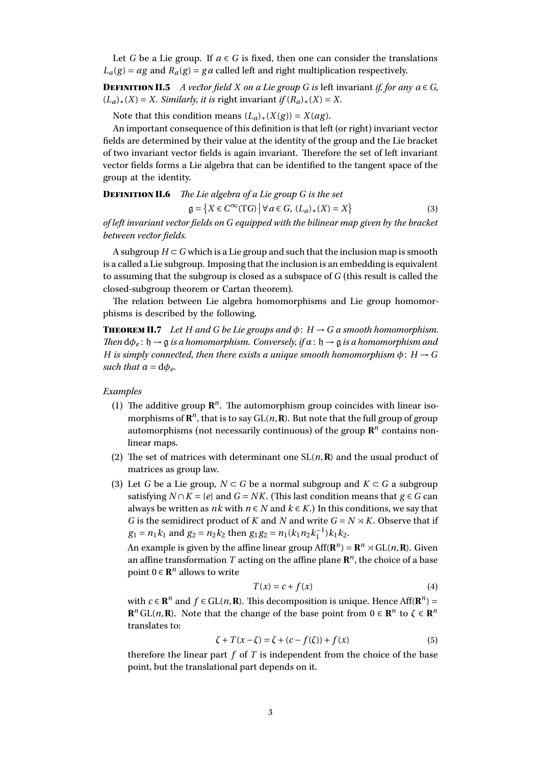Let $G$ be a Lie group. If $a \in G$ is fixed, then one can consider the translations $L_a(g) = ag$ and $R_a(g) = ga$ called left and right multiplication respectively.

**Definition II.5** *A vector field $X$ on a Lie group $G$ is* left invariant *if, for any $a \in G$, $(L_a)_*(X) = X$. Similarly, it is* right invariant *if $(R_a)_*(X) = X$.*

Note that this condition means $(L_a)_*(X(g)) = X(ag)$.

An important consequence of this definition is that left (or right) invariant vector fields are determined by their value at the identity of the group and the Lie bracket of two invariant vector fields is again invariant. Therefore the set of left invariant vector fields forms a Lie algebra that can be identified to the tangent space of the group at the identity.

**Definition II.6** *The Lie algebra of a Lie group $G$ is the set*

$$\mathfrak{g} = \left\{ X \in C^\infty(\mathrm{T}G) \,\middle|\, \forall a \in G,\ (L_a)_*(X) = X \right\} \tag{3}$$

*of left invariant vector fields on $G$ equipped with the bilinear map given by the bracket between vector fields.*

A subgroup $H \subset G$ which is a Lie group and such that the inclusion map is smooth is a called a Lie subgroup. Imposing that the inclusion is an embedding is equivalent to assuming that the subgroup is closed as a subspace of $G$ (this result is called the closed-subgroup theorem or Cartan theorem).

The relation between Lie algebra homomorphisms and Lie group homomorphisms is described by the following.

**Theorem II.7** *Let $H$ and $G$ be Lie groups and $\phi\colon H \to G$ a smooth homomorphism. Then $\mathrm{d}\phi_e\colon \mathfrak{h} \to \mathfrak{g}$ is a homomorphism. Conversely, if $\alpha\colon \mathfrak{h} \to \mathfrak{g}$ is a homomorphism and $H$ is simply connected, then there exists a unique smooth homomorphism $\phi\colon H \to G$ such that $\alpha = \mathrm{d}\phi_e$.*

*Examples*

(1) The additive group $\mathbf{R}^n$. The automorphism group coincides with linear isomorphisms of $\mathbf{R}^n$, that is to say $\mathrm{GL}(n, \mathbf{R})$. But note that the full group of group automorphisms (not necessarily continuous) of the group $\mathbf{R}^n$ contains non-linear maps.

(2) The set of matrices with determinant one $\mathrm{SL}(n, \mathbf{R})$ and the usual product of matrices as group law.

(3) Let $G$ be a Lie group, $N \subset G$ be a normal subgroup and $K \subset G$ a subgroup satisfying $N \cap K = \{e\}$ and $G = NK$. (This last condition means that $g \in G$ can always be written as $nk$ with $n \in N$ and $k \in K$.) In this conditions, we say that $G$ is the semidirect product of $K$ and $N$ and write $G = N \rtimes K$. Observe that if $g_1 = n_1 k_1$ and $g_2 = n_2 k_2$ then $g_1 g_2 = n_1 (k_1 n_2 k_1^{-1}) k_1 k_2$.

An example is given by the affine linear group $\mathrm{Aff}(\mathbf{R}^n) = \mathbf{R}^n \rtimes \mathrm{GL}(n, \mathbf{R})$. Given an affine transformation $T$ acting on the affine plane $\mathbf{R}^n$, the choice of a base point $0 \in \mathbf{R}^n$ allows to write

$$T(x) = c + f(x) \tag{4}$$

with $c \in \mathbf{R}^n$ and $f \in \mathrm{GL}(n, \mathbf{R})$. This decomposition is unique. Hence $\mathrm{Aff}(\mathbf{R}^n) = \mathbf{R}^n \,\mathrm{GL}(n, \mathbf{R})$. Note that the change of the base point from $0 \in \mathbf{R}^n$ to $\zeta \in \mathbf{R}^n$ translates to:

$$\zeta + T(x - \zeta) = \zeta + (c - f(\zeta)) + f(x) \tag{5}$$

therefore the linear part $f$ of $T$ is independent from the choice of the base point, but the translational part depends on it.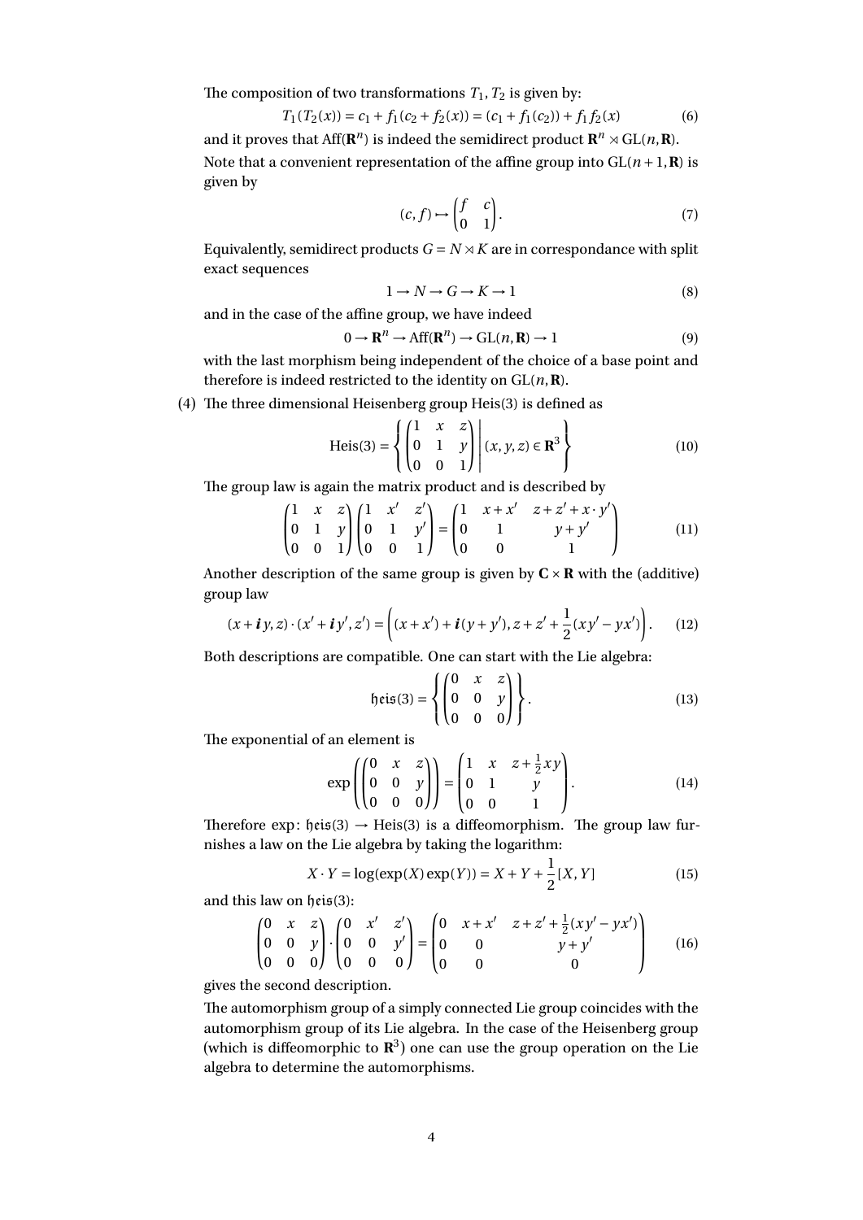The composition of two transformations $T_1, T_2$ is given by:

$$T_1(T_2(x)) = c_1 + f_1(c_2 + f_2(x)) = (c_1 + f_1(c_2)) + f_1 f_2(x) \tag{6}$$

and it proves that $\mathrm{Aff}(\mathbf{R}^n)$ is indeed the semidirect product $\mathbf{R}^n \rtimes \mathrm{GL}(n, \mathbf{R})$.

Note that a convenient representation of the affine group into $\mathrm{GL}(n+1, \mathbf{R})$ is given by

$$(c, f) \mapsto \begin{pmatrix} f & c \\ 0 & 1 \end{pmatrix}. \tag{7}$$

Equivalently, semidirect products $G = N \rtimes K$ are in correspondance with split exact sequences

$$1 \to N \to G \to K \to 1 \tag{8}$$

and in the case of the affine group, we have indeed

$$0 \to \mathbf{R}^n \to \mathrm{Aff}(\mathbf{R}^n) \to \mathrm{GL}(n, \mathbf{R}) \to 1 \tag{9}$$

with the last morphism being independent of the choice of a base point and therefore is indeed restricted to the identity on $\mathrm{GL}(n, \mathbf{R})$.

(4) The three dimensional Heisenberg group Heis(3) is defined as

$$\mathrm{Heis}(3) = \left\{ \begin{pmatrix} 1 & x & z \\ 0 & 1 & y \\ 0 & 0 & 1 \end{pmatrix} \middle| (x, y, z) \in \mathbf{R}^3 \right\} \tag{10}$$

The group law is again the matrix product and is described by

$$\begin{pmatrix} 1 & x & z \\ 0 & 1 & y \\ 0 & 0 & 1 \end{pmatrix} \begin{pmatrix} 1 & x' & z' \\ 0 & 1 & y' \\ 0 & 0 & 1 \end{pmatrix} = \begin{pmatrix} 1 & x + x' & z + z' + x \cdot y' \\ 0 & 1 & y + y' \\ 0 & 0 & 1 \end{pmatrix} \tag{11}$$

Another description of the same group is given by $\mathbf{C} \times \mathbf{R}$ with the (additive) group law

$$(x + \boldsymbol{i}\, y, z) \cdot (x' + \boldsymbol{i}\, y', z') = \left( (x + x') + \boldsymbol{i}(y + y'), z + z' + \frac{1}{2}(xy' - yx') \right). \tag{12}$$

Both descriptions are compatible. One can start with the Lie algebra:

$$\mathfrak{heis}(3) = \left\{ \begin{pmatrix} 0 & x & z \\ 0 & 0 & y \\ 0 & 0 & 0 \end{pmatrix} \right\}. \tag{13}$$

The exponential of an element is

$$\exp\left( \begin{pmatrix} 0 & x & z \\ 0 & 0 & y \\ 0 & 0 & 0 \end{pmatrix} \right) = \begin{pmatrix} 1 & x & z + \frac{1}{2}xy \\ 0 & 1 & y \\ 0 & 0 & 1 \end{pmatrix}. \tag{14}$$

Therefore $\exp\colon \mathfrak{heis}(3) \to \mathrm{Heis}(3)$ is a diffeomorphism. The group law furnishes a law on the Lie algebra by taking the logarithm:

$$X \cdot Y = \log(\exp(X)\exp(Y)) = X + Y + \frac{1}{2}[X, Y] \tag{15}$$

and this law on $\mathfrak{heis}(3)$:

$$\begin{pmatrix} 0 & x & z \\ 0 & 0 & y \\ 0 & 0 & 0 \end{pmatrix} \cdot \begin{pmatrix} 0 & x' & z' \\ 0 & 0 & y' \\ 0 & 0 & 0 \end{pmatrix} = \begin{pmatrix} 0 & x + x' & z + z' + \frac{1}{2}(xy' - yx') \\ 0 & 0 & y + y' \\ 0 & 0 & 0 \end{pmatrix} \tag{16}$$

gives the second description.

The automorphism group of a simply connected Lie group coincides with the automorphism group of its Lie algebra. In the case of the Heisenberg group (which is diffeomorphic to $\mathbf{R}^3$) one can use the group operation on the Lie algebra to determine the automorphisms.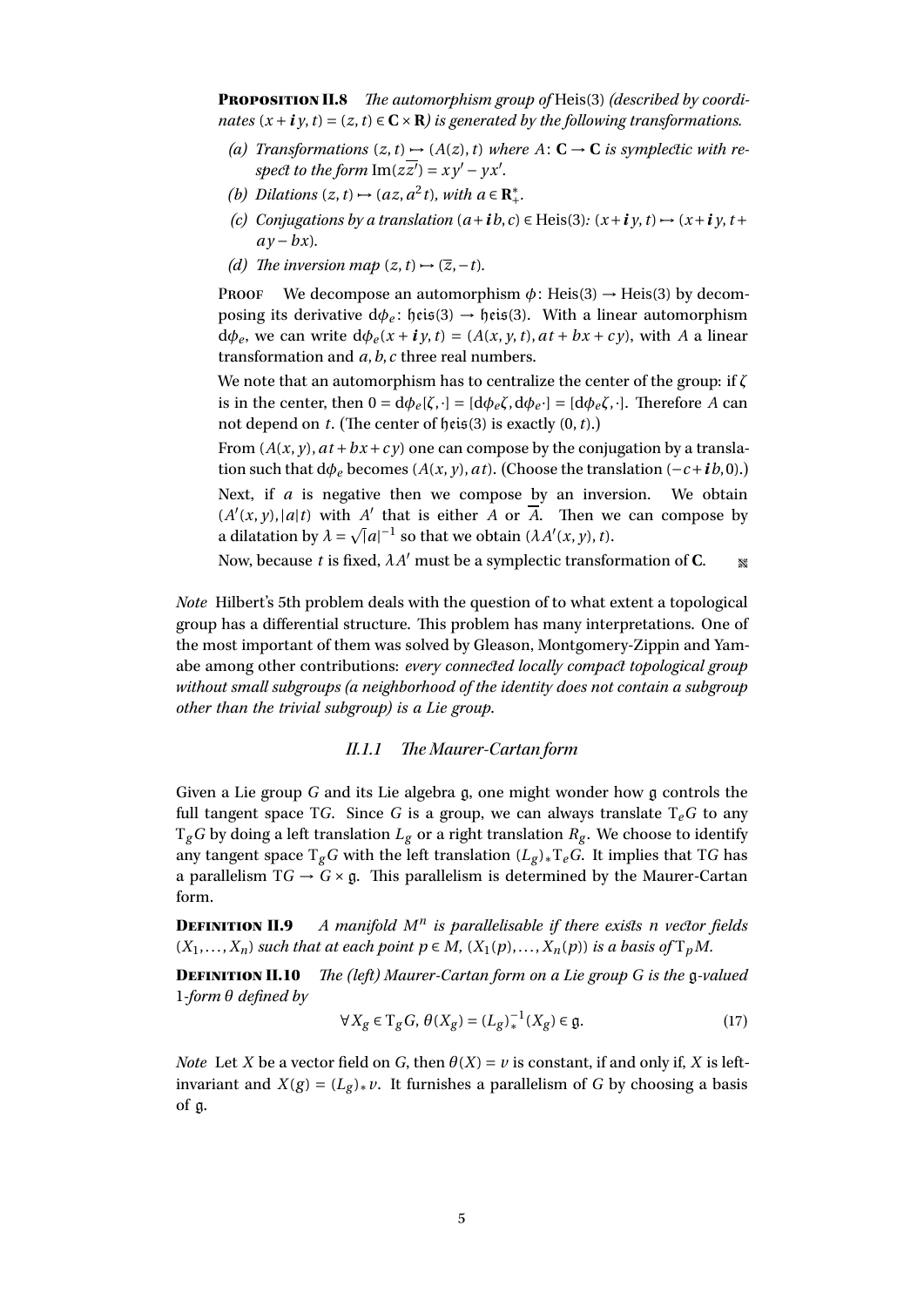**Proposition II.8** *The automorphism group of* Heis(3) *(described by coordinates $(x+\boldsymbol{i}y, t) = (z,t) \in \mathbf{C}\times\mathbf{R}$) is generated by the following transformations.*

*(a) Transformations $(z,t) \mapsto (A(z), t)$ where $A\colon \mathbf{C}\to\mathbf{C}$ is symplectic with respect to the form $\operatorname{Im}(z\overline{z'}) = xy' - yx'$.*

*(b) Dilations $(z,t) \mapsto (az, a^2 t)$, with $a \in \mathbf{R}_+^*$.*

*(c) Conjugations by a translation $(a+\boldsymbol{i}b, c) \in$ Heis(3): $(x+\boldsymbol{i}y, t) \mapsto (x+\boldsymbol{i}y, t + ay - bx)$.*

*(d) The inversion map $(z,t) \mapsto (\overline{z}, -t)$.*

**Proof** We decompose an automorphism $\phi\colon \mathrm{Heis}(3) \to \mathrm{Heis}(3)$ by decomposing its derivative $\mathrm{d}\phi_e\colon \mathfrak{heis}(3) \to \mathfrak{heis}(3)$. With a linear automorphism $\mathrm{d}\phi_e$, we can write $\mathrm{d}\phi_e(x+\boldsymbol{i}y, t) = (A(x,y,t), at + bx + cy)$, with $A$ a linear transformation and $a, b, c$ three real numbers.

We note that an automorphism has to centralize the center of the group: if $\zeta$ is in the center, then $0 = \mathrm{d}\phi_e[\zeta, \cdot] = [\mathrm{d}\phi_e\zeta, \mathrm{d}\phi_e\cdot] = [\mathrm{d}\phi_e\zeta, \cdot]$. Therefore $A$ can not depend on $t$. (The center of $\mathfrak{heis}(3)$ is exactly $(0,t)$.)

From $(A(x,y), at + bx + cy)$ one can compose by the conjugation by a translation such that $\mathrm{d}\phi_e$ becomes $(A(x,y), at)$. (Choose the translation $(-c+\boldsymbol{i}b, 0)$.)

Next, if $a$ is negative then we compose by an inversion. We obtain $(A'(x,y), |a|t)$ with $A'$ that is either $A$ or $\overline{A}$. Then we can compose by a dilatation by $\lambda = \sqrt{|a|}^{-1}$ so that we obtain $(\lambda A'(x,y), t)$.

Now, because $t$ is fixed, $\lambda A'$ must be a symplectic transformation of $\mathbf{C}$. ∎

*Note* Hilbert's 5th problem deals with the question of to what extent a topological group has a differential structure. This problem has many interpretations. One of the most important of them was solved by Gleason, Montgomery-Zippin and Yamabe among other contributions: *every connected locally compact topological group without small subgroups (a neighborhood of the identity does not contain a subgroup other than the trivial subgroup) is a Lie group.*

### *II.1.1 The Maurer-Cartan form*

Given a Lie group $G$ and its Lie algebra $\mathfrak{g}$, one might wonder how $\mathfrak{g}$ controls the full tangent space $\mathrm{T}G$. Since $G$ is a group, we can always translate $\mathrm{T}_e G$ to any $\mathrm{T}_g G$ by doing a left translation $L_g$ or a right translation $R_g$. We choose to identify any tangent space $\mathrm{T}_g G$ with the left translation $(L_g)_* \mathrm{T}_e G$. It implies that $\mathrm{T}G$ has a parallelism $\mathrm{T}G \to G \times \mathfrak{g}$. This parallelism is determined by the Maurer-Cartan form.

**Definition II.9** *A manifold $M^n$ is parallelisable if there exists $n$ vector fields $(X_1, \ldots, X_n)$ such that at each point $p \in M$, $(X_1(p), \ldots, X_n(p))$ is a basis of $\mathrm{T}_p M$.*

**Definition II.10** *The (left) Maurer-Cartan form on a Lie group $G$ is the $\mathfrak{g}$-valued 1-form $\theta$ defined by*

$$\forall X_g \in \mathrm{T}_g G,\ \theta(X_g) = (L_g)_*^{-1}(X_g) \in \mathfrak{g}. \tag{17}$$

*Note* Let $X$ be a vector field on $G$, then $\theta(X) = v$ is constant, if and only if, $X$ is left-invariant and $X(g) = (L_g)_* v$. It furnishes a parallelism of $G$ by choosing a basis of $\mathfrak{g}$.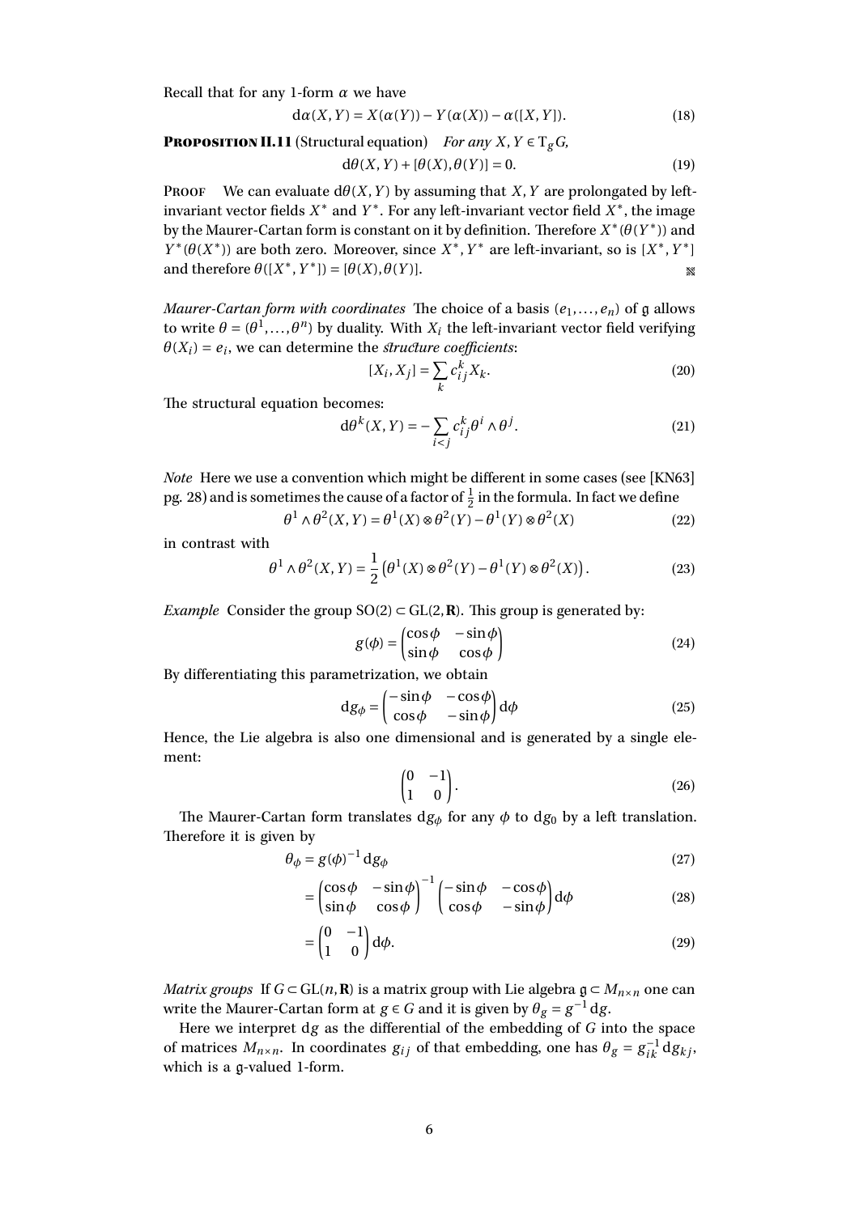Recall that for any 1-form $\alpha$ we have

$$d\alpha(X,Y) = X(\alpha(Y)) - Y(\alpha(X)) - \alpha([X,Y]). \tag{18}$$

**Proposition II.11** (Structural equation) *For any $X, Y \in T_g G$,*

$$d\theta(X,Y) + [\theta(X), \theta(Y)] = 0. \tag{19}$$

Proof We can evaluate $d\theta(X,Y)$ by assuming that $X, Y$ are prolongated by left-invariant vector fields $X^*$ and $Y^*$. For any left-invariant vector field $X^*$, the image by the Maurer-Cartan form is constant on it by definition. Therefore $X^*(\theta(Y^*))$ and $Y^*(\theta(X^*))$ are both zero. Moreover, since $X^*, Y^*$ are left-invariant, so is $[X^*, Y^*]$ and therefore $\theta([X^*, Y^*]) = [\theta(X), \theta(Y)]$. ∎

*Maurer-Cartan form with coordinates* The choice of a basis $(e_1, \dots, e_n)$ of $\mathfrak{g}$ allows to write $\theta = (\theta^1, \dots, \theta^n)$ by duality. With $X_i$ the left-invariant vector field verifying $\theta(X_i) = e_i$, we can determine the *structure coefficients*:

$$[X_i, X_j] = \sum_k c_{ij}^k X_k. \tag{20}$$

The structural equation becomes:

$$d\theta^k(X,Y) = -\sum_{i<j} c_{ij}^k \theta^i \wedge \theta^j. \tag{21}$$

*Note* Here we use a convention which might be different in some cases (see [KN63] pg. 28) and is sometimes the cause of a factor of $\frac{1}{2}$ in the formula. In fact we define

$$\theta^1 \wedge \theta^2(X,Y) = \theta^1(X) \otimes \theta^2(Y) - \theta^1(Y) \otimes \theta^2(X) \tag{22}$$

in contrast with

$$\theta^1 \wedge \theta^2(X,Y) = \frac{1}{2}\left(\theta^1(X) \otimes \theta^2(Y) - \theta^1(Y) \otimes \theta^2(X)\right). \tag{23}$$

*Example* Consider the group $SO(2) \subset GL(2, \mathbf{R})$. This group is generated by:

$$g(\phi) = \begin{pmatrix} \cos\phi & -\sin\phi \\ \sin\phi & \cos\phi \end{pmatrix} \tag{24}$$

By differentiating this parametrization, we obtain

$$dg_\phi = \begin{pmatrix} -\sin\phi & -\cos\phi \\ \cos\phi & -\sin\phi \end{pmatrix} d\phi \tag{25}$$

Hence, the Lie algebra is also one dimensional and is generated by a single element:

$$\begin{pmatrix} 0 & -1 \\ 1 & 0 \end{pmatrix}. \tag{26}$$

The Maurer-Cartan form translates $dg_\phi$ for any $\phi$ to $dg_0$ by a left translation. Therefore it is given by

$$\theta_\phi = g(\phi)^{-1} dg_\phi \tag{27}$$

$$= \begin{pmatrix} \cos\phi & -\sin\phi \\ \sin\phi & \cos\phi \end{pmatrix}^{-1} \begin{pmatrix} -\sin\phi & -\cos\phi \\ \cos\phi & -\sin\phi \end{pmatrix} d\phi \tag{28}$$

$$= \begin{pmatrix} 0 & -1 \\ 1 & 0 \end{pmatrix} d\phi. \tag{29}$$

*Matrix groups* If $G \subset GL(n, \mathbf{R})$ is a matrix group with Lie algebra $\mathfrak{g} \subset M_{n\times n}$ one can write the Maurer-Cartan form at $g \in G$ and it is given by $\theta_g = g^{-1} dg$.

Here we interpret $dg$ as the differential of the embedding of $G$ into the space of matrices $M_{n\times n}$. In coordinates $g_{ij}$ of that embedding, one has $\theta_g = g_{ik}^{-1} dg_{kj}$, which is a $\mathfrak{g}$-valued 1-form.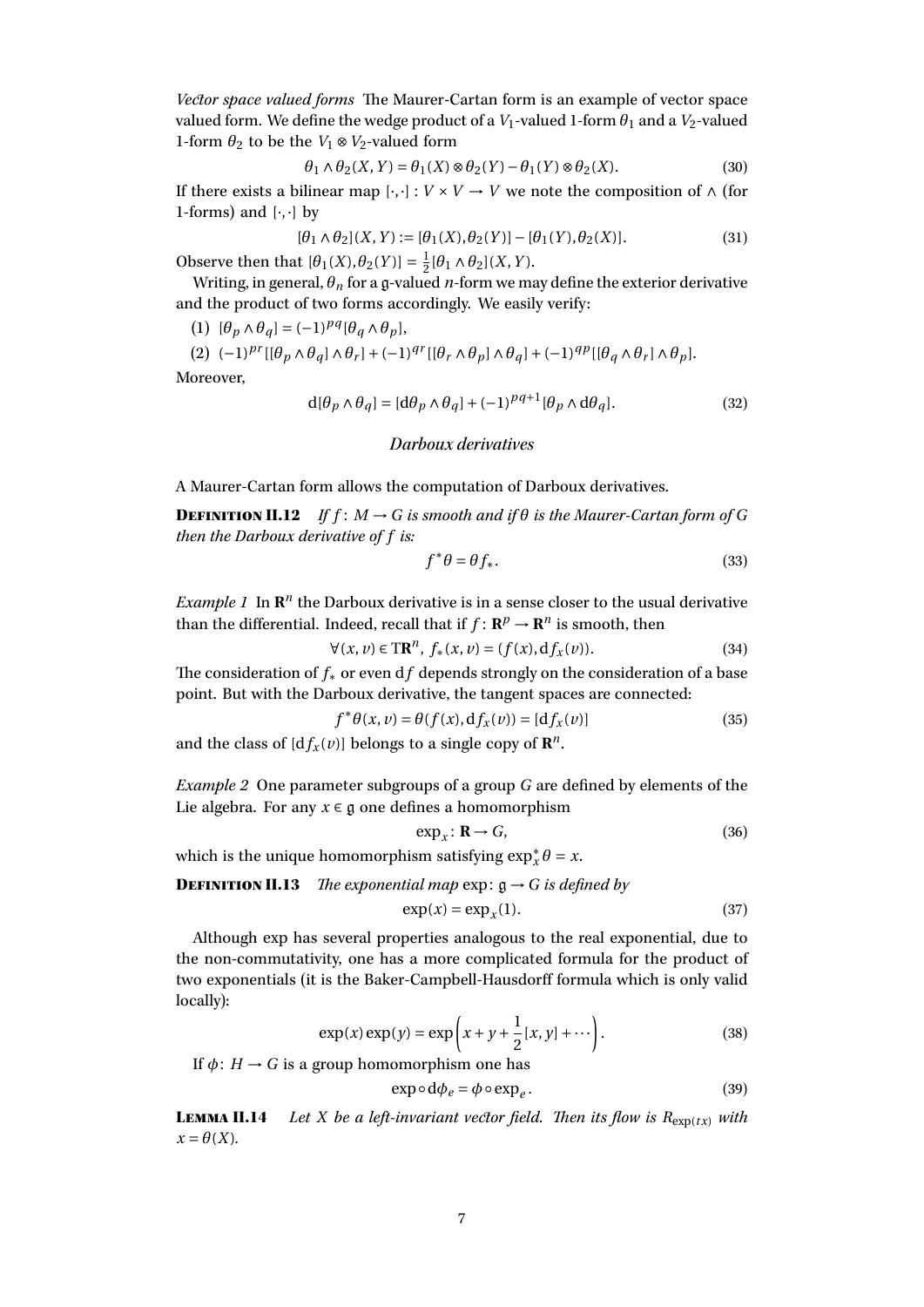*Vector space valued forms* The Maurer-Cartan form is an example of vector space valued form. We define the wedge product of a $V_1$-valued 1-form $\theta_1$ and a $V_2$-valued 1-form $\theta_2$ to be the $V_1 \otimes V_2$-valued form

$$\theta_1 \wedge \theta_2(X,Y) = \theta_1(X) \otimes \theta_2(Y) - \theta_1(Y) \otimes \theta_2(X). \tag{30}$$

If there exists a bilinear map $[\cdot,\cdot] : V \times V \to V$ we note the composition of $\wedge$ (for 1-forms) and $[\cdot,\cdot]$ by

$$[\theta_1 \wedge \theta_2](X,Y) := [\theta_1(X), \theta_2(Y)] - [\theta_1(Y), \theta_2(X)]. \tag{31}$$

Observe then that $[\theta_1(X), \theta_2(Y)] = \frac{1}{2}[\theta_1 \wedge \theta_2](X,Y)$.

Writing, in general, $\theta_n$ for a $\mathfrak{g}$-valued $n$-form we may define the exterior derivative and the product of two forms accordingly. We easily verify:

(1) $[\theta_p \wedge \theta_q] = (-1)^{pq}[\theta_q \wedge \theta_p]$,

(2) $(-1)^{pr}[[\theta_p \wedge \theta_q] \wedge \theta_r] + (-1)^{qr}[[\theta_r \wedge \theta_p] \wedge \theta_q] + (-1)^{qp}[[\theta_q \wedge \theta_r] \wedge \theta_p]$.

Moreover,

$$\mathrm{d}[\theta_p \wedge \theta_q] = [\mathrm{d}\theta_p \wedge \theta_q] + (-1)^{pq+1}[\theta_p \wedge \mathrm{d}\theta_q]. \tag{32}$$

### *Darboux derivatives*

A Maurer-Cartan form allows the computation of Darboux derivatives.

**Definition II.12** *If $f \colon M \to G$ is smooth and if $\theta$ is the Maurer-Cartan form of $G$ then the Darboux derivative of $f$ is:*

$$f^*\theta = \theta f_*. \tag{33}$$

*Example 1* In $\mathbf{R}^n$ the Darboux derivative is in a sense closer to the usual derivative than the differential. Indeed, recall that if $f \colon \mathbf{R}^p \to \mathbf{R}^n$ is smooth, then

$$\forall (x,v) \in \mathrm{T}\mathbf{R}^n,\ f_*(x,v) = (f(x), \mathrm{d}f_x(v)). \tag{34}$$

The consideration of $f_*$ or even $\mathrm{d}f$ depends strongly on the consideration of a base point. But with the Darboux derivative, the tangent spaces are connected:

$$f^*\theta(x,v) = \theta(f(x), \mathrm{d}f_x(v)) = [\mathrm{d}f_x(v)] \tag{35}$$

and the class of $[\mathrm{d}f_x(v)]$ belongs to a single copy of $\mathbf{R}^n$.

*Example 2* One parameter subgroups of a group $G$ are defined by elements of the Lie algebra. For any $x \in \mathfrak{g}$ one defines a homomorphism

$$\exp_x \colon \mathbf{R} \to G, \tag{36}$$

which is the unique homomorphism satisfying $\exp_x^*\theta = x$.

**Definition II.13** *The exponential map* $\exp \colon \mathfrak{g} \to G$ *is defined by*

$$\exp(x) = \exp_x(1). \tag{37}$$

Although exp has several properties analogous to the real exponential, due to the non-commutativity, one has a more complicated formula for the product of two exponentials (it is the Baker-Campbell-Hausdorff formula which is only valid locally):

$$\exp(x)\exp(y) = \exp\left(x + y + \frac{1}{2}[x,y] + \cdots\right). \tag{38}$$

If $\phi \colon H \to G$ is a group homomorphism one has

$$\exp \circ \mathrm{d}\phi_e = \phi \circ \exp_e. \tag{39}$$

**Lemma II.14** *Let $X$ be a left-invariant vector field. Then its flow is $R_{\exp(tx)}$ with $x = \theta(X)$.*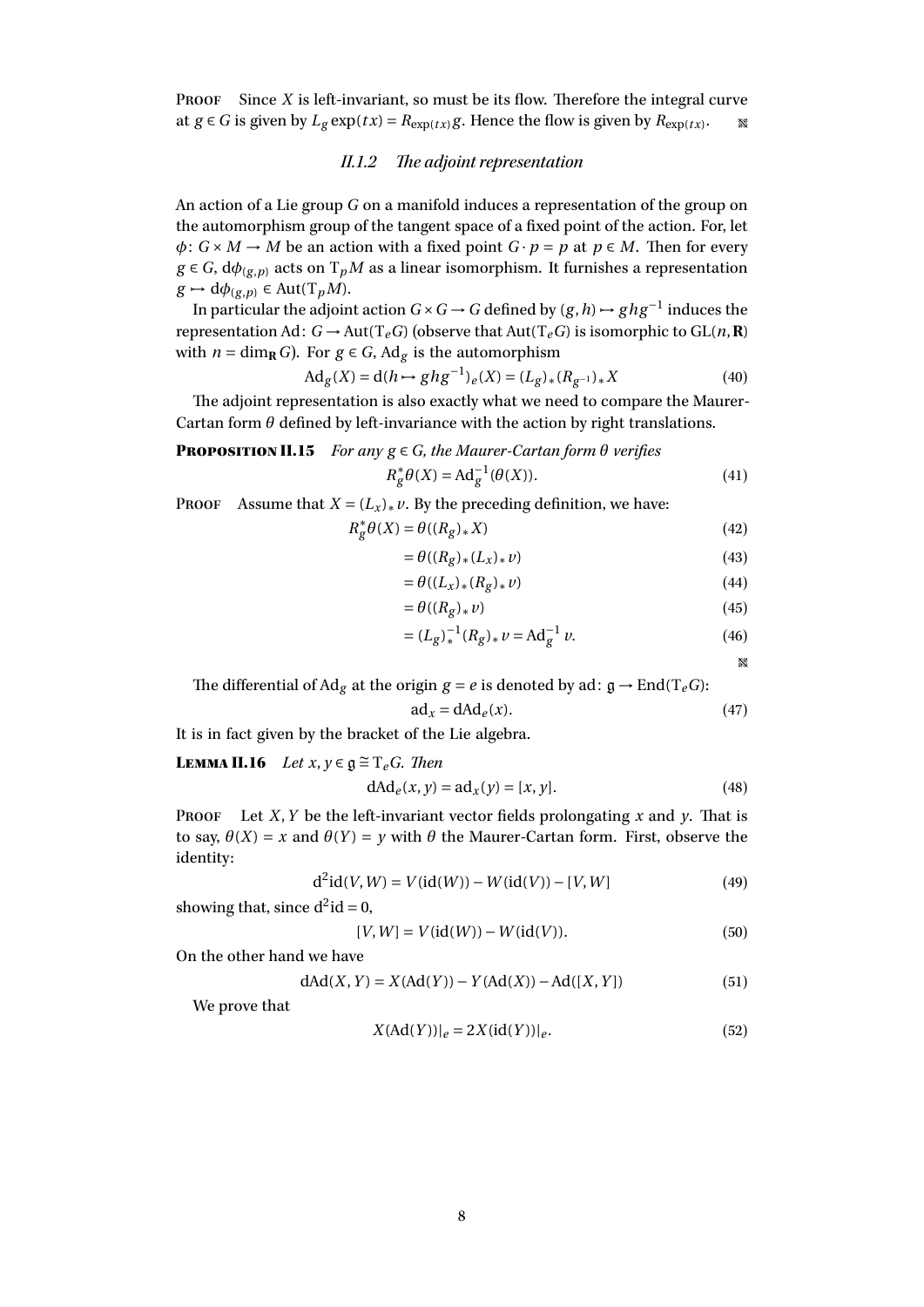**Proof** Since $X$ is left-invariant, so must be its flow. Therefore the integral curve at $g \in G$ is given by $L_g \exp(tx) = R_{\exp(tx)} g$. Hence the flow is given by $R_{\exp(tx)}$. ▧

### *II.1.2 The adjoint representation*

An action of a Lie group $G$ on a manifold induces a representation of the group on the automorphism group of the tangent space of a fixed point of the action. For, let $\phi\colon G \times M \to M$ be an action with a fixed point $G \cdot p = p$ at $p \in M$. Then for every $g \in G$, $\mathrm{d}\phi_{(g,p)}$ acts on $\mathrm{T}_p M$ as a linear isomorphism. It furnishes a representation $g \mapsto \mathrm{d}\phi_{(g,p)} \in \mathrm{Aut}(\mathrm{T}_p M)$.

In particular the adjoint action $G \times G \to G$ defined by $(g,h) \mapsto ghg^{-1}$ induces the representation $\mathrm{Ad}\colon G \to \mathrm{Aut}(\mathrm{T}_e G)$ (observe that $\mathrm{Aut}(\mathrm{T}_e G)$ is isomorphic to $\mathrm{GL}(n, \mathbf{R})$ with $n = \dim_{\mathbf{R}} G$). For $g \in G$, $\mathrm{Ad}_g$ is the automorphism

$$\mathrm{Ad}_g(X) = \mathrm{d}(h \mapsto ghg^{-1})_e(X) = (L_g)_*(R_{g^{-1}})_* X \tag{40}$$

The adjoint representation is also exactly what we need to compare the Maurer-Cartan form $\theta$ defined by left-invariance with the action by right translations.

**Proposition II.15** *For any $g \in G$, the Maurer-Cartan form $\theta$ verifies*

$$R_g^* \theta(X) = \mathrm{Ad}_g^{-1}(\theta(X)). \tag{41}$$

**Proof** Assume that $X = (L_x)_* v$. By the preceding definition, we have:

$$R_g^* \theta(X) = \theta((R_g)_* X) \tag{42}$$

$$= \theta((R_g)_*(L_x)_* v) \tag{43}$$

$$= \theta((L_x)_*(R_g)_* v) \tag{44}$$

$$= \theta((R_g)_* v) \tag{45}$$

$$= (L_g)_*^{-1}(R_g)_* v = \mathrm{Ad}_g^{-1} v. \tag{46}$$

▧

The differential of $\mathrm{Ad}_g$ at the origin $g = e$ is denoted by $\mathrm{ad}\colon \mathfrak{g} \to \mathrm{End}(\mathrm{T}_e G)$:

$$\mathrm{ad}_x = \mathrm{dAd}_e(x). \tag{47}$$

It is in fact given by the bracket of the Lie algebra.

**Lemma II.16** *Let $x, y \in \mathfrak{g} \cong \mathrm{T}_e G$. Then*

$$\mathrm{dAd}_e(x,y) = \mathrm{ad}_x(y) = [x,y]. \tag{48}$$

**Proof** Let $X, Y$ be the left-invariant vector fields prolongating $x$ and $y$. That is to say, $\theta(X) = x$ and $\theta(Y) = y$ with $\theta$ the Maurer-Cartan form. First, observe the identity:

$$\mathrm{d}^2\mathrm{id}(V,W) = V(\mathrm{id}(W)) - W(\mathrm{id}(V)) - [V,W] \tag{49}$$

showing that, since $\mathrm{d}^2\mathrm{id} = 0$,

$$[V,W] = V(\mathrm{id}(W)) - W(\mathrm{id}(V)). \tag{50}$$

On the other hand we have

$$\mathrm{dAd}(X,Y) = X(\mathrm{Ad}(Y)) - Y(\mathrm{Ad}(X)) - \mathrm{Ad}([X,Y]) \tag{51}$$

We prove that

$$X(\mathrm{Ad}(Y))|_e = 2X(\mathrm{id}(Y))|_e. \tag{52}$$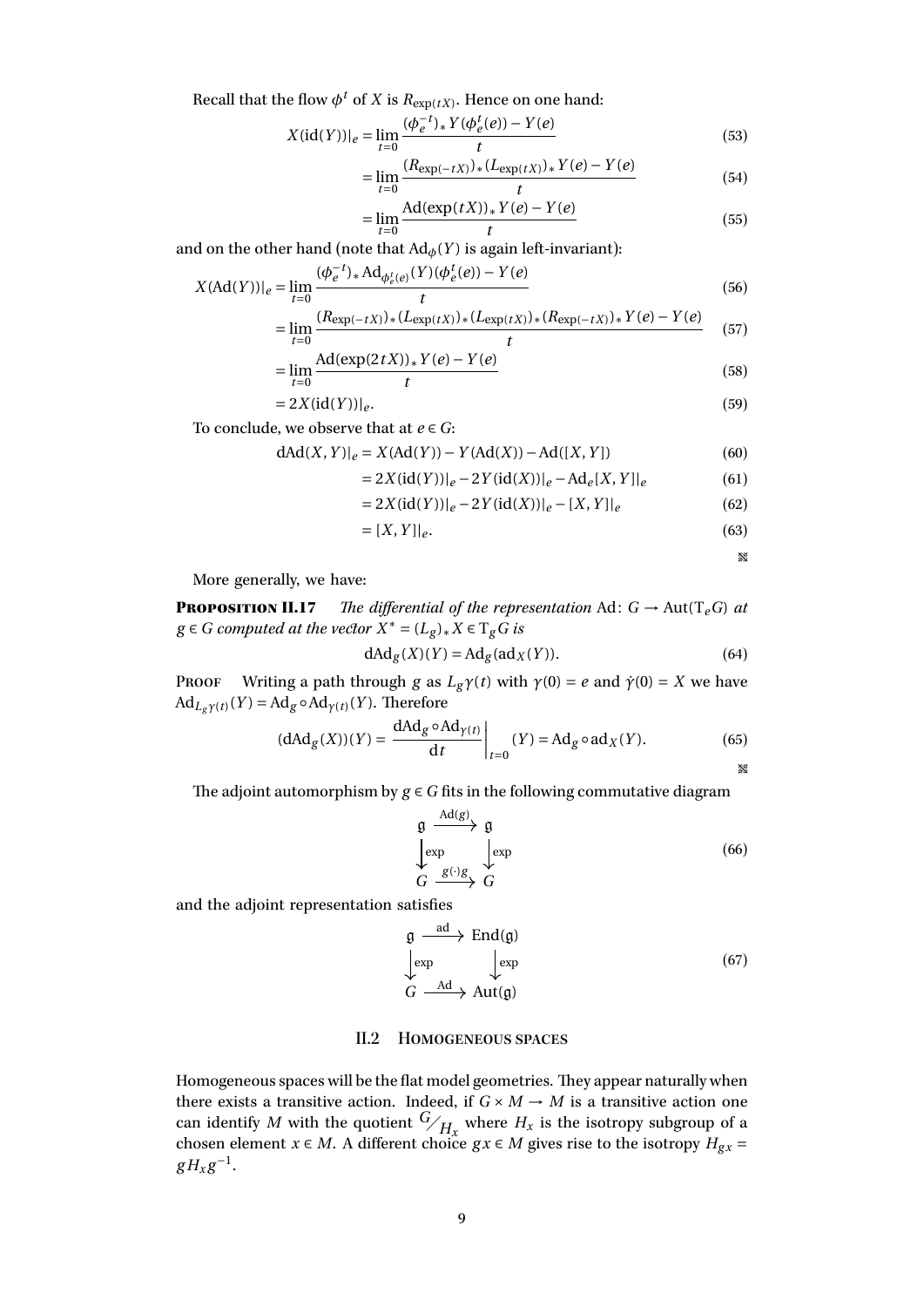Recall that the flow $\phi^t$ of $X$ is $R_{\exp(tX)}$. Hence on one hand:

$$
\begin{aligned}
X(\mathrm{id}(Y))|_e &= \lim_{t=0} \frac{(\phi_e^{-t})_* Y(\phi_e^t(e)) - Y(e)}{t} && (53)\\
&= \lim_{t=0} \frac{(R_{\exp(-tX)})_* (L_{\exp(tX)})_* Y(e) - Y(e)}{t} && (54)\\
&= \lim_{t=0} \frac{\mathrm{Ad}(\exp(tX))_* Y(e) - Y(e)}{t} && (55)
\end{aligned}
$$

and on the other hand (note that $\mathrm{Ad}_\phi(Y)$ is again left-invariant):

$$
\begin{aligned}
X(\mathrm{Ad}(Y))|_e &= \lim_{t=0} \frac{(\phi_e^{-t})_* \mathrm{Ad}_{\phi_e^t(e)}(Y)(\phi_e^t(e)) - Y(e)}{t} && (56)\\
&= \lim_{t=0} \frac{(R_{\exp(-tX)})_* (L_{\exp(tX)})_* (L_{\exp(tX)})_* (R_{\exp(-tX)})_* Y(e) - Y(e)}{t} && (57)\\
&= \lim_{t=0} \frac{\mathrm{Ad}(\exp(2tX))_* Y(e) - Y(e)}{t} && (58)\\
&= 2X(\mathrm{id}(Y))|_e. && (59)
\end{aligned}
$$

To conclude, we observe that at $e \in G$:

$$
\begin{aligned}
\mathrm{dAd}(X,Y)|_e &= X(\mathrm{Ad}(Y)) - Y(\mathrm{Ad}(X)) - \mathrm{Ad}([X,Y]) && (60)\\
&= 2X(\mathrm{id}(Y))|_e - 2Y(\mathrm{id}(X))|_e - \mathrm{Ad}_e[X,Y]|_e && (61)\\
&= 2X(\mathrm{id}(Y))|_e - 2Y(\mathrm{id}(X))|_e - [X,Y]|_e && (62)\\
&= [X,Y]|_e. && (63)
\end{aligned}
$$

More generally, we have:

**Proposition II.17** *The differential of the representation* $\mathrm{Ad}\colon G \to \mathrm{Aut}(\mathrm{T}_e G)$ *at* $g \in G$ *computed at the vector* $X^* = (L_g)_* X \in \mathrm{T}_g G$ *is*

$$
\mathrm{dAd}_g(X)(Y) = \mathrm{Ad}_g(\mathrm{ad}_X(Y)). \tag{64}
$$

**Proof** Writing a path through $g$ as $L_g\gamma(t)$ with $\gamma(0) = e$ and $\dot\gamma(0) = X$ we have $\mathrm{Ad}_{L_g\gamma(t)}(Y) = \mathrm{Ad}_g \circ \mathrm{Ad}_{\gamma(t)}(Y)$. Therefore

$$
(\mathrm{dAd}_g(X))(Y) = \left.\frac{\mathrm{dAd}_g \circ \mathrm{Ad}_{\gamma(t)}}{\mathrm{d}t}\right|_{t=0} (Y) = \mathrm{Ad}_g \circ \mathrm{ad}_X(Y). \tag{65}
$$

The adjoint automorphism by $g \in G$ fits in the following commutative diagram

$$
\begin{array}{ccc}
\mathfrak{g} & \xrightarrow{\mathrm{Ad}(g)} & \mathfrak{g}\\
\downarrow{\scriptstyle \exp} & & \downarrow{\scriptstyle \exp}\\
G & \xrightarrow{g(\cdot)g} & G
\end{array} \tag{66}
$$

and the adjoint representation satisfies

$$
\begin{array}{ccc}
\mathfrak{g} & \xrightarrow{\mathrm{ad}} & \mathrm{End}(\mathfrak{g})\\
\downarrow{\scriptstyle \exp} & & \downarrow{\scriptstyle \exp}\\
G & \xrightarrow{\mathrm{Ad}} & \mathrm{Aut}(\mathfrak{g})
\end{array} \tag{67}
$$

## II.2 Homogeneous spaces

Homogeneous spaces will be the flat model geometries. They appear naturally when there exists a transitive action. Indeed, if $G \times M \to M$ is a transitive action one can identify $M$ with the quotient ${}^{G}\!/_{H_x}$ where $H_x$ is the isotropy subgroup of a chosen element $x \in M$. A different choice $gx \in M$ gives rise to the isotropy $H_{gx} = gH_x g^{-1}$.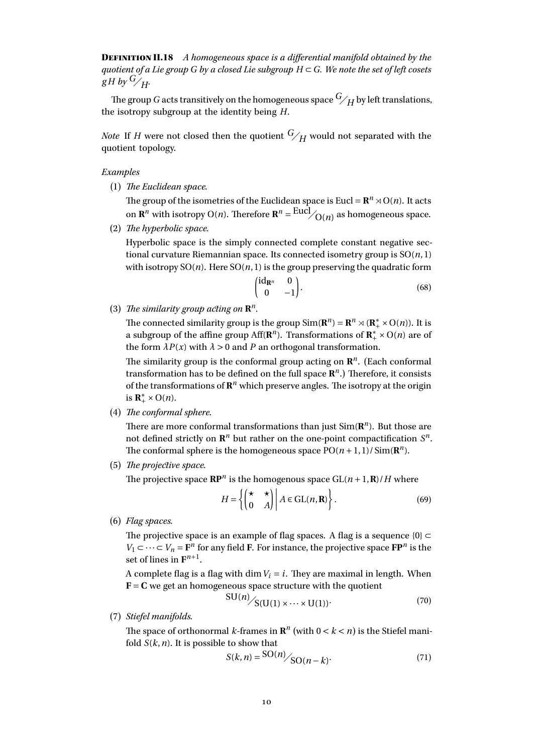**Definition II.18** *A homogeneous space is a differential manifold obtained by the quotient of a Lie group $G$ by a closed Lie subgroup $H \subset G$. We note the set of left cosets $gH$ by ${}^{G}\!/_{H}$.*

The group $G$ acts transitively on the homogeneous space ${}^{G}\!/_{H}$ by left translations, the isotropy subgroup at the identity being $H$.

*Note* If $H$ were not closed then the quotient ${}^{G}\!/_{H}$ would not separated with the quotient topology.

*Examples*

(1) *The Euclidean space.*

The group of the isometries of the Euclidean space is $\mathrm{Eucl} = \mathbf{R}^n \rtimes \mathrm{O}(n)$. It acts on $\mathbf{R}^n$ with isotropy $\mathrm{O}(n)$. Therefore $\mathbf{R}^n = {}^{\mathrm{Eucl}}\!/_{\mathrm{O}(n)}$ as homogeneous space.

(2) *The hyperbolic space.*

Hyperbolic space is the simply connected complete constant negative sectional curvature Riemannian space. Its connected isometry group is $\mathrm{SO}(n,1)$ with isotropy $\mathrm{SO}(n)$. Here $\mathrm{SO}(n,1)$ is the group preserving the quadratic form

$$\begin{pmatrix} \mathrm{id}_{\mathbf{R}^n} & 0 \\ 0 & -1 \end{pmatrix}. \tag{68}$$

(3) *The similarity group acting on $\mathbf{R}^n$.*

The connected similarity group is the group $\mathrm{Sim}(\mathbf{R}^n) = \mathbf{R}^n \rtimes (\mathbf{R}_+^* \times \mathrm{O}(n))$. It is a subgroup of the affine group $\mathrm{Aff}(\mathbf{R}^n)$. Transformations of $\mathbf{R}_+^* \times \mathrm{O}(n)$ are of the form $\lambda P(x)$ with $\lambda > 0$ and $P$ an orthogonal transformation.

The similarity group is the conformal group acting on $\mathbf{R}^n$. (Each conformal transformation has to be defined on the full space $\mathbf{R}^n$.) Therefore, it consists of the transformations of $\mathbf{R}^n$ which preserve angles. The isotropy at the origin is $\mathbf{R}_+^* \times \mathrm{O}(n)$.

(4) *The conformal sphere.*

There are more conformal transformations than just $\mathrm{Sim}(\mathbf{R}^n)$. But those are not defined strictly on $\mathbf{R}^n$ but rather on the one-point compactification $S^n$. The conformal sphere is the homogeneous space $\mathrm{PO}(n+1,1)/\mathrm{Sim}(\mathbf{R}^n)$.

(5) *The projective space.*

The projective space $\mathbf{RP}^n$ is the homogenous space $\mathrm{GL}(n+1,\mathbf{R})/H$ where

$$H = \left\{ \begin{pmatrix} \star & \star \\ 0 & A \end{pmatrix} \middle| \, A \in \mathrm{GL}(n,\mathbf{R}) \right\}. \tag{69}$$

(6) *Flag spaces.*

The projective space is an example of flag spaces. A flag is a sequence $\{0\} \subset V_1 \subset \cdots \subset V_n = \mathbf{F}^n$ for any field $\mathbf{F}$. For instance, the projective space $\mathbf{FP}^n$ is the set of lines in $\mathbf{F}^{n+1}$.

A complete flag is a flag with $\dim V_i = i$. They are maximal in length. When $\mathbf{F} = \mathbf{C}$ we get an homogeneous space structure with the quotient

$${}^{\mathrm{SU}(n)}\!/_{\mathrm{S}(\mathrm{U}(1) \times \cdots \times \mathrm{U}(1))}. \tag{70}$$

(7) *Stiefel manifolds.*

The space of orthonormal $k$-frames in $\mathbf{R}^n$ (with $0 < k < n$) is the Stiefel manifold $S(k,n)$. It is possible to show that

$$S(k,n) = {}^{\mathrm{SO}(n)}\!/_{\mathrm{SO}(n-k)}. \tag{71}$$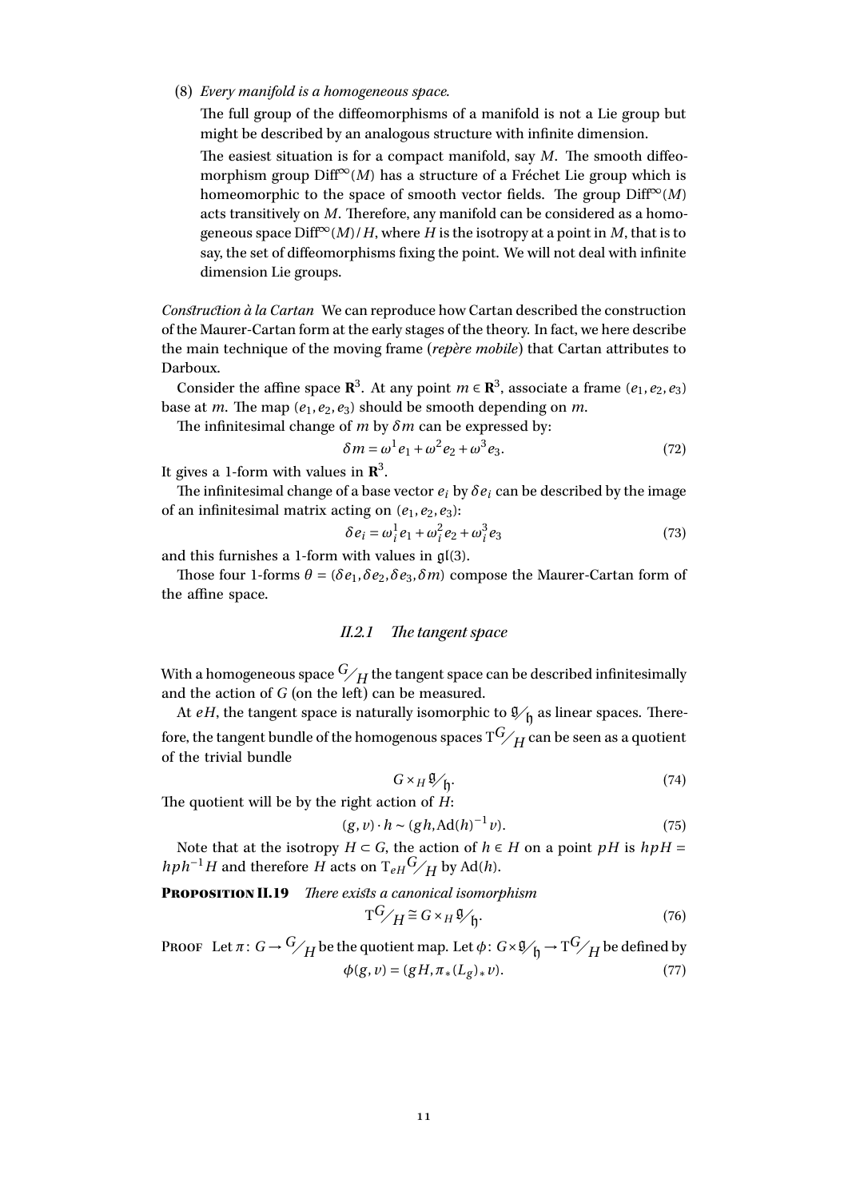(8) *Every manifold is a homogeneous space.*

The full group of the diffeomorphisms of a manifold is not a Lie group but might be described by an analogous structure with infinite dimension.

The easiest situation is for a compact manifold, say $M$. The smooth diffeomorphism group $\mathrm{Diff}^{\infty}(M)$ has a structure of a Fréchet Lie group which is homeomorphic to the space of smooth vector fields. The group $\mathrm{Diff}^{\infty}(M)$ acts transitively on $M$. Therefore, any manifold can be considered as a homogeneous space $\mathrm{Diff}^{\infty}(M)/H$, where $H$ is the isotropy at a point in $M$, that is to say, the set of diffeomorphisms fixing the point. We will not deal with infinite dimension Lie groups.

*Construction à la Cartan* We can reproduce how Cartan described the construction of the Maurer-Cartan form at the early stages of the theory. In fact, we here describe the main technique of the moving frame (*repère mobile*) that Cartan attributes to Darboux.

Consider the affine space $\mathbf{R}^3$. At any point $m \in \mathbf{R}^3$, associate a frame $(e_1, e_2, e_3)$ base at $m$. The map $(e_1, e_2, e_3)$ should be smooth depending on $m$.

The infinitesimal change of $m$ by $\delta m$ can be expressed by:

$$\delta m = \omega^1 e_1 + \omega^2 e_2 + \omega^3 e_3. \tag{72}$$

It gives a 1-form with values in $\mathbf{R}^3$.

The infinitesimal change of a base vector $e_i$ by $\delta e_i$ can be described by the image of an infinitesimal matrix acting on $(e_1, e_2, e_3)$:

$$\delta e_i = \omega_i^1 e_1 + \omega_i^2 e_2 + \omega_i^3 e_3 \tag{73}$$

and this furnishes a 1-form with values in $\mathfrak{gl}(3)$.

Those four 1-forms $\theta = (\delta e_1, \delta e_2, \delta e_3, \delta m)$ compose the Maurer-Cartan form of the affine space.

### II.2.1 The tangent space

With a homogeneous space $G/H$ the tangent space can be described infinitesimally and the action of $G$ (on the left) can be measured.

At $eH$, the tangent space is naturally isomorphic to $\mathfrak{g}/\mathfrak{h}$ as linear spaces. Therefore, the tangent bundle of the homogenous spaces $\mathrm{T}G/H$ can be seen as a quotient of the trivial bundle

$$G \times_H \mathfrak{g}/\mathfrak{h}. \tag{74}$$

The quotient will be by the right action of $H$:

$$(g, v) \cdot h \sim (gh, \mathrm{Ad}(h)^{-1} v). \tag{75}$$

Note that at the isotropy $H \subset G$, the action of $h \in H$ on a point $pH$ is $hpH = hph^{-1}H$ and therefore $H$ acts on $\mathrm{T}_{eH}G/H$ by $\mathrm{Ad}(h)$.

**Proposition II.19** *There exists a canonical isomorphism*

$$\mathrm{T}G/H \cong G \times_H \mathfrak{g}/\mathfrak{h}. \tag{76}$$

Proof Let $\pi\colon G \to G/H$ be the quotient map. Let $\phi\colon G \times \mathfrak{g}/\mathfrak{h} \to \mathrm{T}G/H$ be defined by

$$\phi(g, v) = (gH, \pi_*(L_g)_* v). \tag{77}$$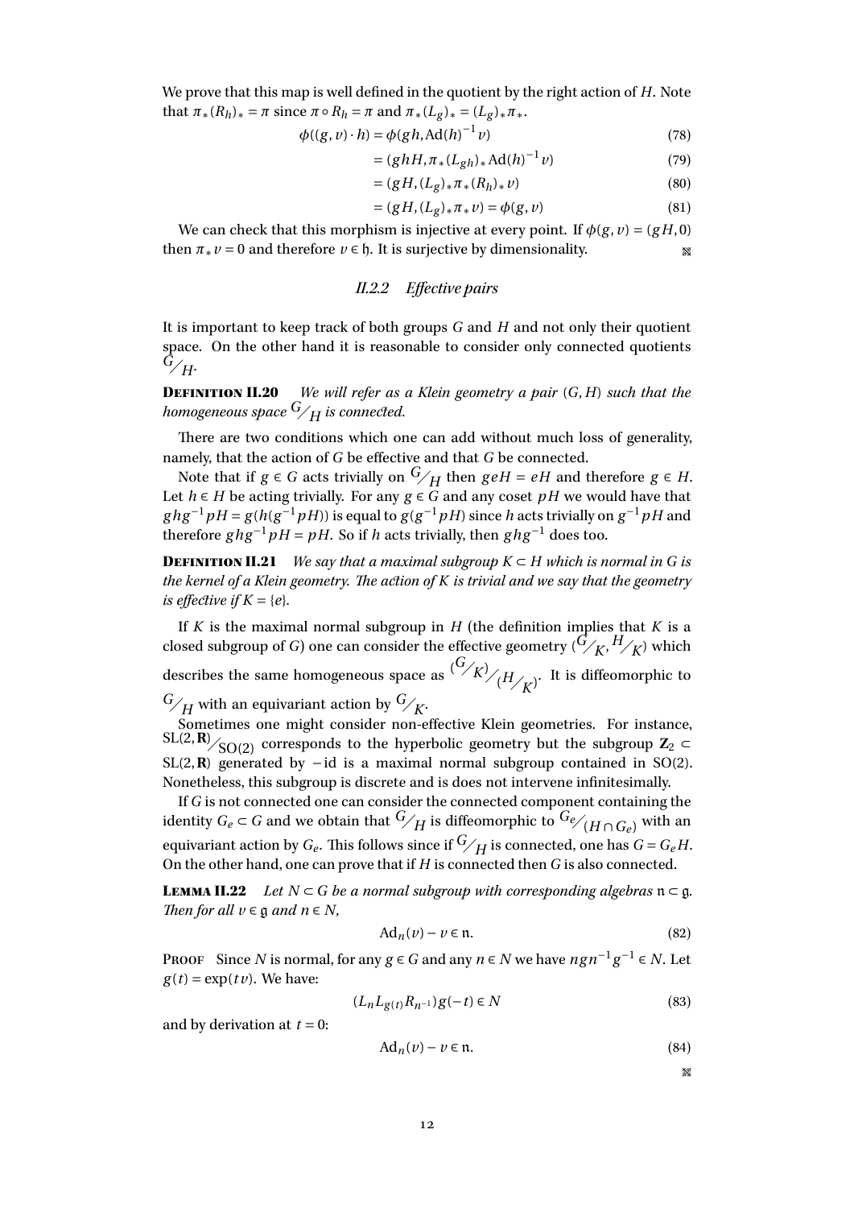We prove that this map is well defined in the quotient by the right action of $H$. Note that $\pi_*(R_h)_* = \pi$ since $\pi \circ R_h = \pi$ and $\pi_*(L_g)_* = (L_g)_*\pi_*$.

$$\phi((g,v)\cdot h) = \phi(gh, \mathrm{Ad}(h)^{-1}v) \tag{78}$$

$$= (ghH, \pi_*(L_{gh})_*\mathrm{Ad}(h)^{-1}v) \tag{79}$$

$$= (gH, (L_g)_*\pi_*(R_h)_*v) \tag{80}$$

$$= (gH, (L_g)_*\pi_*v) = \phi(g,v) \tag{81}$$

We can check that this morphism is injective at every point. If $\phi(g,v) = (gH, 0)$ then $\pi_* v = 0$ and therefore $v \in \mathfrak{h}$. It is surjective by dimensionality. ▩

### *II.2.2 Effective pairs*

It is important to keep track of both groups $G$ and $H$ and not only their quotient space. On the other hand it is reasonable to consider only connected quotients $G/H$.

**Definition II.20** *We will refer as a Klein geometry a pair $(G,H)$ such that the homogeneous space $G/H$ is connected.*

There are two conditions which one can add without much loss of generality, namely, that the action of $G$ be effective and that $G$ be connected.

Note that if $g \in G$ acts trivially on $G/H$ then $geH = eH$ and therefore $g \in H$. Let $h \in H$ be acting trivially. For any $g \in G$ and any coset $pH$ we would have that $ghg^{-1}pH = g(h(g^{-1}pH))$ is equal to $g(g^{-1}pH)$ since $h$ acts trivially on $g^{-1}pH$ and therefore $ghg^{-1}pH = pH$. So if $h$ acts trivially, then $ghg^{-1}$ does too.

**Definition II.21** *We say that a maximal subgroup $K \subset H$ which is normal in $G$ is the kernel of a Klein geometry. The action of $K$ is trivial and we say that the geometry is effective if $K = \{e\}$.*

If $K$ is the maximal normal subgroup in $H$ (the definition implies that $K$ is a closed subgroup of $G$) one can consider the effective geometry $(G/K, H/K)$ which describes the same homogeneous space as $(G/K)/(H/K)$. It is diffeomorphic to $G/H$ with an equivariant action by $G/K$.

Sometimes one might consider non-effective Klein geometries. For instance, $\mathrm{SL}(2,\mathbf{R})/\mathrm{SO}(2)$ corresponds to the hyperbolic geometry but the subgroup $\mathbf{Z}_2 \subset \mathrm{SL}(2,\mathbf{R})$ generated by $-\mathrm{id}$ is a maximal normal subgroup contained in $\mathrm{SO}(2)$. Nonetheless, this subgroup is discrete and is does not intervene infinitesimally.

If $G$ is not connected one can consider the connected component containing the identity $G_e \subset G$ and we obtain that $G/H$ is diffeomorphic to $G_e/(H \cap G_e)$ with an equivariant action by $G_e$. This follows since if $G/H$ is connected, one has $G = G_e H$. On the other hand, one can prove that if $H$ is connected then $G$ is also connected.

**Lemma II.22** *Let $N \subset G$ be a normal subgroup with corresponding algebras $\mathfrak{n} \subset \mathfrak{g}$. Then for all $v \in \mathfrak{g}$ and $n \in N$,*

$$\mathrm{Ad}_n(v) - v \in \mathfrak{n}. \tag{82}$$

Proof Since $N$ is normal, for any $g \in G$ and any $n \in N$ we have $ngn^{-1}g^{-1} \in N$. Let $g(t) = \exp(tv)$. We have:

$$(L_n L_{g(t)} R_{n^{-1}})g(-t) \in N \tag{83}$$

and by derivation at $t = 0$:

$$\mathrm{Ad}_n(v) - v \in \mathfrak{n}. \tag{84}$$

▩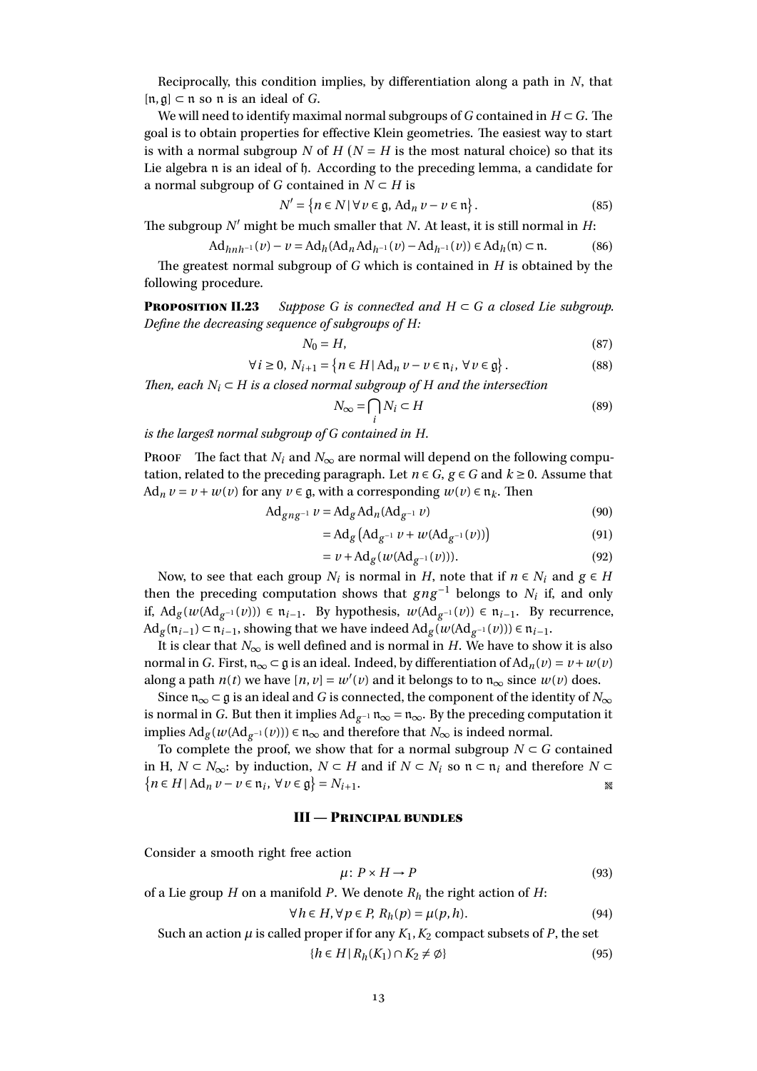Reciprocally, this condition implies, by differentiation along a path in $N$, that $[\mathfrak{n},\mathfrak{g}] \subset \mathfrak{n}$ so $\mathfrak{n}$ is an ideal of $G$.

We will need to identify maximal normal subgroups of $G$ contained in $H \subset G$. The goal is to obtain properties for effective Klein geometries. The easiest way to start is with a normal subgroup $N$ of $H$ ($N = H$ is the most natural choice) so that its Lie algebra $\mathfrak{n}$ is an ideal of $\mathfrak{h}$. According to the preceding lemma, a candidate for a normal subgroup of $G$ contained in $N \subset H$ is

$$N' = \left\{ n \in N \,|\, \forall v \in \mathfrak{g},\ \mathrm{Ad}_n v - v \in \mathfrak{n} \right\}. \tag{85}$$

The subgroup $N'$ might be much smaller that $N$. At least, it is still normal in $H$:

$$\mathrm{Ad}_{hnh^{-1}}(v) - v = \mathrm{Ad}_h(\mathrm{Ad}_n \mathrm{Ad}_{h^{-1}}(v) - \mathrm{Ad}_{h^{-1}}(v)) \in \mathrm{Ad}_h(\mathfrak{n}) \subset \mathfrak{n}. \tag{86}$$

The greatest normal subgroup of $G$ which is contained in $H$ is obtained by the following procedure.

**Proposition II.23** *Suppose $G$ is connected and $H \subset G$ a closed Lie subgroup. Define the decreasing sequence of subgroups of $H$:*

$$N_0 = H, \tag{87}$$

$$\forall i \geq 0,\ N_{i+1} = \left\{ n \in H \,|\, \mathrm{Ad}_n v - v \in \mathfrak{n}_i,\ \forall v \in \mathfrak{g} \right\}. \tag{88}$$

*Then, each $N_i \subset H$ is a closed normal subgroup of $H$ and the intersection*

$$N_\infty = \bigcap_i N_i \subset H \tag{89}$$

*is the largest normal subgroup of $G$ contained in $H$.*

**Proof** The fact that $N_i$ and $N_\infty$ are normal will depend on the following computation, related to the preceding paragraph. Let $n \in G$, $g \in G$ and $k \geq 0$. Assume that $\mathrm{Ad}_n v = v + w(v)$ for any $v \in \mathfrak{g}$, with a corresponding $w(v) \in \mathfrak{n}_k$. Then

$$\mathrm{Ad}_{gng^{-1}} v = \mathrm{Ad}_g \mathrm{Ad}_n(\mathrm{Ad}_{g^{-1}} v) \tag{90}$$

$$= \mathrm{Ad}_g \left( \mathrm{Ad}_{g^{-1}} v + w(\mathrm{Ad}_{g^{-1}}(v)) \right) \tag{91}$$

$$= v + \mathrm{Ad}_g(w(\mathrm{Ad}_{g^{-1}}(v))). \tag{92}$$

Now, to see that each group $N_i$ is normal in $H$, note that if $n \in N_i$ and $g \in H$ then the preceding computation shows that $gng^{-1}$ belongs to $N_i$ if, and only if, $\mathrm{Ad}_g(w(\mathrm{Ad}_{g^{-1}}(v))) \in \mathfrak{n}_{i-1}$. By hypothesis, $w(\mathrm{Ad}_{g^{-1}}(v)) \in \mathfrak{n}_{i-1}$. By recurrence, $\mathrm{Ad}_g(\mathfrak{n}_{i-1}) \subset \mathfrak{n}_{i-1}$, showing that we have indeed $\mathrm{Ad}_g(w(\mathrm{Ad}_{g^{-1}}(v))) \in \mathfrak{n}_{i-1}$.

It is clear that $N_\infty$ is well defined and is normal in $H$. We have to show it is also normal in $G$. First, $\mathfrak{n}_\infty \subset \mathfrak{g}$ is an ideal. Indeed, by differentiation of $\mathrm{Ad}_n(v) = v + w(v)$ along a path $n(t)$ we have $[n, v] = w'(v)$ and it belongs to to $\mathfrak{n}_\infty$ since $w(v)$ does.

Since $\mathfrak{n}_\infty \subset \mathfrak{g}$ is an ideal and $G$ is connected, the component of the identity of $N_\infty$ is normal in $G$. But then it implies $\mathrm{Ad}_{g^{-1}} \mathfrak{n}_\infty = \mathfrak{n}_\infty$. By the preceding computation it implies $\mathrm{Ad}_g(w(\mathrm{Ad}_{g^{-1}}(v))) \in \mathfrak{n}_\infty$ and therefore that $N_\infty$ is indeed normal.

To complete the proof, we show that for a normal subgroup $N \subset G$ contained in H, $N \subset N_\infty$: by induction, $N \subset H$ and if $N \subset N_i$ so $\mathfrak{n} \subset \mathfrak{n}_i$ and therefore $N \subset \left\{ n \in H \,|\, \mathrm{Ad}_n v - v \in \mathfrak{n}_i,\ \forall v \in \mathfrak{g} \right\} = N_{i+1}$. ∎

## III — Principal bundles

Consider a smooth right free action

$$\mu \colon P \times H \to P \tag{93}$$

of a Lie group $H$ on a manifold $P$. We denote $R_h$ the right action of $H$:

$$\forall h \in H, \forall p \in P,\ R_h(p) = \mu(p, h). \tag{94}$$

Such an action $\mu$ is called proper if for any $K_1, K_2$ compact subsets of $P$, the set

$$\{ h \in H \,|\, R_h(K_1) \cap K_2 \neq \emptyset \} \tag{95}$$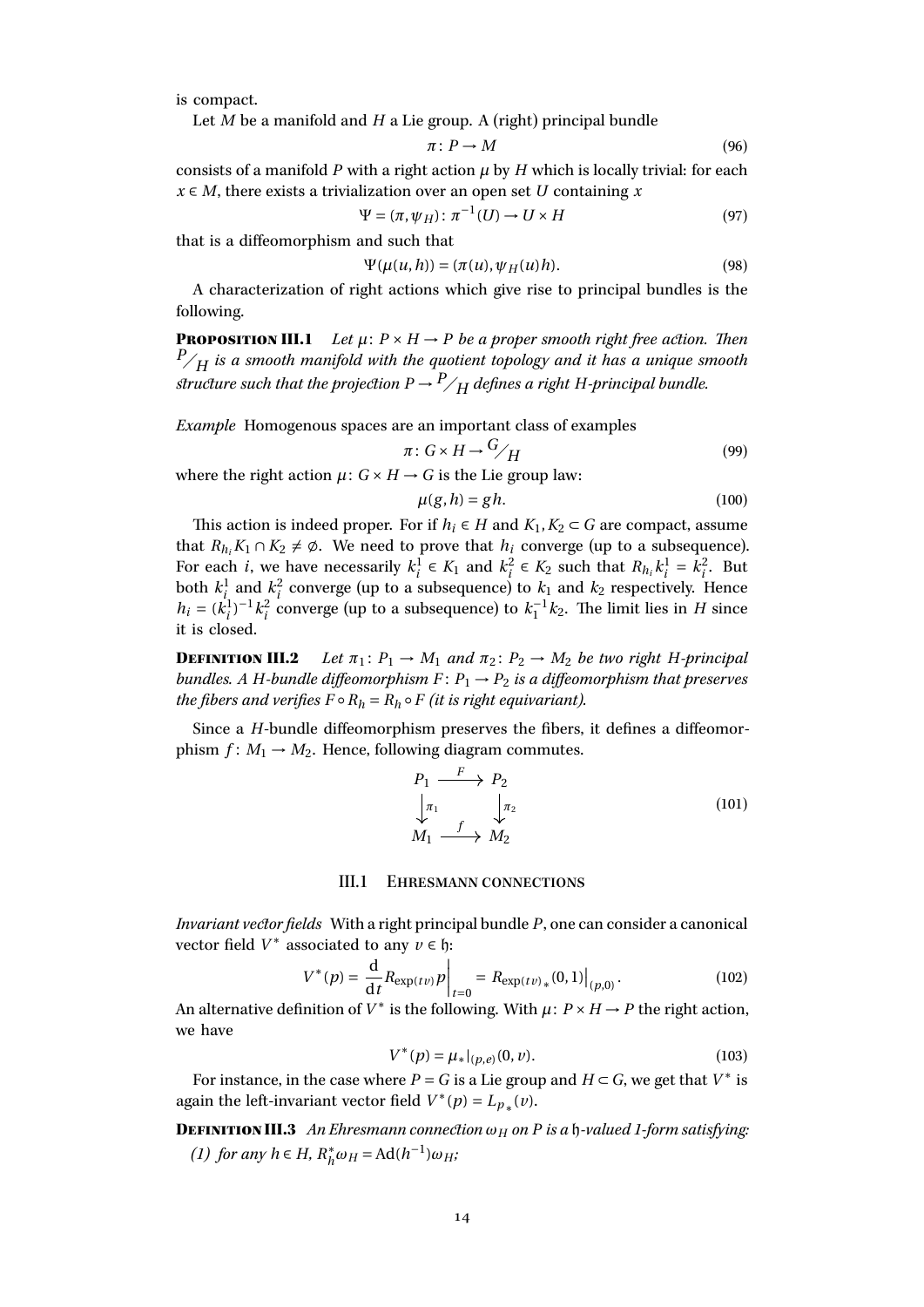is compact.

Let $M$ be a manifold and $H$ a Lie group. A (right) principal bundle

$$\pi\colon P \to M \tag{96}$$

consists of a manifold $P$ with a right action $\mu$ by $H$ which is locally trivial: for each $x \in M$, there exists a trivialization over an open set $U$ containing $x$

$$\Psi = (\pi, \psi_H)\colon \pi^{-1}(U) \to U \times H \tag{97}$$

that is a diffeomorphism and such that

$$\Psi(\mu(u,h)) = (\pi(u), \psi_H(u)h). \tag{98}$$

A characterization of right actions which give rise to principal bundles is the following.

**Proposition III.1** *Let $\mu\colon P \times H \to P$ be a proper smooth right free action. Then ${}^{P}\!\diagup_{H}$ is a smooth manifold with the quotient topology and it has a unique smooth structure such that the projection $P \to {}^{P}\!\diagup_{H}$ defines a right $H$-principal bundle.*

*Example* Homogenous spaces are an important class of examples

$$\pi\colon G \times H \to {}^{G}\!\diagup_{H} \tag{99}$$

where the right action $\mu\colon G \times H \to G$ is the Lie group law:

$$\mu(g,h) = gh. \tag{100}$$

This action is indeed proper. For if $h_i \in H$ and $K_1, K_2 \subset G$ are compact, assume that $R_{h_i}K_1 \cap K_2 \neq \emptyset$. We need to prove that $h_i$ converge (up to a subsequence). For each $i$, we have necessarily $k_i^1 \in K_1$ and $k_i^2 \in K_2$ such that $R_{h_i}k_i^1 = k_i^2$. But both $k_i^1$ and $k_i^2$ converge (up to a subsequence) to $k_1$ and $k_2$ respectively. Hence $h_i = (k_i^1)^{-1}k_i^2$ converge (up to a subsequence) to $k_1^{-1}k_2$. The limit lies in $H$ since it is closed.

**Definition III.2** *Let $\pi_1\colon P_1 \to M_1$ and $\pi_2\colon P_2 \to M_2$ be two right $H$-principal bundles. A $H$-bundle diffeomorphism $F\colon P_1 \to P_2$ is a diffeomorphism that preserves the fibers and verifies $F \circ R_h = R_h \circ F$ (it is right equivariant).*

Since a $H$-bundle diffeomorphism preserves the fibers, it defines a diffeomorphism $f\colon M_1 \to M_2$. Hence, following diagram commutes.

$$\begin{array}{ccc} P_1 & \xrightarrow{F} & P_2 \\ \downarrow{\scriptstyle \pi_1} & & \downarrow{\scriptstyle \pi_2} \\ M_1 & \xrightarrow{f} & M_2 \end{array} \tag{101}$$

## III.1 Ehresmann connections

*Invariant vector fields* With a right principal bundle $P$, one can consider a canonical vector field $V^*$ associated to any $v \in \mathfrak{h}$:

$$V^*(p) = \left.\frac{\mathrm{d}}{\mathrm{d}t} R_{\exp(tv)}p\right|_{t=0} = \left. R_{\exp(tv)}{}_*(0,1)\right|_{(p,0)}. \tag{102}$$

An alternative definition of $V^*$ is the following. With $\mu\colon P \times H \to P$ the right action, we have

$$V^*(p) = \mu_*|_{(p,e)}(0,v). \tag{103}$$

For instance, in the case where $P = G$ is a Lie group and $H \subset G$, we get that $V^*$ is again the left-invariant vector field $V^*(p) = L_{p*}(v)$.

**Definition III.3** *An Ehresmann connection $\omega_H$ on $P$ is a $\mathfrak{h}$-valued 1-form satisfying:*

*(1) for any $h \in H$, $R_h^*\omega_H = \mathrm{Ad}(h^{-1})\omega_H$;*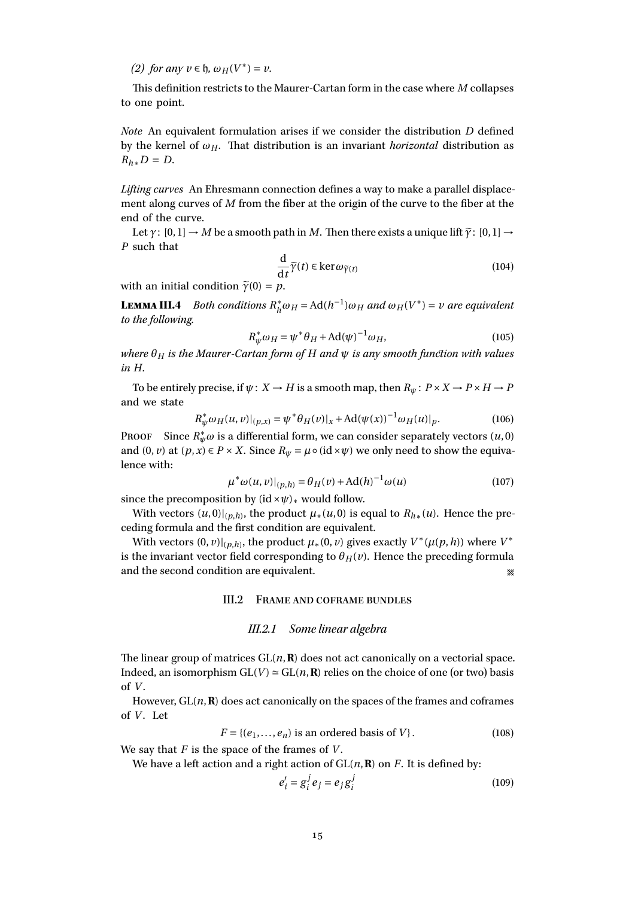*(2) for any $v \in \mathfrak{h}$, $\omega_H(V^*) = v$.*

This definition restricts to the Maurer-Cartan form in the case where $M$ collapses to one point.

*Note* An equivalent formulation arises if we consider the distribution $D$ defined by the kernel of $\omega_H$. That distribution is an invariant *horizontal* distribution as $R_{h*}D = D$.

*Lifting curves* An Ehresmann connection defines a way to make a parallel displacement along curves of $M$ from the fiber at the origin of the curve to the fiber at the end of the curve.

Let $\gamma\colon [0,1] \to M$ be a smooth path in $M$. Then there exists a unique lift $\widetilde{\gamma}\colon [0,1] \to P$ such that

$$\frac{\mathrm{d}}{\mathrm{d}t}\widetilde{\gamma}(t) \in \ker \omega_{\widetilde{\gamma}(t)} \tag{104}$$

with an initial condition $\widetilde{\gamma}(0) = p$.

**Lemma III.4** *Both conditions $R_h^*\omega_H = \mathrm{Ad}(h^{-1})\omega_H$ and $\omega_H(V^*) = v$ are equivalent to the following.*

$$R_\psi^*\omega_H = \psi^*\theta_H + \mathrm{Ad}(\psi)^{-1}\omega_H, \tag{105}$$

*where $\theta_H$ is the Maurer-Cartan form of $H$ and $\psi$ is any smooth function with values in $H$.*

To be entirely precise, if $\psi\colon X \to H$ is a smooth map, then $R_\psi\colon P \times X \to P \times H \to P$ and we state

$$R_\psi^*\omega_H(u,v)|_{(p,x)} = \psi^*\theta_H(v)|_x + \mathrm{Ad}(\psi(x))^{-1}\omega_H(u)|_p. \tag{106}$$

**Proof** Since $R_\psi^*\omega$ is a differential form, we can consider separately vectors $(u,0)$ and $(0,v)$ at $(p,x) \in P \times X$. Since $R_\psi = \mu \circ (\mathrm{id} \times \psi)$ we only need to show the equivalence with:

$$\mu^*\omega(u,v)|_{(p,h)} = \theta_H(v) + \mathrm{Ad}(h)^{-1}\omega(u) \tag{107}$$

since the precomposition by $(\mathrm{id} \times \psi)_*$ would follow.

With vectors $(u,0)|_{(p,h)}$, the product $\mu_*(u,0)$ is equal to $R_{h*}(u)$. Hence the preceding formula and the first condition are equivalent.

With vectors $(0,v)|_{(p,h)}$, the product $\mu_*(0,v)$ gives exactly $V^*(\mu(p,h))$ where $V^*$ is the invariant vector field corresponding to $\theta_H(v)$. Hence the preceding formula and the second condition are equivalent. ∎

## III.2 Frame and coframe bundles

### III.2.1 Some linear algebra

The linear group of matrices $\mathrm{GL}(n,\mathbf{R})$ does not act canonically on a vectorial space. Indeed, an isomorphism $\mathrm{GL}(V) \simeq \mathrm{GL}(n,\mathbf{R})$ relies on the choice of one (or two) basis of $V$.

However, $\mathrm{GL}(n,\mathbf{R})$ does act canonically on the spaces of the frames and coframes of $V$. Let

$$F = \{(e_1,\ldots,e_n) \text{ is an ordered basis of } V\}. \tag{108}$$

We say that $F$ is the space of the frames of $V$.

We have a left action and a right action of $\mathrm{GL}(n,\mathbf{R})$ on $F$. It is defined by:

$$e_i' = g_i^j e_j = e_j g_i^j \tag{109}$$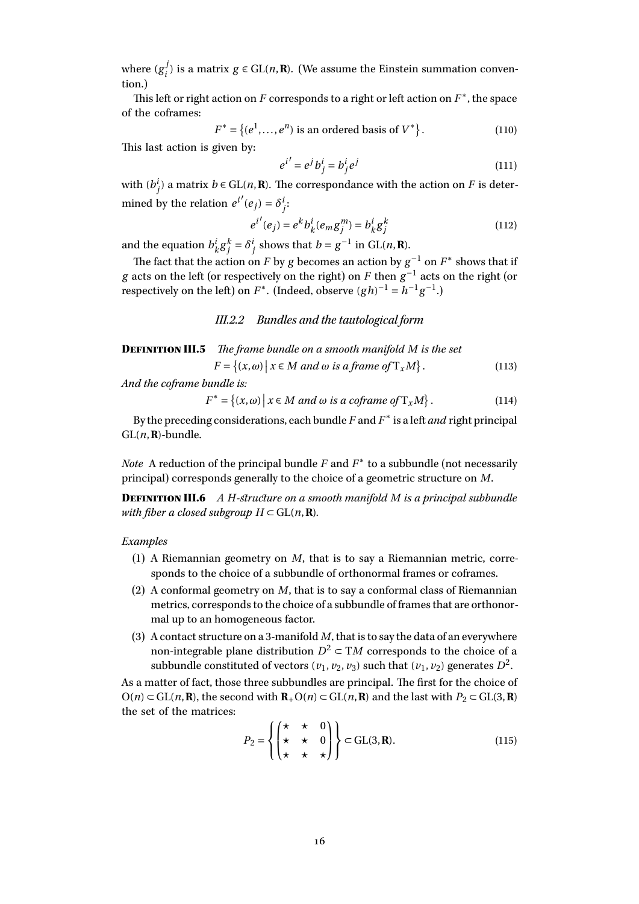where $(g_i^j)$ is a matrix $g \in \mathrm{GL}(n, \mathbf{R})$. (We assume the Einstein summation convention.)

This left or right action on $F$ corresponds to a right or left action on $F^*$, the space of the coframes:

$$F^* = \{(e^1, \ldots, e^n) \text{ is an ordered basis of } V^*\}. \tag{110}$$

This last action is given by:

$$e^{i'} = e^j b_j^i = b_j^i e^j \tag{111}$$

with $(b_j^i)$ a matrix $b \in \mathrm{GL}(n, \mathbf{R})$. The correspondance with the action on $F$ is determined by the relation $e^{i'}(e_j) = \delta_j^i$:

$$e^{i'}(e_j) = e^k b_k^i (e_m g_j^m) = b_k^i g_j^k \tag{112}$$

and the equation $b_k^i g_j^k = \delta_j^i$ shows that $b = g^{-1}$ in $\mathrm{GL}(n, \mathbf{R})$.

The fact that the action on $F$ by $g$ becomes an action by $g^{-1}$ on $F^*$ shows that if $g$ acts on the left (or respectively on the right) on $F$ then $g^{-1}$ acts on the right (or respectively on the left) on $F^*$. (Indeed, observe $(gh)^{-1} = h^{-1}g^{-1}$.)

### *III.2.2 Bundles and the tautological form*

**Definition III.5** *The frame bundle on a smooth manifold $M$ is the set*

$$F = \{(x, \omega) \mid x \in M \text{ and } \omega \text{ is a frame of } \mathrm{T}_x M\}. \tag{113}$$

*And the coframe bundle is:*

$$F^* = \{(x, \omega) \mid x \in M \text{ and } \omega \text{ is a coframe of } \mathrm{T}_x M\}. \tag{114}$$

By the preceding considerations, each bundle $F$ and $F^*$ is a left *and* right principal $\mathrm{GL}(n, \mathbf{R})$-bundle.

*Note* A reduction of the principal bundle $F$ and $F^*$ to a subbundle (not necessarily principal) corresponds generally to the choice of a geometric structure on $M$.

**Definition III.6** *A $H$-structure on a smooth manifold $M$ is a principal subbundle with fiber a closed subgroup $H \subset \mathrm{GL}(n, \mathbf{R})$.*

*Examples*

(1) A Riemannian geometry on $M$, that is to say a Riemannian metric, corresponds to the choice of a subbundle of orthonormal frames or coframes.

(2) A conformal geometry on $M$, that is to say a conformal class of Riemannian metrics, corresponds to the choice of a subbundle of frames that are orthonormal up to an homogeneous factor.

(3) A contact structure on a 3-manifold $M$, that is to say the data of an everywhere non-integrable plane distribution $D^2 \subset \mathrm{T}M$ corresponds to the choice of a subbundle constituted of vectors $(v_1, v_2, v_3)$ such that $(v_1, v_2)$ generates $D^2$.

As a matter of fact, those three subbundles are principal. The first for the choice of $\mathrm{O}(n) \subset \mathrm{GL}(n, \mathbf{R})$, the second with $\mathbf{R}_+ \mathrm{O}(n) \subset \mathrm{GL}(n, \mathbf{R})$ and the last with $P_2 \subset \mathrm{GL}(3, \mathbf{R})$ the set of the matrices:

$$P_2 = \left\{ \begin{pmatrix} \star & \star & 0 \\ \star & \star & 0 \\ \star & \star & \star \end{pmatrix} \right\} \subset \mathrm{GL}(3, \mathbf{R}). \tag{115}$$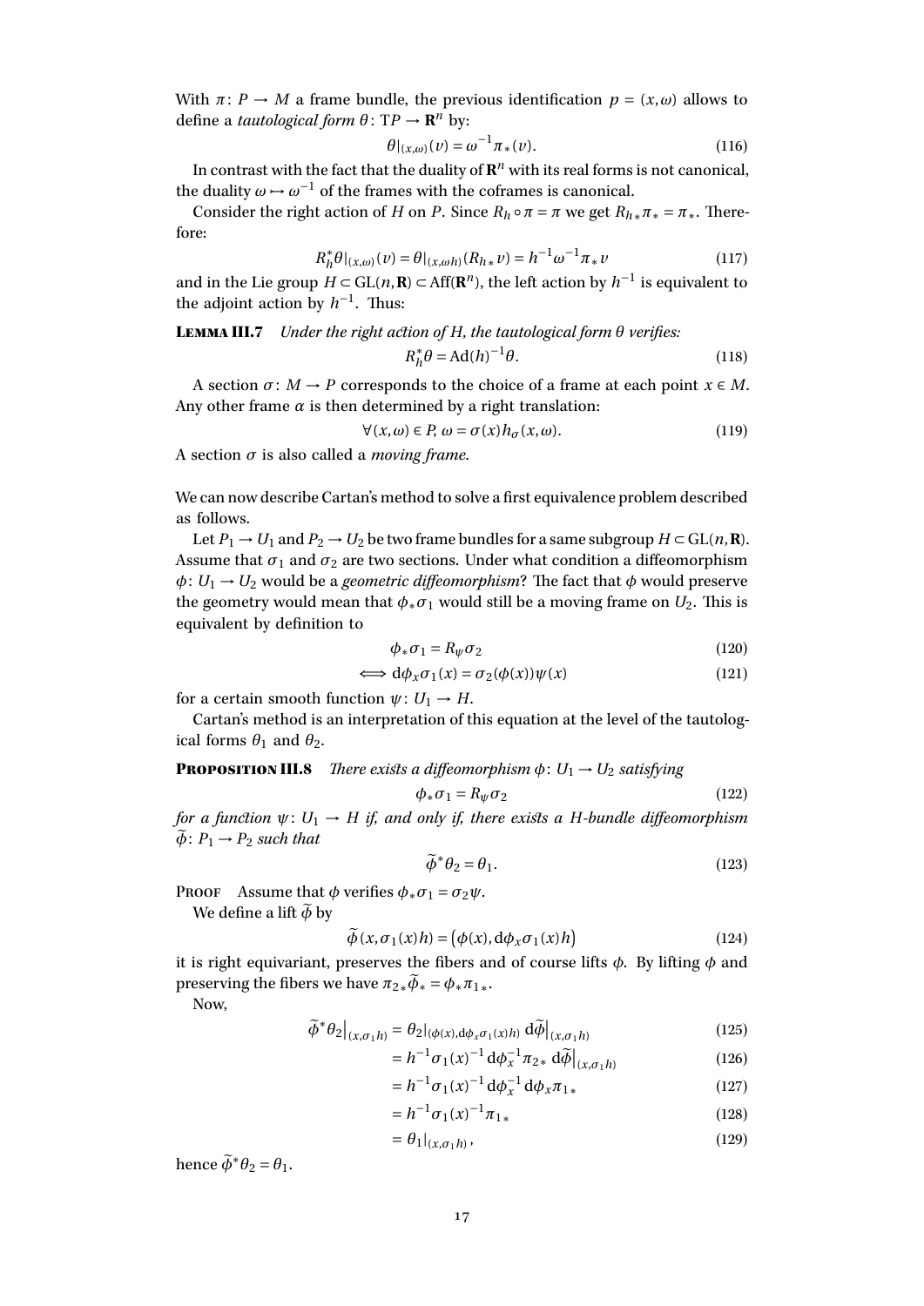With $\pi\colon P \to M$ a frame bundle, the previous identification $p = (x, \omega)$ allows to define a *tautological form* $\theta\colon \mathrm{T}P \to \mathbf{R}^n$ by:

$$\theta|_{(x,\omega)}(v) = \omega^{-1}\pi_*(v). \tag{116}$$

In contrast with the fact that the duality of $\mathbf{R}^n$ with its real forms is not canonical, the duality $\omega \mapsto \omega^{-1}$ of the frames with the coframes is canonical.

Consider the right action of $H$ on $P$. Since $R_h \circ \pi = \pi$ we get $R_{h*}\pi_* = \pi_*$. Therefore:

$$R_h^*\theta|_{(x,\omega)}(v) = \theta|_{(x,\omega h)}(R_{h*}v) = h^{-1}\omega^{-1}\pi_* v \tag{117}$$

and in the Lie group $H \subset \mathrm{GL}(n,\mathbf{R}) \subset \mathrm{Aff}(\mathbf{R}^n)$, the left action by $h^{-1}$ is equivalent to the adjoint action by $h^{-1}$. Thus:

**Lemma III.7** *Under the right action of H, the tautological form $\theta$ verifies:*

$$R_h^*\theta = \mathrm{Ad}(h)^{-1}\theta. \tag{118}$$

A section $\sigma\colon M \to P$ corresponds to the choice of a frame at each point $x \in M$. Any other frame $\alpha$ is then determined by a right translation:

$$\forall (x,\omega) \in P,\ \omega = \sigma(x)h_\sigma(x,\omega). \tag{119}$$

A section $\sigma$ is also called a *moving frame*.

We can now describe Cartan's method to solve a first equivalence problem described as follows.

Let $P_1 \to U_1$ and $P_2 \to U_2$ be two frame bundles for a same subgroup $H \subset \mathrm{GL}(n,\mathbf{R})$. Assume that $\sigma_1$ and $\sigma_2$ are two sections. Under what condition a diffeomorphism $\phi\colon U_1 \to U_2$ would be a *geometric diffeomorphism*? The fact that $\phi$ would preserve the geometry would mean that $\phi_*\sigma_1$ would still be a moving frame on $U_2$. This is equivalent by definition to

$$\phi_*\sigma_1 = R_\psi\sigma_2 \tag{120}$$

$$\iff \mathrm{d}\phi_x\sigma_1(x) = \sigma_2(\phi(x))\psi(x) \tag{121}$$

for a certain smooth function $\psi\colon U_1 \to H$.

Cartan's method is an interpretation of this equation at the level of the tautological forms $\theta_1$ and $\theta_2$.

**Proposition III.8** *There exists a diffeomorphism $\phi\colon U_1 \to U_2$ satisfying*

$$\phi_*\sigma_1 = R_\psi\sigma_2 \tag{122}$$

*for a function $\psi\colon U_1 \to H$ if, and only if, there exists a H-bundle diffeomorphism $\widetilde{\phi}\colon P_1 \to P_2$ such that*

$$\widetilde{\phi}^*\theta_2 = \theta_1. \tag{123}$$

**Proof** Assume that $\phi$ verifies $\phi_*\sigma_1 = \sigma_2\psi$.

We define a lift $\widetilde{\phi}$ by

$$\widetilde{\phi}(x, \sigma_1(x)h) = \big(\phi(x), \mathrm{d}\phi_x\sigma_1(x)h\big) \tag{124}$$

it is right equivariant, preserves the fibers and of course lifts $\phi$. By lifting $\phi$ and preserving the fibers we have $\pi_{2*}\widetilde{\phi}_* = \phi_*\pi_{1*}$.

Now,

$$\widetilde{\phi}^*\theta_2\big|_{(x,\sigma_1 h)} = \theta_2|_{(\phi(x),\mathrm{d}\phi_x\sigma_1(x)h)}\,\mathrm{d}\widetilde{\phi}\big|_{(x,\sigma_1 h)} \tag{125}$$

$$= h^{-1}\sigma_1(x)^{-1}\,\mathrm{d}\phi_x^{-1}\pi_{2*}\,\mathrm{d}\widetilde{\phi}\big|_{(x,\sigma_1 h)} \tag{126}$$

$$= h^{-1}\sigma_1(x)^{-1}\,\mathrm{d}\phi_x^{-1}\,\mathrm{d}\phi_x\pi_{1*} \tag{127}$$

$$= h^{-1}\sigma_1(x)^{-1}\pi_{1*} \tag{128}$$

$$= \theta_1|_{(x,\sigma_1 h)}, \tag{129}$$

hence $\widetilde{\phi}^*\theta_2 = \theta_1$.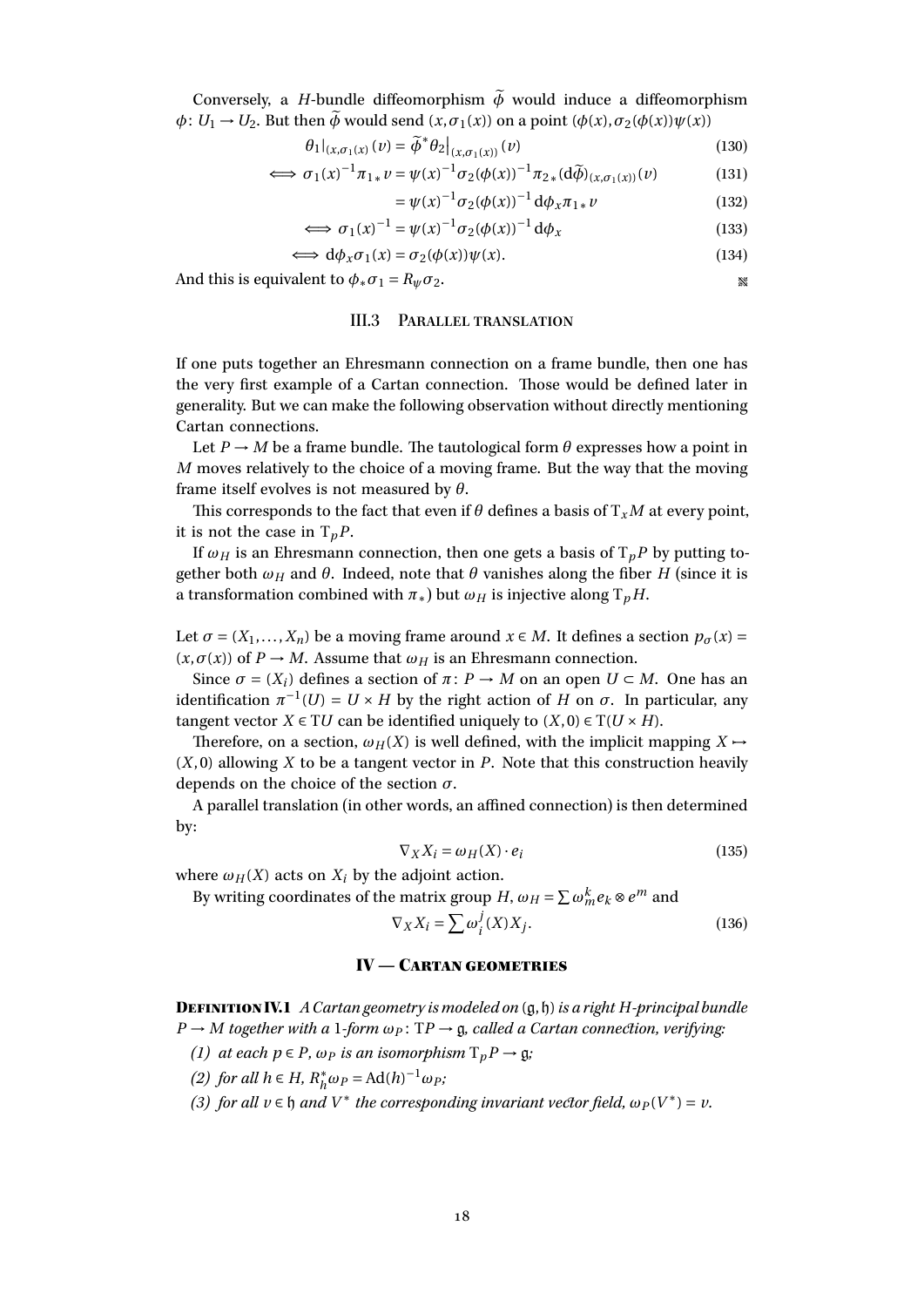Conversely, a $H$-bundle diffeomorphism $\widetilde{\phi}$ would induce a diffeomorphism $\phi\colon U_1 \to U_2$. But then $\widetilde{\phi}$ would send $(x, \sigma_1(x))$ on a point $(\phi(x), \sigma_2(\phi(x))\psi(x))$

$$\theta_1|_{(x,\sigma_1(x))}(v) = \widetilde{\phi}^* \theta_2\big|_{(x,\sigma_1(x))}(v) \tag{130}$$

$$\iff \sigma_1(x)^{-1}\pi_{1*}v = \psi(x)^{-1}\sigma_2(\phi(x))^{-1}\pi_{2*}(\mathrm{d}\widetilde{\phi})_{(x,\sigma_1(x))}(v) \tag{131}$$

$$= \psi(x)^{-1}\sigma_2(\phi(x))^{-1}\,\mathrm{d}\phi_x \pi_{1*}v \tag{132}$$

$$\iff \sigma_1(x)^{-1} = \psi(x)^{-1}\sigma_2(\phi(x))^{-1}\,\mathrm{d}\phi_x \tag{133}$$

$$\iff \mathrm{d}\phi_x \sigma_1(x) = \sigma_2(\phi(x))\psi(x). \tag{134}$$

And this is equivalent to $\phi_*\sigma_1 = R_\psi \sigma_2$.

### III.3 Parallel translation

If one puts together an Ehresmann connection on a frame bundle, then one has the very first example of a Cartan connection. Those would be defined later in generality. But we can make the following observation without directly mentioning Cartan connections.

Let $P \to M$ be a frame bundle. The tautological form $\theta$ expresses how a point in $M$ moves relatively to the choice of a moving frame. But the way that the moving frame itself evolves is not measured by $\theta$.

This corresponds to the fact that even if $\theta$ defines a basis of $\mathrm{T}_xM$ at every point, it is not the case in $\mathrm{T}_pP$.

If $\omega_H$ is an Ehresmann connection, then one gets a basis of $\mathrm{T}_pP$ by putting together both $\omega_H$ and $\theta$. Indeed, note that $\theta$ vanishes along the fiber $H$ (since it is a transformation combined with $\pi_*$) but $\omega_H$ is injective along $\mathrm{T}_pH$.

Let $\sigma = (X_1, \dots, X_n)$ be a moving frame around $x \in M$. It defines a section $p_\sigma(x) = (x, \sigma(x))$ of $P \to M$. Assume that $\omega_H$ is an Ehresmann connection.

Since $\sigma = (X_i)$ defines a section of $\pi\colon P \to M$ on an open $U \subset M$. One has an identification $\pi^{-1}(U) = U \times H$ by the right action of $H$ on $\sigma$. In particular, any tangent vector $X \in \mathrm{T}U$ can be identified uniquely to $(X, 0) \in \mathrm{T}(U \times H)$.

Therefore, on a section, $\omega_H(X)$ is well defined, with the implicit mapping $X \mapsto (X, 0)$ allowing $X$ to be a tangent vector in $P$. Note that this construction heavily depends on the choice of the section $\sigma$.

A parallel translation (in other words, an affined connection) is then determined by:

$$\nabla_X X_i = \omega_H(X) \cdot e_i \tag{135}$$

where $\omega_H(X)$ acts on $X_i$ by the adjoint action.

By writing coordinates of the matrix group $H$, $\omega_H = \sum \omega_m^k e_k \otimes e^m$ and

$$\nabla_X X_i = \sum \omega_i^j(X) X_j. \tag{136}$$

## IV — Cartan geometries

**Definition IV.1** *A Cartan geometry is modeled on $(\mathfrak{g}, \mathfrak{h})$ is a right $H$-principal bundle $P \to M$ together with a 1-form $\omega_P\colon \mathrm{T}P \to \mathfrak{g}$, called a Cartan connection, verifying:*

*(1) at each $p \in P$, $\omega_P$ is an isomorphism $\mathrm{T}_pP \to \mathfrak{g}$;*

*(2) for all $h \in H$, $R_h^*\omega_P = \mathrm{Ad}(h)^{-1}\omega_P$;*

*(3) for all $v \in \mathfrak{h}$ and $V^*$ the corresponding invariant vector field, $\omega_P(V^*) = v$.*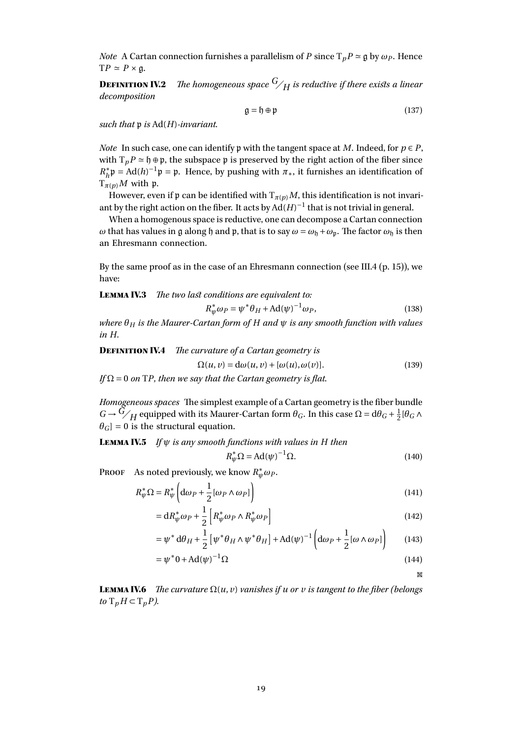*Note* A Cartan connection furnishes a parallelism of $P$ since $\mathrm{T}_pP \simeq \mathfrak{g}$ by $\omega_P$. Hence $\mathrm{T}P \simeq P \times \mathfrak{g}$.

**Definition IV.2** *The homogeneous space ${}^{G}\!/_{H}$ is reductive if there exists a linear decomposition*

$$\mathfrak{g} = \mathfrak{h} \oplus \mathfrak{p} \tag{137}$$

*such that $\mathfrak{p}$ is $\mathrm{Ad}(H)$-invariant.*

*Note* In such case, one can identify $\mathfrak{p}$ with the tangent space at $M$. Indeed, for $p \in P$, with $\mathrm{T}_pP \simeq \mathfrak{h} \oplus \mathfrak{p}$, the subspace $\mathfrak{p}$ is preserved by the right action of the fiber since $R_h^*\mathfrak{p} = \mathrm{Ad}(h)^{-1}\mathfrak{p} = \mathfrak{p}$. Hence, by pushing with $\pi_*$, it furnishes an identification of $\mathrm{T}_{\pi(p)}M$ with $\mathfrak{p}$.

However, even if $\mathfrak{p}$ can be identified with $\mathrm{T}_{\pi(p)}M$, this identification is not invariant by the right action on the fiber. It acts by $\mathrm{Ad}(H)^{-1}$ that is not trivial in general.

When a homogenous space is reductive, one can decompose a Cartan connection $\omega$ that has values in $\mathfrak{g}$ along $\mathfrak{h}$ and $\mathfrak{p}$, that is to say $\omega = \omega_{\mathfrak{h}} + \omega_{\mathfrak{p}}$. The factor $\omega_{\mathfrak{h}}$ is then an Ehresmann connection.

By the same proof as in the case of an Ehresmann connection (see III.4 (p. 15)), we have:

**Lemma IV.3** *The two last conditions are equivalent to:*

$$R_\psi^*\omega_P = \psi^*\theta_H + \mathrm{Ad}(\psi)^{-1}\omega_P, \tag{138}$$

*where $\theta_H$ is the Maurer-Cartan form of $H$ and $\psi$ is any smooth function with values in $H$.*

**Definition IV.4** *The curvature of a Cartan geometry is*

$$\Omega(u,v) = \mathrm{d}\omega(u,v) + [\omega(u),\omega(v)]. \tag{139}$$

*If $\Omega = 0$ on $\mathrm{T}P$, then we say that the Cartan geometry is flat.*

*Homogeneous spaces* The simplest example of a Cartan geometry is the fiber bundle $G \to {}^{G}\!/_{H}$ equipped with its Maurer-Cartan form $\theta_G$. In this case $\Omega = \mathrm{d}\theta_G + \frac{1}{2}[\theta_G \wedge \theta_G] = 0$ is the structural equation.

**Lemma IV.5** *If $\psi$ is any smooth functions with values in $H$ then*

$$R_\psi^*\Omega = \mathrm{Ad}(\psi)^{-1}\Omega. \tag{140}$$

Proof As noted previously, we know $R_\psi^*\omega_P$.

$$R_\psi^*\Omega = R_\psi^*\left(\mathrm{d}\omega_P + \frac{1}{2}[\omega_P \wedge \omega_P]\right) \tag{141}$$

$$= \mathrm{d}R_\psi^*\omega_P + \frac{1}{2}\left[R_\psi^*\omega_P \wedge R_\psi^*\omega_P\right] \tag{142}$$

$$= \psi^*\,\mathrm{d}\theta_H + \frac{1}{2}\left[\psi^*\theta_H \wedge \psi^*\theta_H\right] + \mathrm{Ad}(\psi)^{-1}\left(\mathrm{d}\omega_P + \frac{1}{2}[\omega \wedge \omega_P]\right) \tag{143}$$

$$= \psi^*0 + \mathrm{Ad}(\psi)^{-1}\Omega \tag{144}$$

**Lemma IV.6** *The curvature $\Omega(u,v)$ vanishes if $u$ or $v$ is tangent to the fiber (belongs to $\mathrm{T}_pH \subset \mathrm{T}_pP$).*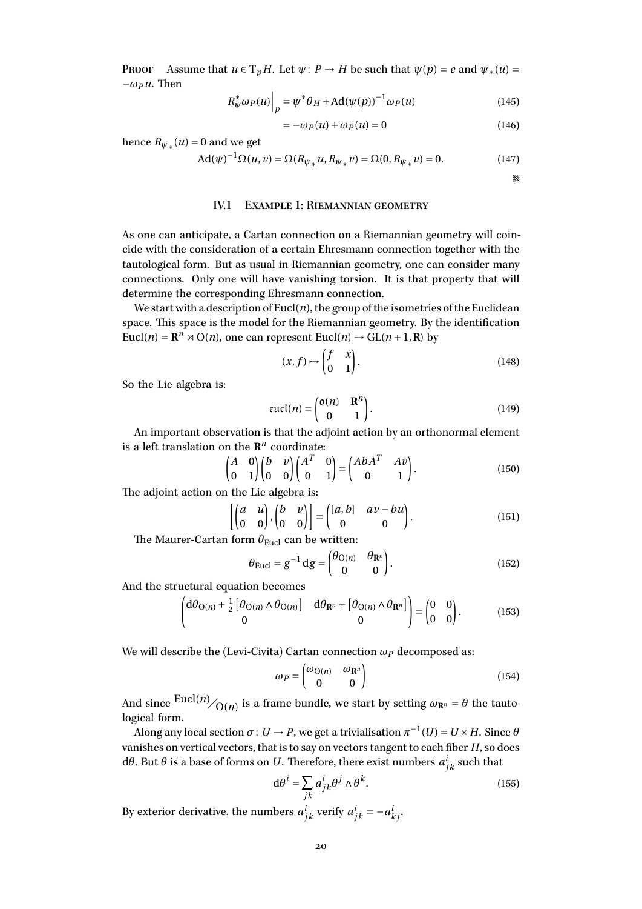**Proof** Assume that $u \in \mathrm{T}_p H$. Let $\psi\colon P \to H$ be such that $\psi(p) = e$ and $\psi_*(u) = -\omega_P u$. Then

$$R_\psi^* \omega_P(u)\Big|_p = \psi^* \theta_H + \mathrm{Ad}(\psi(p))^{-1} \omega_P(u) \tag{145}$$

$$= -\omega_P(u) + \omega_P(u) = 0 \tag{146}$$

hence $R_{\psi_*}(u) = 0$ and we get

$$\mathrm{Ad}(\psi)^{-1} \Omega(u, v) = \Omega(R_{\psi_*} u, R_{\psi_*} v) = \Omega(0, R_{\psi_*} v) = 0. \tag{147}$$

## IV.1 Example 1: Riemannian geometry

As one can anticipate, a Cartan connection on a Riemannian geometry will coincide with the consideration of a certain Ehresmann connection together with the tautological form. But as usual in Riemannian geometry, one can consider many connections. Only one will have vanishing torsion. It is that property that will determine the corresponding Ehresmann connection.

We start with a description of $\mathrm{Eucl}(n)$, the group of the isometries of the Euclidean space. This space is the model for the Riemannian geometry. By the identification $\mathrm{Eucl}(n) = \mathbf{R}^n \rtimes \mathrm{O}(n)$, one can represent $\mathrm{Eucl}(n) \to \mathrm{GL}(n+1, \mathbf{R})$ by

$$(x, f) \mapsto \begin{pmatrix} f & x \\ 0 & 1 \end{pmatrix}. \tag{148}$$

So the Lie algebra is:

$$\mathfrak{eucl}(n) = \begin{pmatrix} \mathfrak{o}(n) & \mathbf{R}^n \\ 0 & 1 \end{pmatrix}. \tag{149}$$

An important observation is that the adjoint action by an orthonormal element is a left translation on the $\mathbf{R}^n$ coordinate:

$$\begin{pmatrix} A & 0 \\ 0 & 1 \end{pmatrix} \begin{pmatrix} b & v \\ 0 & 0 \end{pmatrix} \begin{pmatrix} A^T & 0 \\ 0 & 1 \end{pmatrix} = \begin{pmatrix} AbA^T & Av \\ 0 & 1 \end{pmatrix}. \tag{150}$$

The adjoint action on the Lie algebra is:

$$\left[ \begin{pmatrix} a & u \\ 0 & 0 \end{pmatrix}, \begin{pmatrix} b & v \\ 0 & 0 \end{pmatrix} \right] = \begin{pmatrix} [a, b] & av - bu \\ 0 & 0 \end{pmatrix}. \tag{151}$$

The Maurer-Cartan form $\theta_{\mathrm{Eucl}}$ can be written:

$$\theta_{\mathrm{Eucl}} = g^{-1}\,\mathrm{d}g = \begin{pmatrix} \theta_{\mathrm{O}(n)} & \theta_{\mathbf{R}^n} \\ 0 & 0 \end{pmatrix}. \tag{152}$$

And the structural equation becomes

$$\begin{pmatrix} \mathrm{d}\theta_{\mathrm{O}(n)} + \frac{1}{2}\left[\theta_{\mathrm{O}(n)} \wedge \theta_{\mathrm{O}(n)}\right] & \mathrm{d}\theta_{\mathbf{R}^n} + \left[\theta_{\mathrm{O}(n)} \wedge \theta_{\mathbf{R}^n}\right] \\ 0 & 0 \end{pmatrix} = \begin{pmatrix} 0 & 0 \\ 0 & 0 \end{pmatrix}. \tag{153}$$

We will describe the (Levi-Civita) Cartan connection $\omega_P$ decomposed as:

$$\omega_P = \begin{pmatrix} \omega_{\mathrm{O}(n)} & \omega_{\mathbf{R}^n} \\ 0 & 0 \end{pmatrix} \tag{154}$$

And since $\mathrm{Eucl}(n)/\mathrm{O}(n)$ is a frame bundle, we start by setting $\omega_{\mathbf{R}^n} = \theta$ the tautological form.

Along any local section $\sigma\colon U \to P$, we get a trivialisation $\pi^{-1}(U) = U \times H$. Since $\theta$ vanishes on vertical vectors, that is to say on vectors tangent to each fiber $H$, so does $\mathrm{d}\theta$. But $\theta$ is a base of forms on $U$. Therefore, there exist numbers $a^i_{jk}$ such that

$$\mathrm{d}\theta^i = \sum_{jk} a^i_{jk} \theta^j \wedge \theta^k. \tag{155}$$

By exterior derivative, the numbers $a^i_{jk}$ verify $a^i_{jk} = -a^i_{kj}$.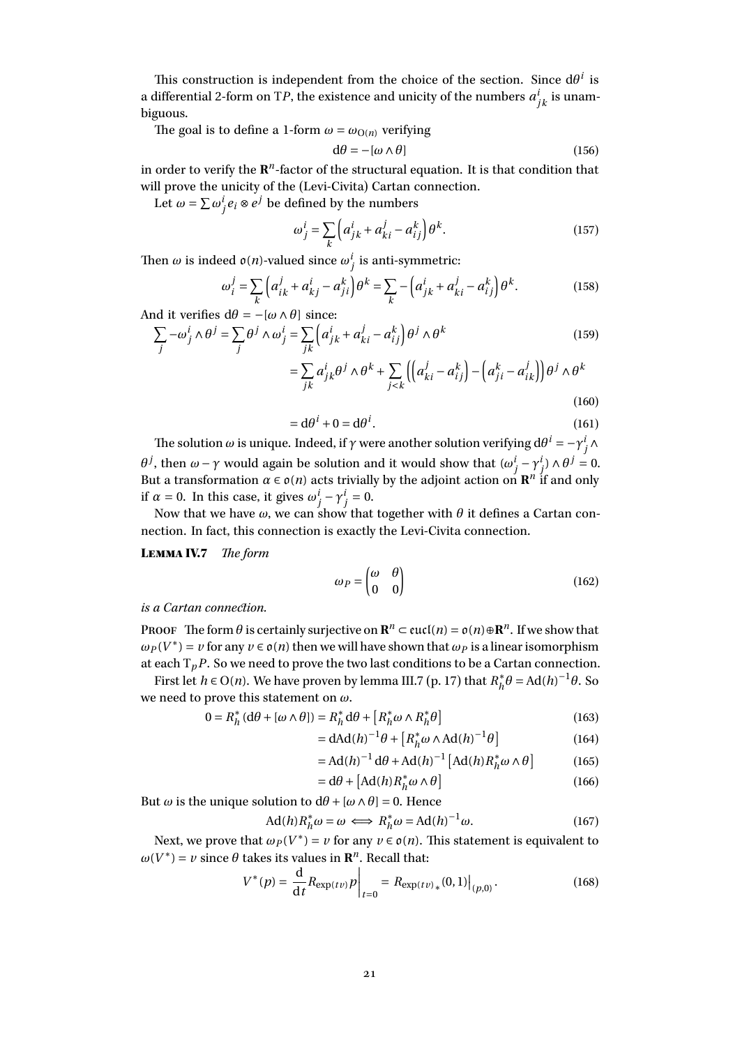This construction is independent from the choice of the section. Since $\mathrm{d}\theta^i$ is a differential 2-form on $\mathrm{T}P$, the existence and unicity of the numbers $a^i_{jk}$ is unambiguous.

The goal is to define a 1-form $\omega = \omega_{\mathrm{O}(n)}$ verifying

$$\mathrm{d}\theta = -[\omega \wedge \theta] \tag{156}$$

in order to verify the $\mathbf{R}^n$-factor of the structural equation. It is that condition that will prove the unicity of the (Levi-Civita) Cartan connection.

Let $\omega = \sum \omega^i_j e_i \otimes e^j$ be defined by the numbers

$$\omega^i_j = \sum_k \left(a^i_{jk} + a^j_{ki} - a^k_{ij}\right)\theta^k. \tag{157}$$

Then $\omega$ is indeed $\mathfrak{o}(n)$-valued since $\omega^i_j$ is anti-symmetric:

$$\omega^j_i = \sum_k \left(a^j_{ik} + a^i_{kj} - a^k_{ji}\right)\theta^k = \sum_k -\left(a^i_{jk} + a^j_{ki} - a^k_{ij}\right)\theta^k. \tag{158}$$

And it verifies $\mathrm{d}\theta = -[\omega \wedge \theta]$ since:

$$\sum_j -\omega^i_j \wedge \theta^j = \sum_j \theta^j \wedge \omega^i_j = \sum_{jk} \left(a^i_{jk} + a^j_{ki} - a^k_{ij}\right)\theta^j \wedge \theta^k \tag{159}$$

$$= \sum_{jk} a^i_{jk}\theta^j \wedge \theta^k + \sum_{j<k} \left(\left(a^j_{ki} - a^k_{ij}\right) - \left(a^k_{ji} - a^j_{ik}\right)\right)\theta^j \wedge \theta^k \tag{160}$$

$$= \mathrm{d}\theta^i + 0 = \mathrm{d}\theta^i. \tag{161}$$

The solution $\omega$ is unique. Indeed, if $\gamma$ were another solution verifying $\mathrm{d}\theta^i = -\gamma^i_j \wedge \theta^j$, then $\omega - \gamma$ would again be solution and it would show that $(\omega^i_j - \gamma^i_j) \wedge \theta^j = 0$. But a transformation $\alpha \in \mathfrak{o}(n)$ acts trivially by the adjoint action on $\mathbf{R}^n$ if and only if $\alpha = 0$. In this case, it gives $\omega^i_j - \gamma^i_j = 0$.

Now that we have $\omega$, we can show that together with $\theta$ it defines a Cartan connection. In fact, this connection is exactly the Levi-Civita connection.

**Lemma IV.7** *The form*

$$\omega_P = \begin{pmatrix} \omega & \theta \\ 0 & 0 \end{pmatrix} \tag{162}$$

*is a Cartan connection.*

Proof The form $\theta$ is certainly surjective on $\mathbf{R}^n \subset \mathfrak{eucl}(n) = \mathfrak{o}(n) \oplus \mathbf{R}^n$. If we show that $\omega_P(V^*) = v$ for any $v \in \mathfrak{o}(n)$ then we will have shown that $\omega_P$ is a linear isomorphism at each $\mathrm{T}_pP$. So we need to prove the two last conditions to be a Cartan connection.

First let $h \in \mathrm{O}(n)$. We have proven by lemma III.7 (p. 17) that $R^*_h\theta = \mathrm{Ad}(h)^{-1}\theta$. So we need to prove this statement on $\omega$.

$$0 = R^*_h(\mathrm{d}\theta + [\omega \wedge \theta]) = R^*_h \mathrm{d}\theta + \left[R^*_h\omega \wedge R^*_h\theta\right] \tag{163}$$

$$= \mathrm{d}\mathrm{Ad}(h)^{-1}\theta + \left[R^*_h\omega \wedge \mathrm{Ad}(h)^{-1}\theta\right] \tag{164}$$

$$= \mathrm{Ad}(h)^{-1}\mathrm{d}\theta + \mathrm{Ad}(h)^{-1}\left[\mathrm{Ad}(h)R^*_h\omega \wedge \theta\right] \tag{165}$$

$$= \mathrm{d}\theta + \left[\mathrm{Ad}(h)R^*_h\omega \wedge \theta\right] \tag{166}$$

But $\omega$ is the unique solution to $\mathrm{d}\theta + [\omega \wedge \theta] = 0$. Hence

$$\mathrm{Ad}(h)R^*_h\omega = \omega \iff R^*_h\omega = \mathrm{Ad}(h)^{-1}\omega. \tag{167}$$

Next, we prove that $\omega_P(V^*) = v$ for any $v \in \mathfrak{o}(n)$. This statement is equivalent to $\omega(V^*) = v$ since $\theta$ takes its values in $\mathbf{R}^n$. Recall that:

$$V^*(p) = \left.\frac{\mathrm{d}}{\mathrm{d}t}R_{\exp(tv)}p\right|_{t=0} = \left.R_{\exp(tv)_*}(0,1)\right|_{(p,0)}. \tag{168}$$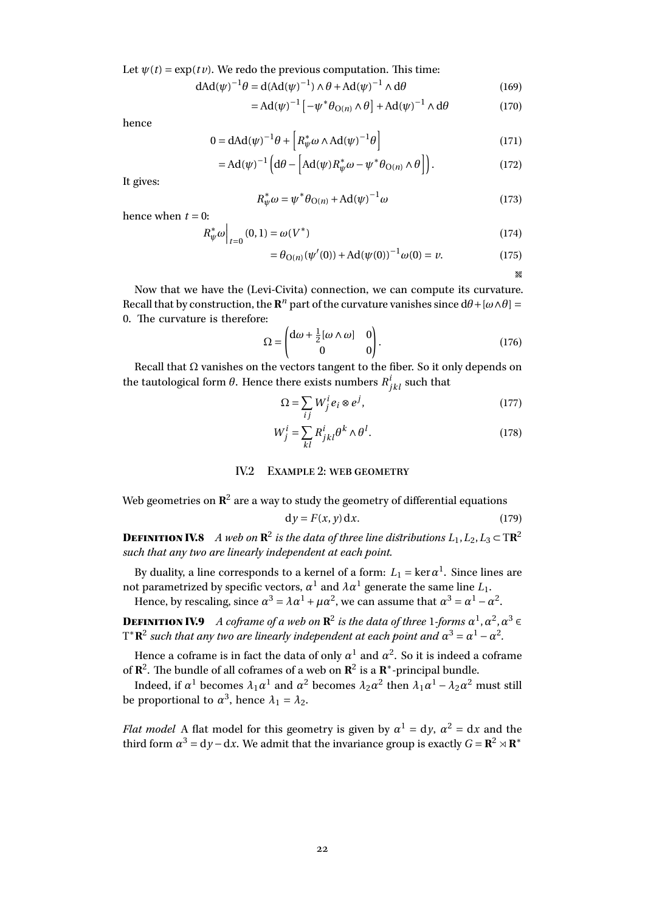Let $\psi(t) = \exp(tv)$. We redo the previous computation. This time:

$$\mathrm{dAd}(\psi)^{-1}\theta = \mathrm{d}(\mathrm{Ad}(\psi)^{-1}) \wedge \theta + \mathrm{Ad}(\psi)^{-1} \wedge \mathrm{d}\theta \tag{169}$$

$$= \mathrm{Ad}(\psi)^{-1}\left[-\psi^*\theta_{\mathrm{O}(n)} \wedge \theta\right] + \mathrm{Ad}(\psi)^{-1} \wedge \mathrm{d}\theta \tag{170}$$

hence

$$0 = \mathrm{dAd}(\psi)^{-1}\theta + \left[R_\psi^*\omega \wedge \mathrm{Ad}(\psi)^{-1}\theta\right] \tag{171}$$

$$= \mathrm{Ad}(\psi)^{-1}\left(\mathrm{d}\theta - \left[\mathrm{Ad}(\psi)R_\psi^*\omega - \psi^*\theta_{\mathrm{O}(n)} \wedge \theta\right]\right). \tag{172}$$

It gives:

$$R_\psi^*\omega = \psi^*\theta_{\mathrm{O}(n)} + \mathrm{Ad}(\psi)^{-1}\omega \tag{173}$$

hence when $t = 0$:

$$R_\psi^*\omega\Big|_{t=0}(0,1) = \omega(V^*) \tag{174}$$

$$= \theta_{\mathrm{O}(n)}(\psi'(0)) + \mathrm{Ad}(\psi(0))^{-1}\omega(0) = v. \tag{175}$$

Now that we have the (Levi-Civita) connection, we can compute its curvature. Recall that by construction, the $\mathbf{R}^n$ part of the curvature vanishes since $\mathrm{d}\theta + [\omega \wedge \theta] = 0$. The curvature is therefore:

$$\Omega = \begin{pmatrix} \mathrm{d}\omega + \frac{1}{2}[\omega \wedge \omega] & 0 \\ 0 & 0 \end{pmatrix}. \tag{176}$$

Recall that $\Omega$ vanishes on the vectors tangent to the fiber. So it only depends on the tautological form $\theta$. Hence there exists numbers $R^i_{jkl}$ such that

$$\Omega = \sum_{ij} W^i_j e_i \otimes e^j, \tag{177}$$

$$W^i_j = \sum_{kl} R^i_{jkl}\theta^k \wedge \theta^l. \tag{178}$$

## IV.2 Example 2: web geometry

Web geometries on $\mathbf{R}^2$ are a way to study the geometry of differential equations

$$\mathrm{d}y = F(x,y)\,\mathrm{d}x. \tag{179}$$

**Definition IV.8** *A web on $\mathbf{R}^2$ is the data of three line distributions $L_1, L_2, L_3 \subset \mathrm{T}\mathbf{R}^2$ such that any two are linearly independent at each point.*

By duality, a line corresponds to a kernel of a form: $L_1 = \ker \alpha^1$. Since lines are not parametrized by specific vectors, $\alpha^1$ and $\lambda\alpha^1$ generate the same line $L_1$.

Hence, by rescaling, since $\alpha^3 = \lambda\alpha^1 + \mu\alpha^2$, we can assume that $\alpha^3 = \alpha^1 - \alpha^2$.

**Definition IV.9** *A coframe of a web on $\mathbf{R}^2$ is the data of three 1-forms $\alpha^1, \alpha^2, \alpha^3 \in \mathrm{T}^*\mathbf{R}^2$ such that any two are linearly independent at each point and $\alpha^3 = \alpha^1 - \alpha^2$.*

Hence a coframe is in fact the data of only $\alpha^1$ and $\alpha^2$. So it is indeed a coframe of $\mathbf{R}^2$. The bundle of all coframes of a web on $\mathbf{R}^2$ is a $\mathbf{R}^*$-principal bundle.

Indeed, if $\alpha^1$ becomes $\lambda_1\alpha^1$ and $\alpha^2$ becomes $\lambda_2\alpha^2$ then $\lambda_1\alpha^1 - \lambda_2\alpha^2$ must still be proportional to $\alpha^3$, hence $\lambda_1 = \lambda_2$.

*Flat model* A flat model for this geometry is given by $\alpha^1 = \mathrm{d}y$, $\alpha^2 = \mathrm{d}x$ and the third form $\alpha^3 = \mathrm{d}y - \mathrm{d}x$. We admit that the invariance group is exactly $G = \mathbf{R}^2 \rtimes \mathbf{R}^*$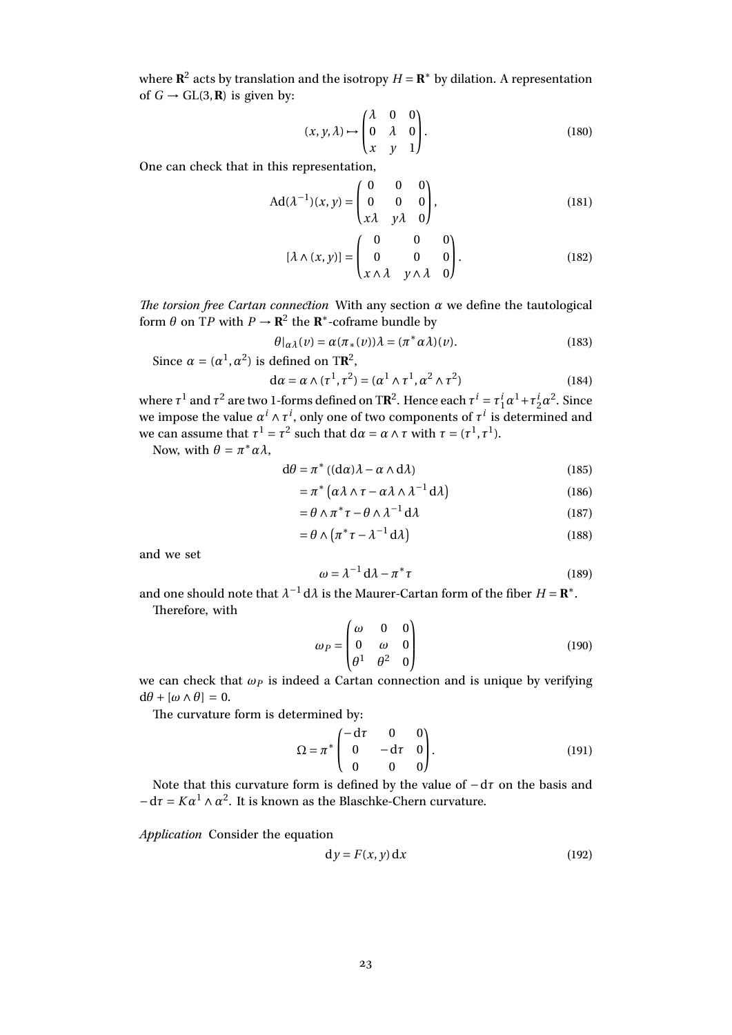where $\mathbf{R}^2$ acts by translation and the isotropy $H = \mathbf{R}^*$ by dilation. A representation of $G \to \mathrm{GL}(3, \mathbf{R})$ is given by:

$$(x, y, \lambda) \mapsto \begin{pmatrix} \lambda & 0 & 0 \\ 0 & \lambda & 0 \\ x & y & 1 \end{pmatrix}. \tag{180}$$

One can check that in this representation,

$$\mathrm{Ad}(\lambda^{-1})(x, y) = \begin{pmatrix} 0 & 0 & 0 \\ 0 & 0 & 0 \\ x\lambda & y\lambda & 0 \end{pmatrix}, \tag{181}$$

$$[\lambda \wedge (x, y)] = \begin{pmatrix} 0 & 0 & 0 \\ 0 & 0 & 0 \\ x \wedge \lambda & y \wedge \lambda & 0 \end{pmatrix}. \tag{182}$$

*The torsion free Cartan connection* With any section $\alpha$ we define the tautological form $\theta$ on $\mathrm{T}P$ with $P \to \mathbf{R}^2$ the $\mathbf{R}^*$-coframe bundle by

$$\theta|_{\alpha\lambda}(v) = \alpha(\pi_*(v))\lambda = (\pi^*\alpha\lambda)(v). \tag{183}$$

Since $\alpha = (\alpha^1, \alpha^2)$ is defined on $\mathrm{T}\mathbf{R}^2$,

$$\mathrm{d}\alpha = \alpha \wedge (\tau^1, \tau^2) = (\alpha^1 \wedge \tau^1, \alpha^2 \wedge \tau^2) \tag{184}$$

where $\tau^1$ and $\tau^2$ are two 1-forms defined on $\mathrm{T}\mathbf{R}^2$. Hence each $\tau^i = \tau^i_1 \alpha^1 + \tau^i_2 \alpha^2$. Since we impose the value $\alpha^i \wedge \tau^i$, only one of two components of $\tau^i$ is determined and we can assume that $\tau^1 = \tau^2$ such that $\mathrm{d}\alpha = \alpha \wedge \tau$ with $\tau = (\tau^1, \tau^1)$.

Now, with $\theta = \pi^*\alpha\lambda$,

$$\begin{aligned}
\mathrm{d}\theta &= \pi^*\left((\mathrm{d}\alpha)\lambda - \alpha \wedge \mathrm{d}\lambda\right) && (185)\\
&= \pi^*\left(\alpha\lambda \wedge \tau - \alpha\lambda \wedge \lambda^{-1}\mathrm{d}\lambda\right) && (186)\\
&= \theta \wedge \pi^*\tau - \theta \wedge \lambda^{-1}\mathrm{d}\lambda && (187)\\
&= \theta \wedge \left(\pi^*\tau - \lambda^{-1}\mathrm{d}\lambda\right) && (188)
\end{aligned}$$

and we set

$$\omega = \lambda^{-1}\mathrm{d}\lambda - \pi^*\tau \tag{189}$$

and one should note that $\lambda^{-1}\mathrm{d}\lambda$ is the Maurer-Cartan form of the fiber $H = \mathbf{R}^*$.

Therefore, with

$$\omega_P = \begin{pmatrix} \omega & 0 & 0 \\ 0 & \omega & 0 \\ \theta^1 & \theta^2 & 0 \end{pmatrix} \tag{190}$$

we can check that $\omega_P$ is indeed a Cartan connection and is unique by verifying $\mathrm{d}\theta + [\omega \wedge \theta] = 0$.

The curvature form is determined by:

$$\Omega = \pi^* \begin{pmatrix} -\mathrm{d}\tau & 0 & 0 \\ 0 & -\mathrm{d}\tau & 0 \\ 0 & 0 & 0 \end{pmatrix}. \tag{191}$$

Note that this curvature form is defined by the value of $-\mathrm{d}\tau$ on the basis and $-\mathrm{d}\tau = K\alpha^1 \wedge \alpha^2$. It is known as the Blaschke-Chern curvature.

*Application* Consider the equation

$$\mathrm{d}y = F(x, y)\,\mathrm{d}x \tag{192}$$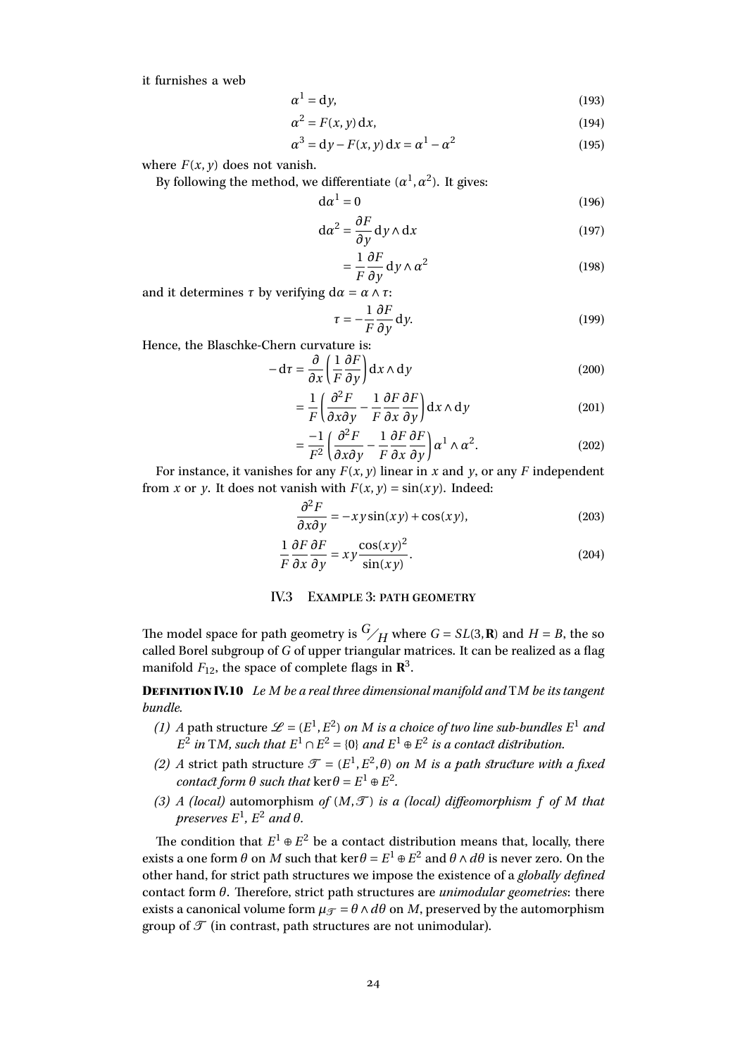it furnishes a web

$$\alpha^1 = \mathrm{d}y, \tag{193}$$

$$\alpha^2 = F(x,y)\,\mathrm{d}x, \tag{194}$$

$$\alpha^3 = \mathrm{d}y - F(x,y)\,\mathrm{d}x = \alpha^1 - \alpha^2 \tag{195}$$

where $F(x,y)$ does not vanish.

By following the method, we differentiate $(\alpha^1, \alpha^2)$. It gives:

$$\mathrm{d}\alpha^1 = 0 \tag{196}$$

$$\mathrm{d}\alpha^2 = \frac{\partial F}{\partial y}\,\mathrm{d}y \wedge \mathrm{d}x \tag{197}$$

$$= \frac{1}{F}\frac{\partial F}{\partial y}\,\mathrm{d}y \wedge \alpha^2 \tag{198}$$

and it determines $\tau$ by verifying $\mathrm{d}\alpha = \alpha \wedge \tau$:

$$\tau = -\frac{1}{F}\frac{\partial F}{\partial y}\,\mathrm{d}y. \tag{199}$$

Hence, the Blaschke-Chern curvature is:

$$-\mathrm{d}\tau = \frac{\partial}{\partial x}\left(\frac{1}{F}\frac{\partial F}{\partial y}\right)\mathrm{d}x \wedge \mathrm{d}y \tag{200}$$

$$= \frac{1}{F}\left(\frac{\partial^2 F}{\partial x \partial y} - \frac{1}{F}\frac{\partial F}{\partial x}\frac{\partial F}{\partial y}\right)\mathrm{d}x \wedge \mathrm{d}y \tag{201}$$

$$= \frac{-1}{F^2}\left(\frac{\partial^2 F}{\partial x \partial y} - \frac{1}{F}\frac{\partial F}{\partial x}\frac{\partial F}{\partial y}\right)\alpha^1 \wedge \alpha^2. \tag{202}$$

For instance, it vanishes for any $F(x,y)$ linear in $x$ and $y$, or any $F$ independent from $x$ or $y$. It does not vanish with $F(x,y) = \sin(xy)$. Indeed:

$$\frac{\partial^2 F}{\partial x \partial y} = -xy\sin(xy) + \cos(xy), \tag{203}$$

$$\frac{1}{F}\frac{\partial F}{\partial x}\frac{\partial F}{\partial y} = xy\frac{\cos(xy)^2}{\sin(xy)}. \tag{204}$$

### IV.3 Example 3: path geometry

The model space for path geometry is ${}^{G}\!/_{H}$ where $G = SL(3,\mathbf{R})$ and $H = B$, the so called Borel subgroup of $G$ of upper triangular matrices. It can be realized as a flag manifold $F_{12}$, the space of complete flags in $\mathbf{R}^3$.

**Definition IV.10** *Le $M$ be a real three dimensional manifold and* $\mathrm{T}M$ *be its tangent bundle.*

*(1) A* path structure $\mathscr{L} = (E^1, E^2)$ *on $M$ is a choice of two line sub-bundles $E^1$ and $E^2$ in $\mathrm{T}M$, such that $E^1 \cap E^2 = \{0\}$ and $E^1 \oplus E^2$ is a contact distribution.*

*(2) A* strict path structure $\mathscr{T} = (E^1, E^2, \theta)$ *on $M$ is a path structure with a fixed contact form $\theta$ such that $\ker\theta = E^1 \oplus E^2$.*

*(3) A (local)* automorphism *of $(M, \mathscr{T})$ is a (local) diffeomorphism $f$ of $M$ that preserves $E^1$, $E^2$ and $\theta$.*

The condition that $E^1 \oplus E^2$ be a contact distribution means that, locally, there exists a one form $\theta$ on $M$ such that $\ker\theta = E^1 \oplus E^2$ and $\theta \wedge d\theta$ is never zero. On the other hand, for strict path structures we impose the existence of a *globally defined* contact form $\theta$. Therefore, strict path structures are *unimodular geometries*: there exists a canonical volume form $\mu_{\mathscr{T}} = \theta \wedge d\theta$ on $M$, preserved by the automorphism group of $\mathscr{T}$ (in contrast, path structures are not unimodular).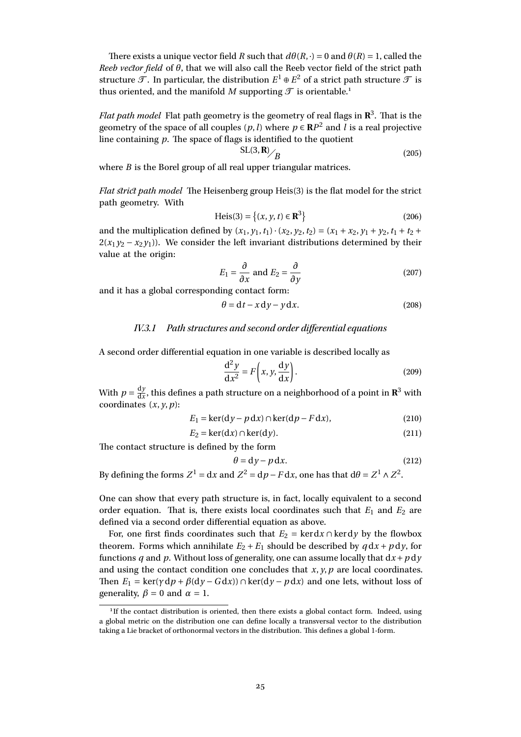There exists a unique vector field $R$ such that $d\theta(R,\cdot) = 0$ and $\theta(R) = 1$, called the *Reeb vector field* of $\theta$, that we will also call the Reeb vector field of the strict path structure $\mathcal{T}$. In particular, the distribution $E^1 \oplus E^2$ of a strict path structure $\mathcal{T}$ is thus oriented, and the manifold $M$ supporting $\mathcal{T}$ is orientable.[1]

*Flat path model* Flat path geometry is the geometry of real flags in $\mathbf{R}^3$. That is the geometry of the space of all couples $(p,l)$ where $p \in \mathbf{R}P^2$ and $l$ is a real projective line containing $p$. The space of flags is identified to the quotient

$$\mathrm{SL}(3,\mathbf{R})\big/_{B} \tag{205}$$

where $B$ is the Borel group of all real upper triangular matrices.

*Flat strict path model* The Heisenberg group Heis(3) is the flat model for the strict path geometry. With

$$\mathrm{Heis}(3) = \left\{(x,y,t) \in \mathbf{R}^3\right\} \tag{206}$$

and the multiplication defined by $(x_1,y_1,t_1)\cdot(x_2,y_2,t_2) = (x_1+x_2, y_1+y_2, t_1+t_2+2(x_1y_2-x_2y_1))$. We consider the left invariant distributions determined by their value at the origin:

$$E_1 = \frac{\partial}{\partial x} \text{ and } E_2 = \frac{\partial}{\partial y} \tag{207}$$

and it has a global corresponding contact form:

$$\theta = \mathrm{d}t - x\,\mathrm{d}y - y\,\mathrm{d}x. \tag{208}$$

### IV.3.1 Path structures and second order differential equations

A second order differential equation in one variable is described locally as

$$\frac{\mathrm{d}^2y}{\mathrm{d}x^2} = F\left(x, y, \frac{\mathrm{d}y}{\mathrm{d}x}\right). \tag{209}$$

With $p = \frac{\mathrm{d}y}{\mathrm{d}x}$, this defines a path structure on a neighborhood of a point in $\mathbf{R}^3$ with coordinates $(x,y,p)$:

$$E_1 = \ker(\mathrm{d}y - p\,\mathrm{d}x) \cap \ker(\mathrm{d}p - F\,\mathrm{d}x), \tag{210}$$

$$E_2 = \ker(\mathrm{d}x) \cap \ker(\mathrm{d}y). \tag{211}$$

The contact structure is defined by the form

$$\theta = \mathrm{d}y - p\,\mathrm{d}x. \tag{212}$$

By defining the forms $Z^1 = \mathrm{d}x$ and $Z^2 = \mathrm{d}p - F\,\mathrm{d}x$, one has that $\mathrm{d}\theta = Z^1 \wedge Z^2$.

One can show that every path structure is, in fact, locally equivalent to a second order equation. That is, there exists local coordinates such that $E_1$ and $E_2$ are defined via a second order differential equation as above.

For, one first finds coordinates such that $E_2 = \ker \mathrm{d}x \cap \ker \mathrm{d}y$ by the flowbox theorem. Forms which annihilate $E_2 + E_1$ should be described by $q\,\mathrm{d}x + p\,\mathrm{d}y$, for functions $q$ and $p$. Without loss of generality, one can assume locally that $\mathrm{d}x + p\,\mathrm{d}y$ and using the contact condition one concludes that $x, y, p$ are local coordinates. Then $E_1 = \ker(\gamma\,\mathrm{d}p + \beta(\mathrm{d}y - G\,\mathrm{d}x)) \cap \ker(\mathrm{d}y - p\,\mathrm{d}x)$ and one lets, without loss of generality, $\beta = 0$ and $\alpha = 1$.

[1] If the contact distribution is oriented, then there exists a global contact form. Indeed, using a global metric on the distribution one can define locally a transversal vector to the distribution taking a Lie bracket of orthonormal vectors in the distribution. This defines a global 1-form.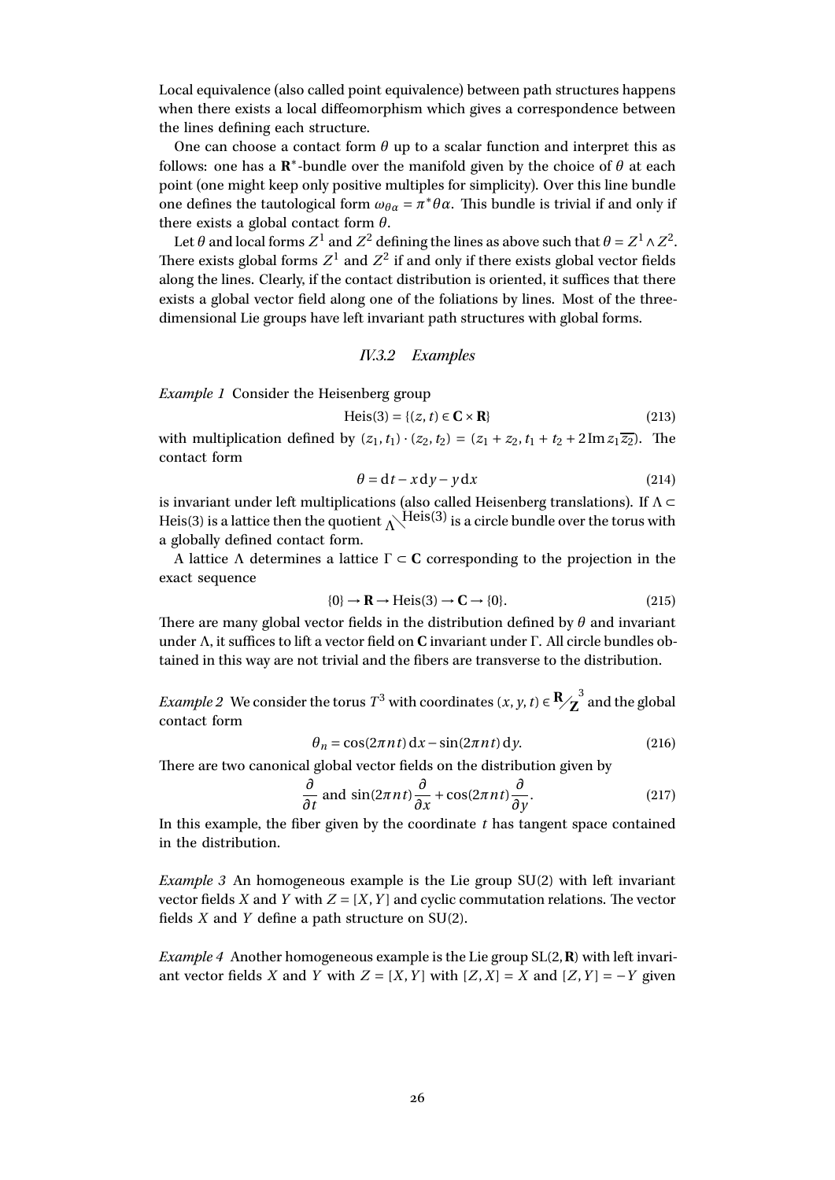Local equivalence (also called point equivalence) between path structures happens when there exists a local diffeomorphism which gives a correspondence between the lines defining each structure.

One can choose a contact form $\theta$ up to a scalar function and interpret this as follows: one has a $\mathbf{R}^*$-bundle over the manifold given by the choice of $\theta$ at each point (one might keep only positive multiples for simplicity). Over this line bundle one defines the tautological form $\omega_{\theta\alpha} = \pi^*\theta\alpha$. This bundle is trivial if and only if there exists a global contact form $\theta$.

Let $\theta$ and local forms $Z^1$ and $Z^2$ defining the lines as above such that $\theta = Z^1 \wedge Z^2$. There exists global forms $Z^1$ and $Z^2$ if and only if there exists global vector fields along the lines. Clearly, if the contact distribution is oriented, it suffices that there exists a global vector field along one of the foliations by lines. Most of the three-dimensional Lie groups have left invariant path structures with global forms.

### IV.3.2 Examples

*Example 1* Consider the Heisenberg group

$$\mathrm{Heis}(3) = \{(z,t) \in \mathbf{C} \times \mathbf{R}\} \tag{213}$$

with multiplication defined by $(z_1, t_1) \cdot (z_2, t_2) = (z_1 + z_2, t_1 + t_2 + 2\,\mathrm{Im}\, z_1\overline{z_2})$. The contact form

$$\theta = \mathrm{d}t - x\,\mathrm{d}y - y\,\mathrm{d}x \tag{214}$$

is invariant under left multiplications (also called Heisenberg translations). If $\Lambda \subset \mathrm{Heis}(3)$ is a lattice then the quotient $\Lambda \backslash \mathrm{Heis}(3)$ is a circle bundle over the torus with a globally defined contact form.

A lattice $\Lambda$ determines a lattice $\Gamma \subset \mathbf{C}$ corresponding to the projection in the exact sequence

$$\{0\} \to \mathbf{R} \to \mathrm{Heis}(3) \to \mathbf{C} \to \{0\}. \tag{215}$$

There are many global vector fields in the distribution defined by $\theta$ and invariant under $\Lambda$, it suffices to lift a vector field on $\mathbf{C}$ invariant under $\Gamma$. All circle bundles obtained in this way are not trivial and the fibers are transverse to the distribution.

*Example 2* We consider the torus $T^3$ with coordinates $(x, y, t) \in \mathbf{R}/\mathbf{Z}^3$ and the global contact form

$$\theta_n = \cos(2\pi n t)\,\mathrm{d}x - \sin(2\pi n t)\,\mathrm{d}y. \tag{216}$$

There are two canonical global vector fields on the distribution given by

$$\frac{\partial}{\partial t} \text{ and } \sin(2\pi n t)\frac{\partial}{\partial x} + \cos(2\pi n t)\frac{\partial}{\partial y}. \tag{217}$$

In this example, the fiber given by the coordinate $t$ has tangent space contained in the distribution.

*Example 3* An homogeneous example is the Lie group SU(2) with left invariant vector fields $X$ and $Y$ with $Z = [X, Y]$ and cyclic commutation relations. The vector fields $X$ and $Y$ define a path structure on SU(2).

*Example 4* Another homogeneous example is the Lie group $\mathrm{SL}(2,\mathbf{R})$ with left invariant vector fields $X$ and $Y$ with $Z = [X, Y]$ with $[Z, X] = X$ and $[Z, Y] = -Y$ given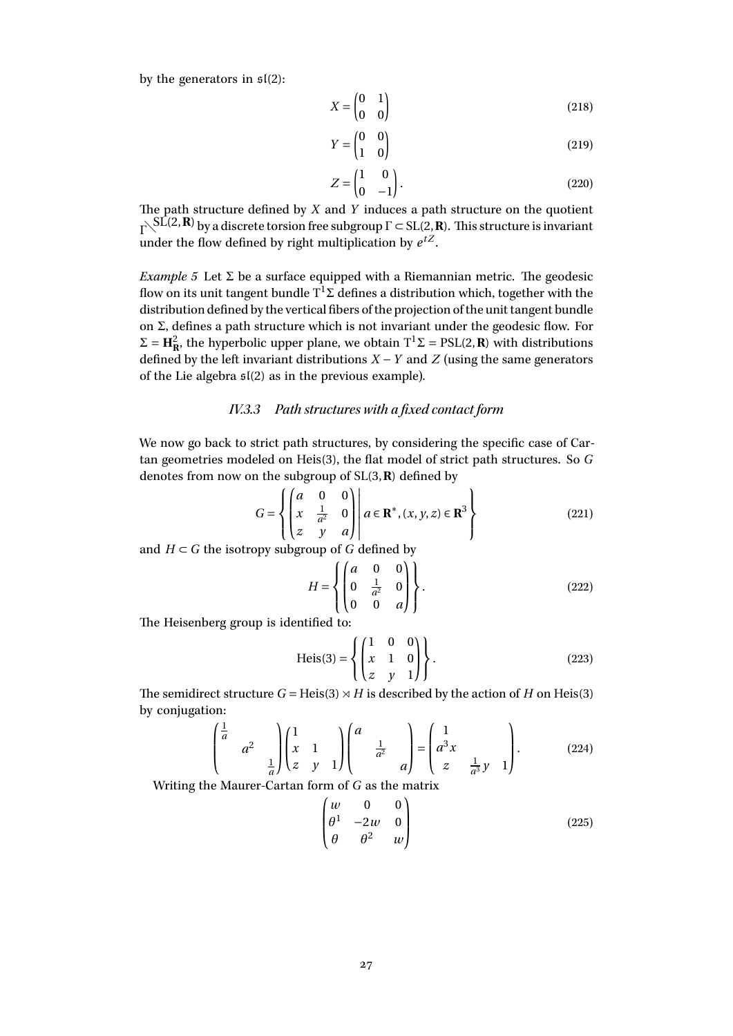by the generators in $\mathfrak{sl}(2)$:

$$X = \begin{pmatrix} 0 & 1 \\ 0 & 0 \end{pmatrix} \tag{218}$$

$$Y = \begin{pmatrix} 0 & 0 \\ 1 & 0 \end{pmatrix} \tag{219}$$

$$Z = \begin{pmatrix} 1 & 0 \\ 0 & -1 \end{pmatrix}. \tag{220}$$

The path structure defined by $X$ and $Y$ induces a path structure on the quotient $\Gamma \backslash \mathrm{SL}(2,\mathbf{R})$ by a discrete torsion free subgroup $\Gamma \subset \mathrm{SL}(2,\mathbf{R})$. This structure is invariant under the flow defined by right multiplication by $e^{tZ}$.

*Example 5* Let $\Sigma$ be a surface equipped with a Riemannian metric. The geodesic flow on its unit tangent bundle $\mathrm{T}^1\Sigma$ defines a distribution which, together with the distribution defined by the vertical fibers of the projection of the unit tangent bundle on $\Sigma$, defines a path structure which is not invariant under the geodesic flow. For $\Sigma = \mathbf{H}^2_{\mathbf{R}}$, the hyperbolic upper plane, we obtain $\mathrm{T}^1\Sigma = \mathrm{PSL}(2,\mathbf{R})$ with distributions defined by the left invariant distributions $X - Y$ and $Z$ (using the same generators of the Lie algebra $\mathfrak{sl}(2)$ as in the previous example).

### *IV.3.3 Path structures with a fixed contact form*

We now go back to strict path structures, by considering the specific case of Cartan geometries modeled on Heis(3), the flat model of strict path structures. So $G$ denotes from now on the subgroup of $\mathrm{SL}(3,\mathbf{R})$ defined by

$$G = \left\{ \begin{pmatrix} a & 0 & 0 \\ x & \frac{1}{a^2} & 0 \\ z & y & a \end{pmatrix} \middle| \, a \in \mathbf{R}^*, (x,y,z) \in \mathbf{R}^3 \right\} \tag{221}$$

and $H \subset G$ the isotropy subgroup of $G$ defined by

$$H = \left\{ \begin{pmatrix} a & 0 & 0 \\ 0 & \frac{1}{a^2} & 0 \\ 0 & 0 & a \end{pmatrix} \right\}. \tag{222}$$

The Heisenberg group is identified to:

$$\mathrm{Heis}(3) = \left\{ \begin{pmatrix} 1 & 0 & 0 \\ x & 1 & 0 \\ z & y & 1 \end{pmatrix} \right\}. \tag{223}$$

The semidirect structure $G = \mathrm{Heis}(3) \rtimes H$ is described by the action of $H$ on Heis(3) by conjugation:

$$\begin{pmatrix} \frac{1}{a} & & \\ & a^2 & \\ & & \frac{1}{a} \end{pmatrix} \begin{pmatrix} 1 & & \\ x & 1 & \\ z & y & 1 \end{pmatrix} \begin{pmatrix} a & & \\ & \frac{1}{a^2} & \\ & & a \end{pmatrix} = \begin{pmatrix} 1 & & \\ a^3 x & & \\ z & \frac{1}{a^3} y & 1 \end{pmatrix}. \tag{224}$$

Writing the Maurer-Cartan form of $G$ as the matrix

$$\begin{pmatrix} w & 0 & 0 \\ \theta^1 & -2w & 0 \\ \theta & \theta^2 & w \end{pmatrix} \tag{225}$$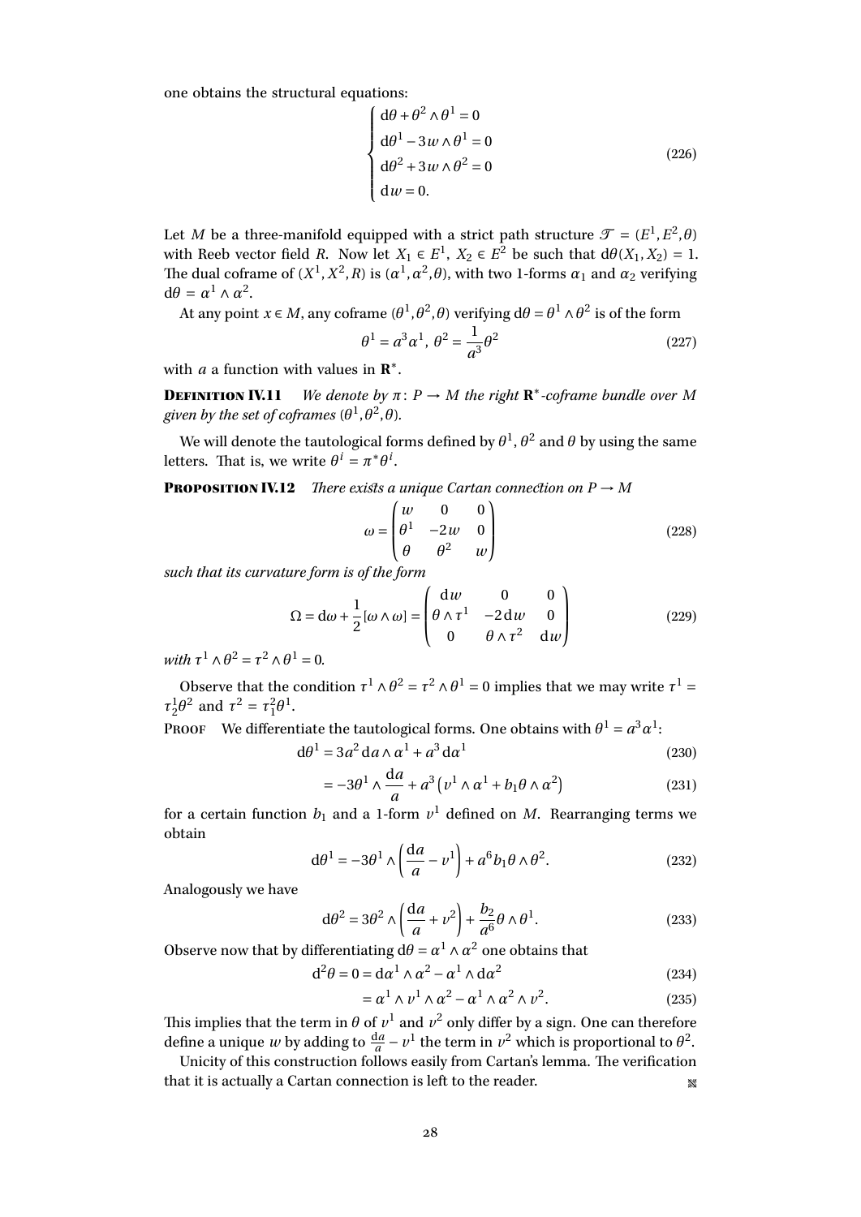one obtains the structural equations:

$$\begin{cases} \mathrm{d}\theta + \theta^2 \wedge \theta^1 = 0 \\ \mathrm{d}\theta^1 - 3w \wedge \theta^1 = 0 \\ \mathrm{d}\theta^2 + 3w \wedge \theta^2 = 0 \\ \mathrm{d}w = 0. \end{cases} \tag{226}$$

Let $M$ be a three-manifold equipped with a strict path structure $\mathscr{T} = (E^1, E^2, \theta)$ with Reeb vector field $R$. Now let $X_1 \in E^1$, $X_2 \in E^2$ be such that $\mathrm{d}\theta(X_1, X_2) = 1$. The dual coframe of $(X^1, X^2, R)$ is $(\alpha^1, \alpha^2, \theta)$, with two 1-forms $\alpha_1$ and $\alpha_2$ verifying $\mathrm{d}\theta = \alpha^1 \wedge \alpha^2$.

At any point $x \in M$, any coframe $(\theta^1, \theta^2, \theta)$ verifying $\mathrm{d}\theta = \theta^1 \wedge \theta^2$ is of the form

$$\theta^1 = a^3 \alpha^1, \ \theta^2 = \frac{1}{a^3}\theta^2 \tag{227}$$

with $a$ a function with values in $\mathbf{R}^*$.

**Definition IV.11** *We denote by $\pi\colon P \to M$ the right $\mathbf{R}^*$-coframe bundle over $M$ given by the set of coframes $(\theta^1, \theta^2, \theta)$.*

We will denote the tautological forms defined by $\theta^1$, $\theta^2$ and $\theta$ by using the same letters. That is, we write $\theta^i = \pi^* \theta^i$.

**Proposition IV.12** *There exists a unique Cartan connection on $P \to M$*

$$\omega = \begin{pmatrix} w & 0 & 0 \\ \theta^1 & -2w & 0 \\ \theta & \theta^2 & w \end{pmatrix} \tag{228}$$

*such that its curvature form is of the form*

$$\Omega = \mathrm{d}\omega + \frac{1}{2}[\omega \wedge \omega] = \begin{pmatrix} \mathrm{d}w & 0 & 0 \\ \theta \wedge \tau^1 & -2\,\mathrm{d}w & 0 \\ 0 & \theta \wedge \tau^2 & \mathrm{d}w \end{pmatrix} \tag{229}$$

*with $\tau^1 \wedge \theta^2 = \tau^2 \wedge \theta^1 = 0$.*

Observe that the condition $\tau^1 \wedge \theta^2 = \tau^2 \wedge \theta^1 = 0$ implies that we may write $\tau^1 = \tau^1_2 \theta^2$ and $\tau^2 = \tau^2_1 \theta^1$.

Proof We differentiate the tautological forms. One obtains with $\theta^1 = a^3 \alpha^1$:

$$\mathrm{d}\theta^1 = 3a^2\,\mathrm{d}a \wedge \alpha^1 + a^3\,\mathrm{d}\alpha^1 \tag{230}$$

$$= -3\theta^1 \wedge \frac{\mathrm{d}a}{a} + a^3\left(v^1 \wedge \alpha^1 + b_1 \theta \wedge \alpha^2\right) \tag{231}$$

for a certain function $b_1$ and a 1-form $v^1$ defined on $M$. Rearranging terms we obtain

$$\mathrm{d}\theta^1 = -3\theta^1 \wedge \left(\frac{\mathrm{d}a}{a} - v^1\right) + a^6 b_1 \theta \wedge \theta^2. \tag{232}$$

Analogously we have

$$\mathrm{d}\theta^2 = 3\theta^2 \wedge \left(\frac{\mathrm{d}a}{a} + v^2\right) + \frac{b_2}{a^6}\theta \wedge \theta^1. \tag{233}$$

Observe now that by differentiating $\mathrm{d}\theta = \alpha^1 \wedge \alpha^2$ one obtains that

$$\mathrm{d}^2\theta = 0 = \mathrm{d}\alpha^1 \wedge \alpha^2 - \alpha^1 \wedge \mathrm{d}\alpha^2 \tag{234}$$

$$= \alpha^1 \wedge v^1 \wedge \alpha^2 - \alpha^1 \wedge \alpha^2 \wedge v^2. \tag{235}$$

This implies that the term in $\theta$ of $v^1$ and $v^2$ only differ by a sign. One can therefore define a unique $w$ by adding to $\frac{\mathrm{d}a}{a} - v^1$ the term in $v^2$ which is proportional to $\theta^2$.

Unicity of this construction follows easily from Cartan's lemma. The verification that it is actually a Cartan connection is left to the reader.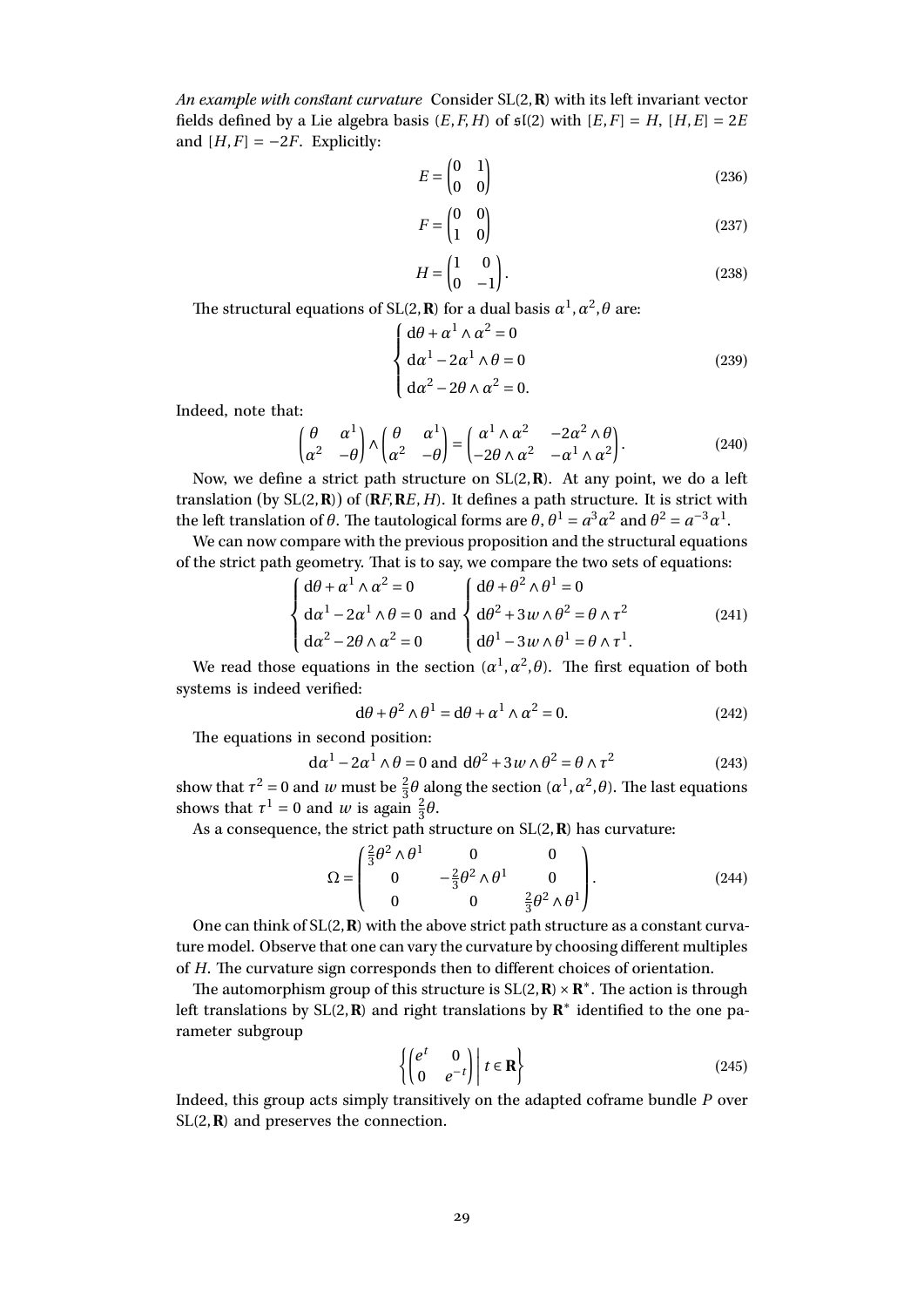*An example with constant curvature* Consider $\mathrm{SL}(2,\mathbf{R})$ with its left invariant vector fields defined by a Lie algebra basis $(E,F,H)$ of $\mathfrak{sl}(2)$ with $[E,F]=H$, $[H,E]=2E$ and $[H,F]=-2F$. Explicitly:

$$E=\begin{pmatrix}0&1\\0&0\end{pmatrix} \tag{236}$$

$$F=\begin{pmatrix}0&0\\1&0\end{pmatrix} \tag{237}$$

$$H=\begin{pmatrix}1&0\\0&-1\end{pmatrix}. \tag{238}$$

The structural equations of $\mathrm{SL}(2,\mathbf{R})$ for a dual basis $\alpha^1,\alpha^2,\theta$ are:

$$\begin{cases} \mathrm{d}\theta+\alpha^1\wedge\alpha^2=0\\ \mathrm{d}\alpha^1-2\alpha^1\wedge\theta=0\\ \mathrm{d}\alpha^2-2\theta\wedge\alpha^2=0. \end{cases} \tag{239}$$

Indeed, note that:

$$\begin{pmatrix}\theta&\alpha^1\\ \alpha^2&-\theta\end{pmatrix}\wedge\begin{pmatrix}\theta&\alpha^1\\ \alpha^2&-\theta\end{pmatrix}=\begin{pmatrix}\alpha^1\wedge\alpha^2&-2\alpha^2\wedge\theta\\ -2\theta\wedge\alpha^2&-\alpha^1\wedge\alpha^2\end{pmatrix}. \tag{240}$$

Now, we define a strict path structure on $\mathrm{SL}(2,\mathbf{R})$. At any point, we do a left translation (by $\mathrm{SL}(2,\mathbf{R})$) of $(\mathbf{R}F,\mathbf{R}E,H)$. It defines a path structure. It is strict with the left translation of $\theta$. The tautological forms are $\theta$, $\theta^1=a^3\alpha^2$ and $\theta^2=a^{-3}\alpha^1$.

We can now compare with the previous proposition and the structural equations of the strict path geometry. That is to say, we compare the two sets of equations:

$$\begin{cases} \mathrm{d}\theta+\alpha^1\wedge\alpha^2=0\\ \mathrm{d}\alpha^1-2\alpha^1\wedge\theta=0\\ \mathrm{d}\alpha^2-2\theta\wedge\alpha^2=0 \end{cases}\text{ and }\begin{cases} \mathrm{d}\theta+\theta^2\wedge\theta^1=0\\ \mathrm{d}\theta^2+3w\wedge\theta^2=\theta\wedge\tau^2\\ \mathrm{d}\theta^1-3w\wedge\theta^1=\theta\wedge\tau^1. \end{cases} \tag{241}$$

We read those equations in the section $(\alpha^1,\alpha^2,\theta)$. The first equation of both systems is indeed verified:

$$\mathrm{d}\theta+\theta^2\wedge\theta^1=\mathrm{d}\theta+\alpha^1\wedge\alpha^2=0. \tag{242}$$

The equations in second position:

$$\mathrm{d}\alpha^1-2\alpha^1\wedge\theta=0\text{ and }\mathrm{d}\theta^2+3w\wedge\theta^2=\theta\wedge\tau^2 \tag{243}$$

show that $\tau^2=0$ and $w$ must be $\frac{2}{3}\theta$ along the section $(\alpha^1,\alpha^2,\theta)$. The last equations shows that $\tau^1=0$ and $w$ is again $\frac{2}{3}\theta$.

As a consequence, the strict path structure on $\mathrm{SL}(2,\mathbf{R})$ has curvature:

$$\Omega=\begin{pmatrix}\frac{2}{3}\theta^2\wedge\theta^1&0&0\\ 0&-\frac{2}{3}\theta^2\wedge\theta^1&0\\ 0&0&\frac{2}{3}\theta^2\wedge\theta^1\end{pmatrix}. \tag{244}$$

One can think of $\mathrm{SL}(2,\mathbf{R})$ with the above strict path structure as a constant curvature model. Observe that one can vary the curvature by choosing different multiples of $H$. The curvature sign corresponds then to different choices of orientation.

The automorphism group of this structure is $\mathrm{SL}(2,\mathbf{R})\times\mathbf{R}^*$. The action is through left translations by $\mathrm{SL}(2,\mathbf{R})$ and right translations by $\mathbf{R}^*$ identified to the one parameter subgroup

$$\left\{\begin{pmatrix}e^t&0\\0&e^{-t}\end{pmatrix}\,\middle|\,t\in\mathbf{R}\right\} \tag{245}$$

Indeed, this group acts simply transitively on the adapted coframe bundle $P$ over $\mathrm{SL}(2,\mathbf{R})$ and preserves the connection.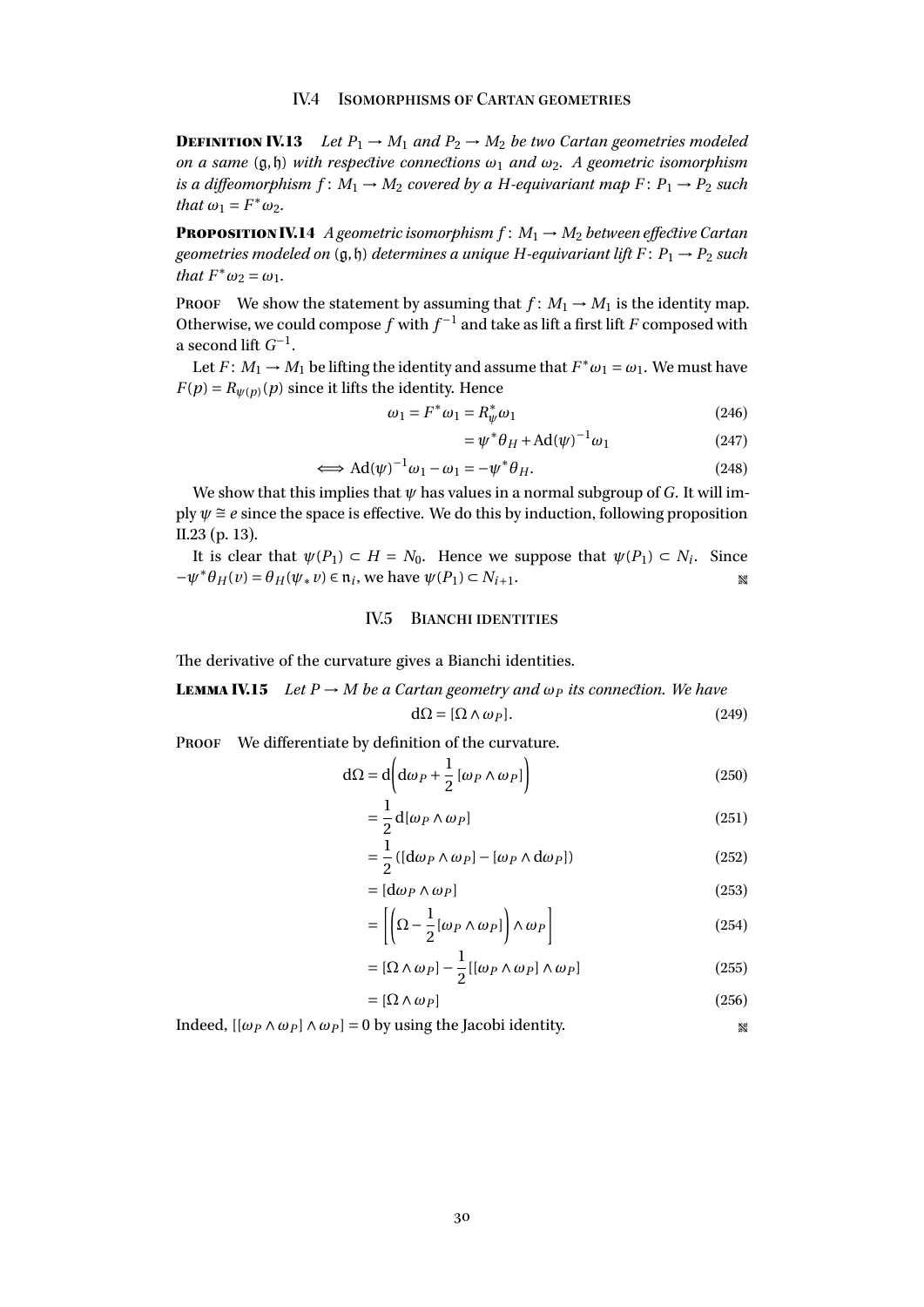## IV.4 Isomorphisms of Cartan geometries

**Definition IV.13** *Let $P_1 \to M_1$ and $P_2 \to M_2$ be two Cartan geometries modeled on a same $(\mathfrak{g}, \mathfrak{h})$ with respective connections $\omega_1$ and $\omega_2$. A geometric isomorphism is a diffeomorphism $f\colon M_1 \to M_2$ covered by a $H$-equivariant map $F\colon P_1 \to P_2$ such that $\omega_1 = F^*\omega_2$.*

**Proposition IV.14** *A geometric isomorphism $f\colon M_1 \to M_2$ between effective Cartan geometries modeled on $(\mathfrak{g}, \mathfrak{h})$ determines a unique $H$-equivariant lift $F\colon P_1 \to P_2$ such that $F^*\omega_2 = \omega_1$.*

Proof We show the statement by assuming that $f\colon M_1 \to M_1$ is the identity map. Otherwise, we could compose $f$ with $f^{-1}$ and take as lift a first lift $F$ composed with a second lift $G^{-1}$.

Let $F\colon M_1 \to M_1$ be lifting the identity and assume that $F^*\omega_1 = \omega_1$. We must have $F(p) = R_{\psi(p)}(p)$ since it lifts the identity. Hence

$$\omega_1 = F^*\omega_1 = R_\psi^*\omega_1 \tag{246}$$

$$= \psi^*\theta_H + \mathrm{Ad}(\psi)^{-1}\omega_1 \tag{247}$$

$$\iff \mathrm{Ad}(\psi)^{-1}\omega_1 - \omega_1 = -\psi^*\theta_H. \tag{248}$$

We show that this implies that $\psi$ has values in a normal subgroup of $G$. It will imply $\psi \cong e$ since the space is effective. We do this by induction, following proposition II.23 (p. 13).

It is clear that $\psi(P_1) \subset H = N_0$. Hence we suppose that $\psi(P_1) \subset N_i$. Since $-\psi^*\theta_H(v) = \theta_H(\psi_* v) \in \mathfrak{n}_i$, we have $\psi(P_1) \subset N_{i+1}$. ∎

## IV.5 Bianchi identities

The derivative of the curvature gives a Bianchi identities.

**Lemma IV.15** *Let $P \to M$ be a Cartan geometry and $\omega_P$ its connection. We have*

$$\mathrm{d}\Omega = [\Omega \wedge \omega_P]. \tag{249}$$

Proof We differentiate by definition of the curvature.

$$\mathrm{d}\Omega = \mathrm{d}\left(\mathrm{d}\omega_P + \frac{1}{2}[\omega_P \wedge \omega_P]\right) \tag{250}$$

$$= \frac{1}{2}\mathrm{d}[\omega_P \wedge \omega_P] \tag{251}$$

$$= \frac{1}{2}([\mathrm{d}\omega_P \wedge \omega_P] - [\omega_P \wedge \mathrm{d}\omega_P]) \tag{252}$$

$$= [\mathrm{d}\omega_P \wedge \omega_P] \tag{253}$$

$$= \left[\left(\Omega - \frac{1}{2}[\omega_P \wedge \omega_P]\right) \wedge \omega_P\right] \tag{254}$$

$$= [\Omega \wedge \omega_P] - \frac{1}{2}[[\omega_P \wedge \omega_P] \wedge \omega_P] \tag{255}$$

$$= [\Omega \wedge \omega_P] \tag{256}$$

Indeed, $[[\omega_P \wedge \omega_P] \wedge \omega_P] = 0$ by using the Jacobi identity. ∎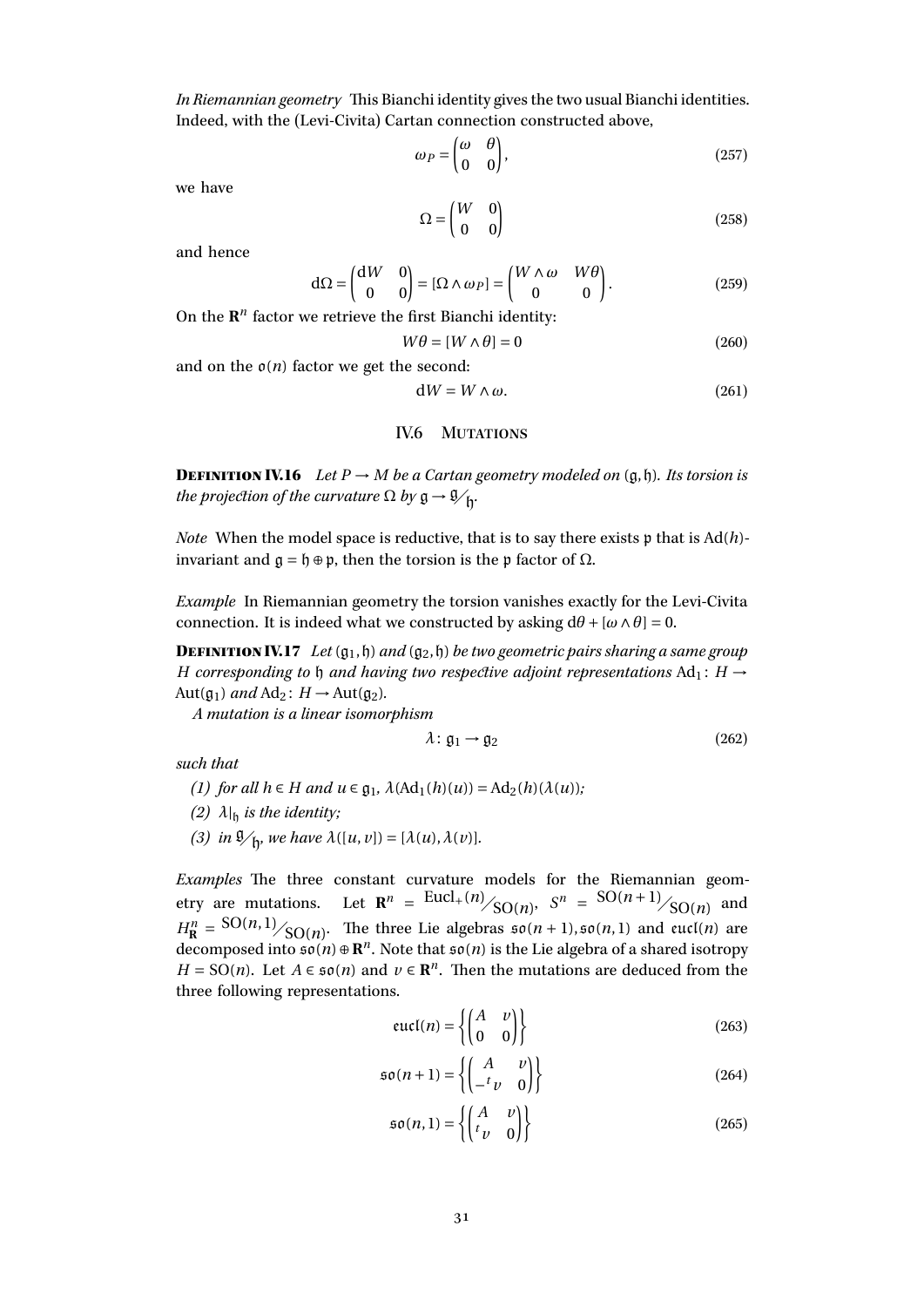*In Riemannian geometry* This Bianchi identity gives the two usual Bianchi identities. Indeed, with the (Levi-Civita) Cartan connection constructed above,

$$\omega_P = \begin{pmatrix} \omega & \theta \\ 0 & 0 \end{pmatrix}, \tag{257}$$

we have

$$\Omega = \begin{pmatrix} W & 0 \\ 0 & 0 \end{pmatrix} \tag{258}$$

and hence

$$\mathrm{d}\Omega = \begin{pmatrix} \mathrm{d}W & 0 \\ 0 & 0 \end{pmatrix} = [\Omega \wedge \omega_P] = \begin{pmatrix} W \wedge \omega & W\theta \\ 0 & 0 \end{pmatrix}. \tag{259}$$

On the $\mathbf{R}^n$ factor we retrieve the first Bianchi identity:

$$W\theta = [W \wedge \theta] = 0 \tag{260}$$

and on the $\mathfrak{o}(n)$ factor we get the second:

$$\mathrm{d}W = W \wedge \omega. \tag{261}$$

## IV.6 Mutations

**Definition IV.16** *Let $P \to M$ be a Cartan geometry modeled on $(\mathfrak{g}, \mathfrak{h})$. Its torsion is the projection of the curvature $\Omega$ by $\mathfrak{g} \to \mathfrak{g}/\mathfrak{h}$.*

*Note* When the model space is reductive, that is to say there exists $\mathfrak{p}$ that is $\mathrm{Ad}(h)$-invariant and $\mathfrak{g} = \mathfrak{h} \oplus \mathfrak{p}$, then the torsion is the $\mathfrak{p}$ factor of $\Omega$.

*Example* In Riemannian geometry the torsion vanishes exactly for the Levi-Civita connection. It is indeed what we constructed by asking $\mathrm{d}\theta + [\omega \wedge \theta] = 0$.

**Definition IV.17** *Let $(\mathfrak{g}_1, \mathfrak{h})$ and $(\mathfrak{g}_2, \mathfrak{h})$ be two geometric pairs sharing a same group $H$ corresponding to $\mathfrak{h}$ and having two respective adjoint representations $\mathrm{Ad}_1 \colon H \to \mathrm{Aut}(\mathfrak{g}_1)$ and $\mathrm{Ad}_2 \colon H \to \mathrm{Aut}(\mathfrak{g}_2)$.*

*A mutation is a linear isomorphism*

$$\lambda \colon \mathfrak{g}_1 \to \mathfrak{g}_2 \tag{262}$$

*such that*

1. *for all $h \in H$ and $u \in \mathfrak{g}_1$, $\lambda(\mathrm{Ad}_1(h)(u)) = \mathrm{Ad}_2(h)(\lambda(u))$;*
2. *$\lambda|_{\mathfrak{h}}$ is the identity;*
3. *in $\mathfrak{g}/\mathfrak{h}$, we have $\lambda([u, v]) = [\lambda(u), \lambda(v)]$.*

*Examples* The three constant curvature models for the Riemannian geometry are mutations. Let $\mathbf{R}^n = \mathrm{Eucl}_+(n)/\mathrm{SO}(n)$, $S^n = \mathrm{SO}(n+1)/\mathrm{SO}(n)$ and $H^n_{\mathbf{R}} = \mathrm{SO}(n,1)/\mathrm{SO}(n)$. The three Lie algebras $\mathfrak{so}(n+1), \mathfrak{so}(n,1)$ and $\mathfrak{eucl}(n)$ are decomposed into $\mathfrak{so}(n) \oplus \mathbf{R}^n$. Note that $\mathfrak{so}(n)$ is the Lie algebra of a shared isotropy $H = \mathrm{SO}(n)$. Let $A \in \mathfrak{so}(n)$ and $v \in \mathbf{R}^n$. Then the mutations are deduced from the three following representations.

$$\mathfrak{eucl}(n) = \left\{ \begin{pmatrix} A & v \\ 0 & 0 \end{pmatrix} \right\} \tag{263}$$

$$\mathfrak{so}(n+1) = \left\{ \begin{pmatrix} A & v \\ -{}^t v & 0 \end{pmatrix} \right\} \tag{264}$$

$$\mathfrak{so}(n,1) = \left\{ \begin{pmatrix} A & v \\ {}^t v & 0 \end{pmatrix} \right\} \tag{265}$$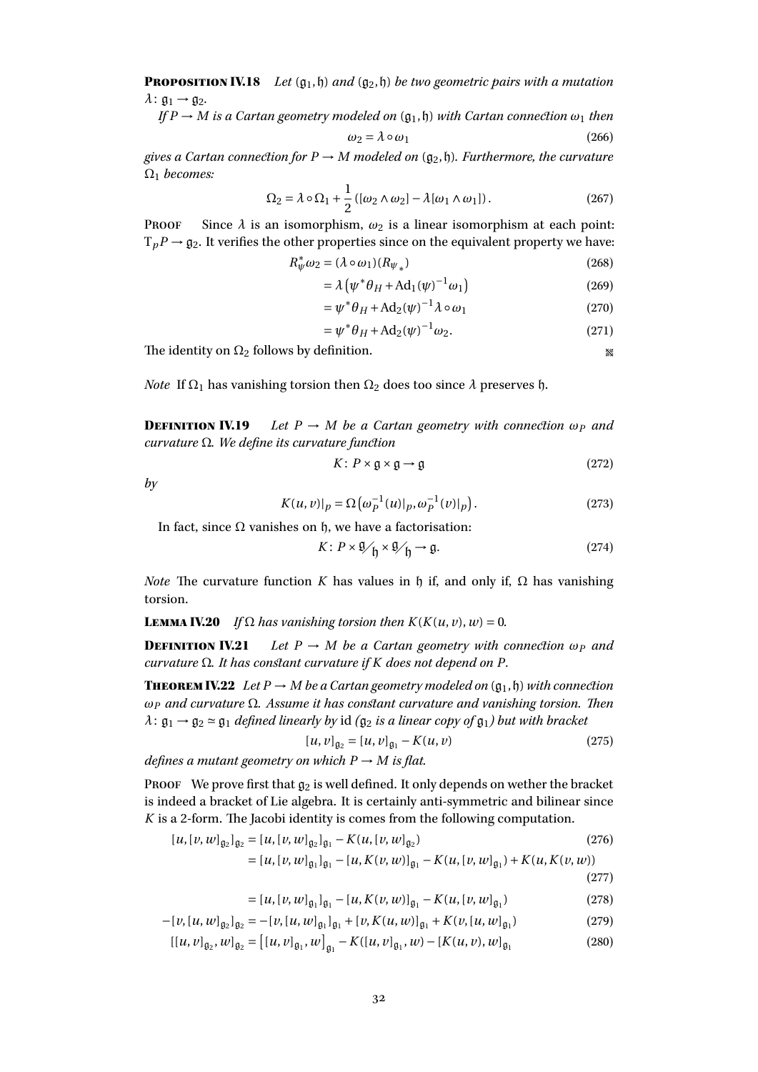**Proposition IV.18** *Let $(\mathfrak{g}_1, \mathfrak{h})$ and $(\mathfrak{g}_2, \mathfrak{h})$ be two geometric pairs with a mutation $\lambda\colon \mathfrak{g}_1 \to \mathfrak{g}_2$.*

*If $P \to M$ is a Cartan geometry modeled on $(\mathfrak{g}_1, \mathfrak{h})$ with Cartan connection $\omega_1$ then*

$$\omega_2 = \lambda \circ \omega_1 \tag{266}$$

*gives a Cartan connection for $P \to M$ modeled on $(\mathfrak{g}_2, \mathfrak{h})$. Furthermore, the curvature $\Omega_1$ becomes:*

$$\Omega_2 = \lambda \circ \Omega_1 + \frac{1}{2}\left([\omega_2 \wedge \omega_2] - \lambda[\omega_1 \wedge \omega_1]\right). \tag{267}$$

Proof Since $\lambda$ is an isomorphism, $\omega_2$ is a linear isomorphism at each point: $\mathrm{T}_p P \to \mathfrak{g}_2$. It verifies the other properties since on the equivalent property we have:

$$R_\psi^* \omega_2 = (\lambda \circ \omega_1)(R_{\psi_*}) \tag{268}$$

$$= \lambda\left(\psi^* \theta_H + \mathrm{Ad}_1(\psi)^{-1} \omega_1\right) \tag{269}$$

$$= \psi^* \theta_H + \mathrm{Ad}_2(\psi)^{-1} \lambda \circ \omega_1 \tag{270}$$

$$= \psi^* \theta_H + \mathrm{Ad}_2(\psi)^{-1} \omega_2. \tag{271}$$

The identity on $\Omega_2$ follows by definition. ▩

*Note* If $\Omega_1$ has vanishing torsion then $\Omega_2$ does too since $\lambda$ preserves $\mathfrak{h}$.

**Definition IV.19** *Let $P \to M$ be a Cartan geometry with connection $\omega_P$ and curvature $\Omega$. We define its curvature function*

$$K\colon P \times \mathfrak{g} \times \mathfrak{g} \to \mathfrak{g} \tag{272}$$

*by*

$$K(u,v)|_p = \Omega\left(\omega_P^{-1}(u)|_p, \omega_P^{-1}(v)|_p\right). \tag{273}$$

In fact, since $\Omega$ vanishes on $\mathfrak{h}$, we have a factorisation:

$$K\colon P \times \mathfrak{g}/\mathfrak{h} \times \mathfrak{g}/\mathfrak{h} \to \mathfrak{g}. \tag{274}$$

*Note* The curvature function $K$ has values in $\mathfrak{h}$ if, and only if, $\Omega$ has vanishing torsion.

**Lemma IV.20** *If $\Omega$ has vanishing torsion then $K(K(u,v),w) = 0$.*

**Definition IV.21** *Let $P \to M$ be a Cartan geometry with connection $\omega_P$ and curvature $\Omega$. It has constant curvature if $K$ does not depend on $P$.*

**Theorem IV.22** *Let $P \to M$ be a Cartan geometry modeled on $(\mathfrak{g}_1, \mathfrak{h})$ with connection $\omega_P$ and curvature $\Omega$. Assume it has constant curvature and vanishing torsion. Then $\lambda\colon \mathfrak{g}_1 \to \mathfrak{g}_2 \simeq \mathfrak{g}_1$ defined linearly by* id *($\mathfrak{g}_2$ is a linear copy of $\mathfrak{g}_1$) but with bracket*

$$[u,v]_{\mathfrak{g}_2} = [u,v]_{\mathfrak{g}_1} - K(u,v) \tag{275}$$

*defines a mutant geometry on which $P \to M$ is flat.*

Proof We prove first that $\mathfrak{g}_2$ is well defined. It only depends on wether the bracket is indeed a bracket of Lie algebra. It is certainly anti-symmetric and bilinear since $K$ is a 2-form. The Jacobi identity is comes from the following computation.

$$[u,[v,w]_{\mathfrak{g}_2}]_{\mathfrak{g}_2} = [u,[v,w]_{\mathfrak{g}_2}]_{\mathfrak{g}_1} - K(u,[v,w]_{\mathfrak{g}_2}) \tag{276}$$

$$= [u,[v,w]_{\mathfrak{g}_1}]_{\mathfrak{g}_1} - [u,K(v,w)]_{\mathfrak{g}_1} - K(u,[v,w]_{\mathfrak{g}_1}) + K(u,K(v,w)) \tag{277}$$

$$= [u,[v,w]_{\mathfrak{g}_1}]_{\mathfrak{g}_1} - [u,K(v,w)]_{\mathfrak{g}_1} - K(u,[v,w]_{\mathfrak{g}_1}) \tag{278}$$

$$-[v,[u,w]_{\mathfrak{g}_2}]_{\mathfrak{g}_2} = -[v,[u,w]_{\mathfrak{g}_1}]_{\mathfrak{g}_1} + [v,K(u,w)]_{\mathfrak{g}_1} + K(v,[u,w]_{\mathfrak{g}_1}) \tag{279}$$

$$[[u,v]_{\mathfrak{g}_2},w]_{\mathfrak{g}_2} = \left[[u,v]_{\mathfrak{g}_1},w\right]_{\mathfrak{g}_1} - K([u,v]_{\mathfrak{g}_1},w) - [K(u,v),w]_{\mathfrak{g}_1} \tag{280}$$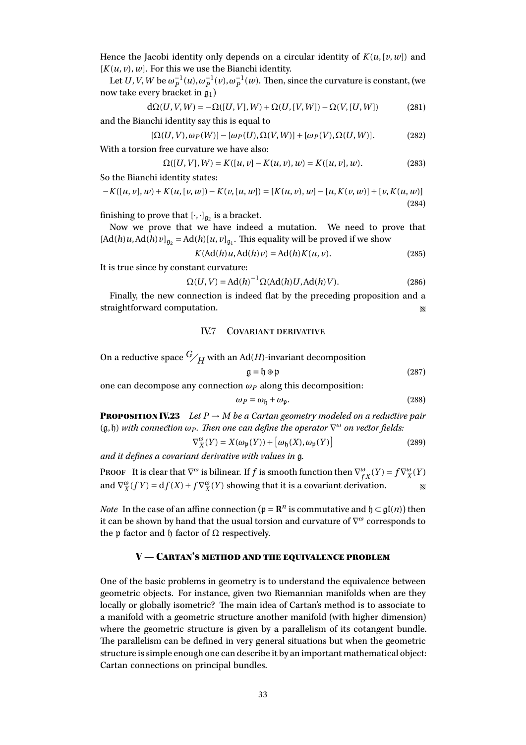Hence the Jacobi identity only depends on a circular identity of $K(u,[v,w])$ and $[K(u,v),w]$. For this we use the Bianchi identity.

Let $U,V,W$ be $\omega_P^{-1}(u), \omega_P^{-1}(v), \omega_P^{-1}(w)$. Then, since the curvature is constant, (we now take every bracket in $\mathfrak{g}_1$)

$$\mathrm{d}\Omega(U,V,W) = -\Omega([U,V],W) + \Omega(U,[V,W]) - \Omega(V,[U,W]) \tag{281}$$

and the Bianchi identity say this is equal to

$$[\Omega(U,V), \omega_P(W)] - [\omega_P(U), \Omega(V,W)] + [\omega_P(V), \Omega(U,W)]. \tag{282}$$

With a torsion free curvature we have also:

$$\Omega([U,V],W) = K([u,v] - K(u,v), w) = K([u,v],w). \tag{283}$$

So the Bianchi identity states:

$$-K([u,v],w) + K(u,[v,w]) - K(v,[u,w]) = [K(u,v),w] - [u,K(v,w)] + [v,K(u,w)] \tag{284}$$

finishing to prove that $[\cdot,\cdot]_{\mathfrak{g}_2}$ is a bracket.

Now we prove that we have indeed a mutation. We need to prove that $[\mathrm{Ad}(h)u, \mathrm{Ad}(h)v]_{\mathfrak{g}_2} = \mathrm{Ad}(h)[u,v]_{\mathfrak{g}_1}$. This equality will be proved if we show

$$K(\mathrm{Ad}(h)u, \mathrm{Ad}(h)v) = \mathrm{Ad}(h)K(u,v). \tag{285}$$

It is true since by constant curvature:

$$\Omega(U,V) = \mathrm{Ad}(h)^{-1}\Omega(\mathrm{Ad}(h)U, \mathrm{Ad}(h)V). \tag{286}$$

Finally, the new connection is indeed flat by the preceding proposition and a straightforward computation. ∎

### IV.7 Covariant derivative

On a reductive space $G/H$ with an $\mathrm{Ad}(H)$-invariant decomposition

$$\mathfrak{g} = \mathfrak{h} \oplus \mathfrak{p} \tag{287}$$

one can decompose any connection $\omega_P$ along this decomposition:

$$\omega_P = \omega_{\mathfrak{h}} + \omega_{\mathfrak{p}}. \tag{288}$$

**Proposition IV.23** *Let $P \to M$ be a Cartan geometry modeled on a reductive pair $(\mathfrak{g},\mathfrak{h})$ with connection $\omega_P$. Then one can define the operator $\nabla^\omega$ on vector fields:*

$$\nabla^\omega_X(Y) = X(\omega_{\mathfrak{p}}(Y)) + \left[\omega_{\mathfrak{h}}(X), \omega_{\mathfrak{p}}(Y)\right] \tag{289}$$

*and it defines a covariant derivative with values in $\mathfrak{g}$.*

Proof It is clear that $\nabla^\omega$ is bilinear. If $f$ is smooth function then $\nabla^\omega_{fX}(Y) = f\nabla^\omega_X(Y)$ and $\nabla^\omega_X(fY) = \mathrm{d}f(X) + f\nabla^\omega_X(Y)$ showing that it is a covariant derivation. ∎

*Note* In the case of an affine connection ($\mathfrak{p} = \mathbf{R}^n$ is commutative and $\mathfrak{h} \subset \mathfrak{gl}(n)$) then it can be shown by hand that the usual torsion and curvature of $\nabla^\omega$ corresponds to the $\mathfrak{p}$ factor and $\mathfrak{h}$ factor of $\Omega$ respectively.

## V — Cartan's method and the equivalence problem

One of the basic problems in geometry is to understand the equivalence between geometric objects. For instance, given two Riemannian manifolds when are they locally or globally isometric? The main idea of Cartan's method is to associate to a manifold with a geometric structure another manifold (with higher dimension) where the geometric structure is given by a parallelism of its cotangent bundle. The parallelism can be defined in very general situations but when the geometric structure is simple enough one can describe it by an important mathematical object: Cartan connections on principal bundles.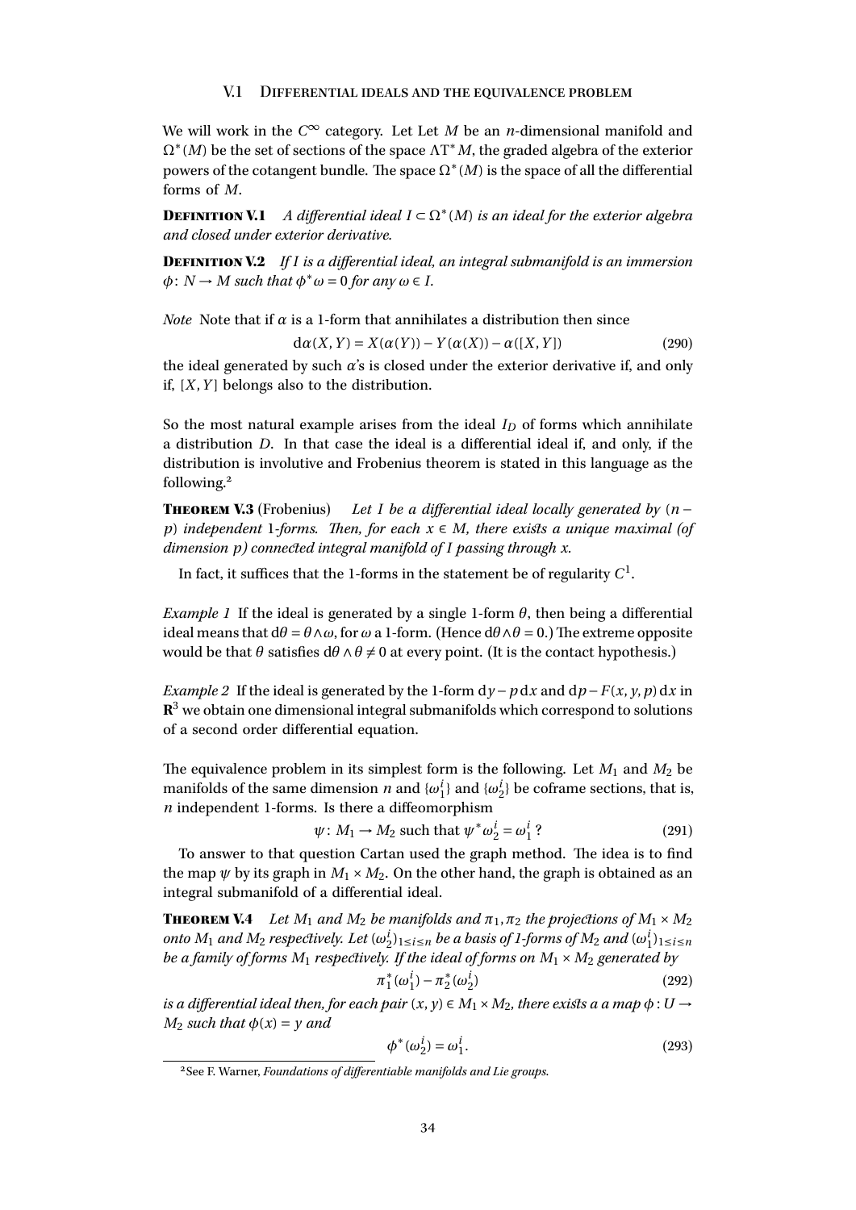## V.1 Differential ideals and the equivalence problem

We will work in the $C^\infty$ category. Let Let $M$ be an $n$-dimensional manifold and $\Omega^*(M)$ be the set of sections of the space $\Lambda T^* M$, the graded algebra of the exterior powers of the cotangent bundle. The space $\Omega^*(M)$ is the space of all the differential forms of $M$.

**Definition V.1** *A differential ideal $I \subset \Omega^*(M)$ is an ideal for the exterior algebra and closed under exterior derivative.*

**Definition V.2** *If $I$ is a differential ideal, an integral submanifold is an immersion $\phi\colon N \to M$ such that $\phi^* \omega = 0$ for any $\omega \in I$.*

*Note* Note that if $\alpha$ is a 1-form that annihilates a distribution then since

$$\mathrm{d}\alpha(X, Y) = X(\alpha(Y)) - Y(\alpha(X)) - \alpha([X, Y]) \tag{290}$$

the ideal generated by such $\alpha$'s is closed under the exterior derivative if, and only if, $[X, Y]$ belongs also to the distribution.

So the most natural example arises from the ideal $I_D$ of forms which annihilate a distribution $D$. In that case the ideal is a differential ideal if, and only, if the distribution is involutive and Frobenius theorem is stated in this language as the following.[2]

**Theorem V.3** (Frobenius) *Let $I$ be a differential ideal locally generated by $(n - p)$ independent 1-forms. Then, for each $x \in M$, there exists a unique maximal (of dimension $p$) connected integral manifold of $I$ passing through $x$.*

In fact, it suffices that the 1-forms in the statement be of regularity $C^1$.

*Example 1* If the ideal is generated by a single 1-form $\theta$, then being a differential ideal means that $\mathrm{d}\theta = \theta \wedge \omega$, for $\omega$ a 1-form. (Hence $\mathrm{d}\theta \wedge \theta = 0$.) The extreme opposite would be that $\theta$ satisfies $\mathrm{d}\theta \wedge \theta \neq 0$ at every point. (It is the contact hypothesis.)

*Example 2* If the ideal is generated by the 1-form $\mathrm{d}y - p\,\mathrm{d}x$ and $\mathrm{d}p - F(x, y, p)\,\mathrm{d}x$ in $\mathbf{R}^3$ we obtain one dimensional integral submanifolds which correspond to solutions of a second order differential equation.

The equivalence problem in its simplest form is the following. Let $M_1$ and $M_2$ be manifolds of the same dimension $n$ and $\{\omega_1^i\}$ and $\{\omega_2^i\}$ be coframe sections, that is, $n$ independent 1-forms. Is there a diffeomorphism

$$\psi\colon M_1 \to M_2 \text{ such that } \psi^* \omega_2^i = \omega_1^i\ ? \tag{291}$$

To answer to that question Cartan used the graph method. The idea is to find the map $\psi$ by its graph in $M_1 \times M_2$. On the other hand, the graph is obtained as an integral submanifold of a differential ideal.

**Theorem V.4** *Let $M_1$ and $M_2$ be manifolds and $\pi_1, \pi_2$ the projections of $M_1 \times M_2$ onto $M_1$ and $M_2$ respectively. Let $(\omega_2^i)_{1 \le i \le n}$ be a basis of 1-forms of $M_2$ and $(\omega_1^i)_{1 \le i \le n}$ be a family of forms $M_1$ respectively. If the ideal of forms on $M_1 \times M_2$ generated by*

$$\pi_1^*(\omega_1^i) - \pi_2^*(\omega_2^i) \tag{292}$$

*is a differential ideal then, for each pair $(x, y) \in M_1 \times M_2$, there exists a a map $\phi : U \to M_2$ such that $\phi(x) = y$ and*

$$\phi^*(\omega_2^i) = \omega_1^i. \tag{293}$$

[2] See F. Warner, *Foundations of differentiable manifolds and Lie groups*.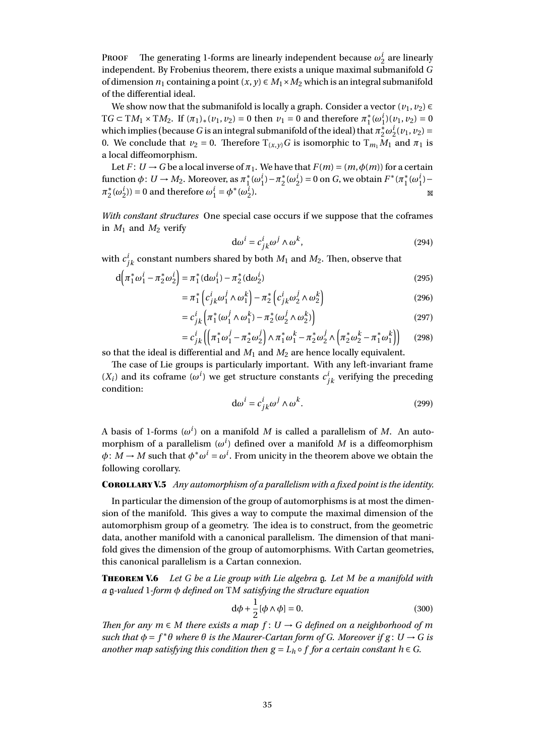**Proof** The generating 1-forms are linearly independent because $\omega_2^i$ are linearly independent. By Frobenius theorem, there exists a unique maximal submanifold $G$ of dimension $n_1$ containing a point $(x,y) \in M_1 \times M_2$ which is an integral submanifold of the differential ideal.

We show now that the submanifold is locally a graph. Consider a vector $(v_1, v_2) \in \mathrm{T}G \subset \mathrm{T}M_1 \times \mathrm{T}M_2$. If $(\pi_1)_*(v_1, v_2) = 0$ then $v_1 = 0$ and therefore $\pi_1^*(\omega_1^i)(v_1, v_2) = 0$ which implies (because $G$ is an integral submanifold of the ideal) that $\pi_2^*\omega_2^i(v_1, v_2) = 0$. We conclude that $v_2 = 0$. Therefore $\mathrm{T}_{(x,y)}G$ is isomorphic to $\mathrm{T}_{m_1}M_1$ and $\pi_1$ is a local diffeomorphism.

Let $F\colon U \to G$ be a local inverse of $\pi_1$. We have that $F(m) = (m, \phi(m))$ for a certain function $\phi\colon U \to M_2$. Moreover, as $\pi_1^*(\omega_1^i) - \pi_2^*(\omega_2^i) = 0$ on $G$, we obtain $F^*(\pi_1^*(\omega_1^i) - \pi_2^*(\omega_2^i)) = 0$ and therefore $\omega_1^i = \phi^*(\omega_2^i)$.

*With constant structures* One special case occurs if we suppose that the coframes in $M_1$ and $M_2$ verify

$$\mathrm{d}\omega^i = c^i_{jk}\omega^j \wedge \omega^k, \tag{294}$$

with $c^i_{jk}$ constant numbers shared by both $M_1$ and $M_2$. Then, observe that

$$\mathrm{d}\Big(\pi_1^*\omega_1^i - \pi_2^*\omega_2^i\Big) = \pi_1^*(\mathrm{d}\omega_1^i) - \pi_2^*(\mathrm{d}\omega_2^i) \tag{295}$$

$$= \pi_1^*\left(c^i_{jk}\omega_1^j \wedge \omega_1^k\right) - \pi_2^*\left(c^i_{jk}\omega_2^j \wedge \omega_2^k\right) \tag{296}$$

$$= c^i_{jk}\left(\pi_1^*(\omega_1^j \wedge \omega_1^k) - \pi_2^*(\omega_2^j \wedge \omega_2^k)\right) \tag{297}$$

$$= c^i_{jk}\left(\left(\pi_1^*\omega_1^j - \pi_2^*\omega_2^j\right) \wedge \pi_1^*\omega_1^k - \pi_2^*\omega_2^j \wedge \left(\pi_2^*\omega_2^k - \pi_1^*\omega_1^k\right)\right) \tag{298}$$

so that the ideal is differential and $M_1$ and $M_2$ are hence locally equivalent.

The case of Lie groups is particularly important. With any left-invariant frame $(X_i)$ and its coframe $(\omega^i)$ we get structure constants $c^i_{jk}$ verifying the preceding condition:

$$\mathrm{d}\omega^i = c^i_{jk}\omega^j \wedge \omega^k. \tag{299}$$

A basis of 1-forms $(\omega^i)$ on a manifold $M$ is called a parallelism of $M$. An automorphism of a parallelism $(\omega^i)$ defined over a manifold $M$ is a diffeomorphism $\phi\colon M \to M$ such that $\phi^*\omega^i = \omega^i$. From unicity in the theorem above we obtain the following corollary.

**Corollary V.5** *Any automorphism of a parallelism with a fixed point is the identity.*

In particular the dimension of the group of automorphisms is at most the dimension of the manifold. This gives a way to compute the maximal dimension of the automorphism group of a geometry. The idea is to construct, from the geometric data, another manifold with a canonical parallelism. The dimension of that manifold gives the dimension of the group of automorphisms. With Cartan geometries, this canonical parallelism is a Cartan connexion.

**Theorem V.6** *Let $G$ be a Lie group with Lie algebra $\mathfrak{g}$. Let $M$ be a manifold with a $\mathfrak{g}$-valued 1-form $\phi$ defined on $\mathrm{T}M$ satisfying the structure equation*

$$\mathrm{d}\phi + \frac{1}{2}[\phi \wedge \phi] = 0. \tag{300}$$

*Then for any $m \in M$ there exists a map $f\colon U \to G$ defined on a neighborhood of $m$ such that $\phi = f^*\theta$ where $\theta$ is the Maurer-Cartan form of $G$. Moreover if $g\colon U \to G$ is another map satisfying this condition then $g = L_h \circ f$ for a certain constant $h \in G$.*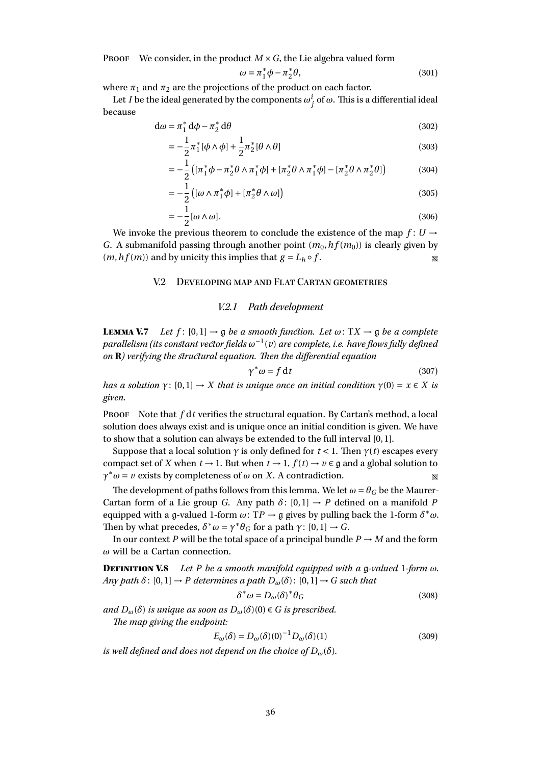**Proof** We consider, in the product $M \times G$, the Lie algebra valued form

$$\omega = \pi_1^* \phi - \pi_2^* \theta, \tag{301}$$

where $\pi_1$ and $\pi_2$ are the projections of the product on each factor.

Let $I$ be the ideal generated by the components $\omega^i_j$ of $\omega$. This is a differential ideal because

$$\mathrm{d}\omega = \pi_1^* \,\mathrm{d}\phi - \pi_2^* \,\mathrm{d}\theta \tag{302}$$

$$= -\frac{1}{2}\pi_1^*[\phi \wedge \phi] + \frac{1}{2}\pi_2^*[\theta \wedge \theta] \tag{303}$$

$$= -\frac{1}{2}\left([\pi_1^*\phi - \pi_2^*\theta \wedge \pi_1^*\phi] + [\pi_2^*\theta \wedge \pi_1^*\phi] - [\pi_2^*\theta \wedge \pi_2^*\theta]\right) \tag{304}$$

$$= -\frac{1}{2}\left([\omega \wedge \pi_1^*\phi] + [\pi_2^*\theta \wedge \omega]\right) \tag{305}$$

$$= -\frac{1}{2}[\omega \wedge \omega]. \tag{306}$$

We invoke the previous theorem to conclude the existence of the map $f\colon U \to G$. A submanifold passing through another point $(m_0, hf(m_0))$ is clearly given by $(m, hf(m))$ and by unicity this implies that $g = L_h \circ f$. ∎

## V.2 Developing map and Flat Cartan geometries

### V.2.1 Path development

**Lemma V.7** *Let $f\colon [0,1] \to \mathfrak{g}$ be a smooth function. Let $\omega\colon \mathrm{T}X \to \mathfrak{g}$ be a complete parallelism (its constant vector fields $\omega^{-1}(v)$ are complete, i.e. have flows fully defined on $\mathbf{R}$) verifying the structural equation. Then the differential equation*

$$\gamma^*\omega = f\,\mathrm{d}t \tag{307}$$

*has a solution $\gamma\colon [0,1] \to X$ that is unique once an initial condition $\gamma(0) = x \in X$ is given.*

**Proof** Note that $f\,\mathrm{d}t$ verifies the structural equation. By Cartan's method, a local solution does always exist and is unique once an initial condition is given. We have to show that a solution can always be extended to the full interval $[0,1]$.

Suppose that a local solution $\gamma$ is only defined for $t < 1$. Then $\gamma(t)$ escapes every compact set of $X$ when $t \to 1$. But when $t \to 1$, $f(t) \to v \in \mathfrak{g}$ and a global solution to $\gamma^*\omega = v$ exists by completeness of $\omega$ on $X$. A contradiction. ∎

The development of paths follows from this lemma. We let $\omega = \theta_G$ be the Maurer-Cartan form of a Lie group $G$. Any path $\delta\colon [0,1] \to P$ defined on a manifold $P$ equipped with a $\mathfrak{g}$-valued 1-form $\omega\colon \mathrm{T}P \to \mathfrak{g}$ gives by pulling back the 1-form $\delta^*\omega$. Then by what precedes, $\delta^*\omega = \gamma^*\theta_G$ for a path $\gamma\colon [0,1] \to G$.

In our context $P$ will be the total space of a principal bundle $P \to M$ and the form $\omega$ will be a Cartan connection.

**Definition V.8** *Let $P$ be a smooth manifold equipped with a $\mathfrak{g}$-valued 1-form $\omega$. Any path $\delta\colon [0,1] \to P$ determines a path $D_\omega(\delta)\colon [0,1] \to G$ such that*

$$\delta^*\omega = D_\omega(\delta)^*\theta_G \tag{308}$$

*and $D_\omega(\delta)$ is unique as soon as $D_\omega(\delta)(0) \in G$ is prescribed.*

*The map giving the endpoint:*

$$E_\omega(\delta) = D_\omega(\delta)(0)^{-1} D_\omega(\delta)(1) \tag{309}$$

*is well defined and does not depend on the choice of $D_\omega(\delta)$.*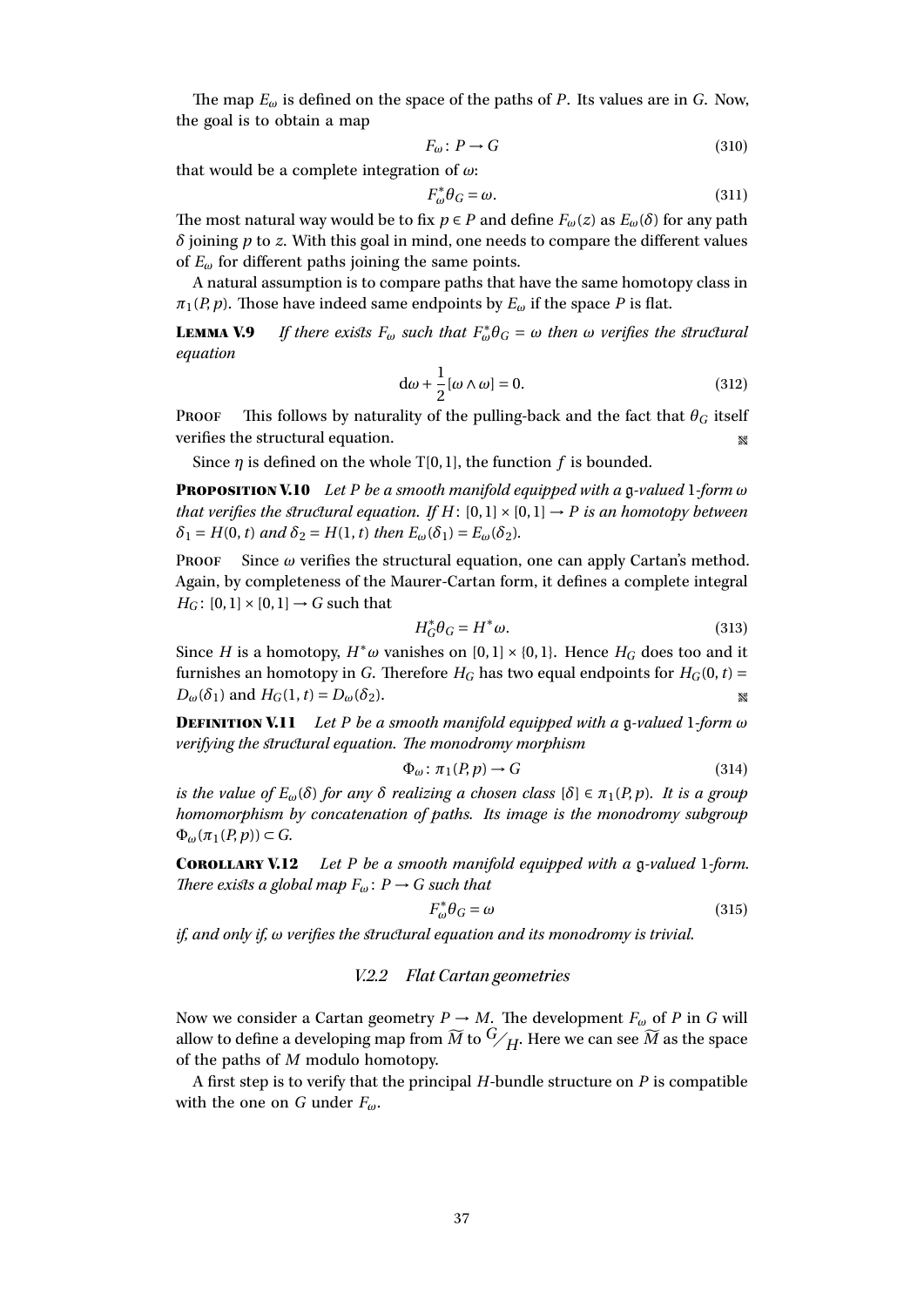The map $E_\omega$ is defined on the space of the paths of $P$. Its values are in $G$. Now, the goal is to obtain a map

$$F_\omega \colon P \to G \tag{310}$$

that would be a complete integration of $\omega$:

$$F_\omega^* \theta_G = \omega. \tag{311}$$

The most natural way would be to fix $p \in P$ and define $F_\omega(z)$ as $E_\omega(\delta)$ for any path $\delta$ joining $p$ to $z$. With this goal in mind, one needs to compare the different values of $E_\omega$ for different paths joining the same points.

A natural assumption is to compare paths that have the same homotopy class in $\pi_1(P, p)$. Those have indeed same endpoints by $E_\omega$ if the space $P$ is flat.

**Lemma V.9** *If there exists $F_\omega$ such that $F_\omega^* \theta_G = \omega$ then $\omega$ verifies the structural equation*

$$\mathrm{d}\omega + \frac{1}{2}[\omega \wedge \omega] = 0. \tag{312}$$

**Proof** This follows by naturality of the pulling-back and the fact that $\theta_G$ itself verifies the structural equation. ▩

Since $\eta$ is defined on the whole $\mathrm{T}[0,1]$, the function $f$ is bounded.

**Proposition V.10** *Let $P$ be a smooth manifold equipped with a $\mathfrak{g}$-valued 1-form $\omega$ that verifies the structural equation. If $H \colon [0,1] \times [0,1] \to P$ is an homotopy between $\delta_1 = H(0,t)$ and $\delta_2 = H(1,t)$ then $E_\omega(\delta_1) = E_\omega(\delta_2)$.*

**Proof** Since $\omega$ verifies the structural equation, one can apply Cartan's method. Again, by completeness of the Maurer-Cartan form, it defines a complete integral $H_G \colon [0,1] \times [0,1] \to G$ such that

$$H_G^* \theta_G = H^* \omega. \tag{313}$$

Since $H$ is a homotopy, $H^*\omega$ vanishes on $[0,1] \times \{0,1\}$. Hence $H_G$ does too and it furnishes an homotopy in $G$. Therefore $H_G$ has two equal endpoints for $H_G(0,t) = D_\omega(\delta_1)$ and $H_G(1,t) = D_\omega(\delta_2)$. ▩

**Definition V.11** *Let $P$ be a smooth manifold equipped with a $\mathfrak{g}$-valued 1-form $\omega$ verifying the structural equation. The monodromy morphism*

$$\Phi_\omega \colon \pi_1(P, p) \to G \tag{314}$$

*is the value of $E_\omega(\delta)$ for any $\delta$ realizing a chosen class $[\delta] \in \pi_1(P, p)$. It is a group homomorphism by concatenation of paths. Its image is the monodromy subgroup $\Phi_\omega(\pi_1(P, p)) \subset G$.*

**Corollary V.12** *Let $P$ be a smooth manifold equipped with a $\mathfrak{g}$-valued 1-form. There exists a global map $F_\omega \colon P \to G$ such that*

$$F_\omega^* \theta_G = \omega \tag{315}$$

*if, and only if, $\omega$ verifies the structural equation and its monodromy is trivial.*

### *V.2.2 Flat Cartan geometries*

Now we consider a Cartan geometry $P \to M$. The development $F_\omega$ of $P$ in $G$ will allow to define a developing map from $\widetilde{M}$ to $G/H$. Here we can see $\widetilde{M}$ as the space of the paths of $M$ modulo homotopy.

A first step is to verify that the principal $H$-bundle structure on $P$ is compatible with the one on $G$ under $F_\omega$.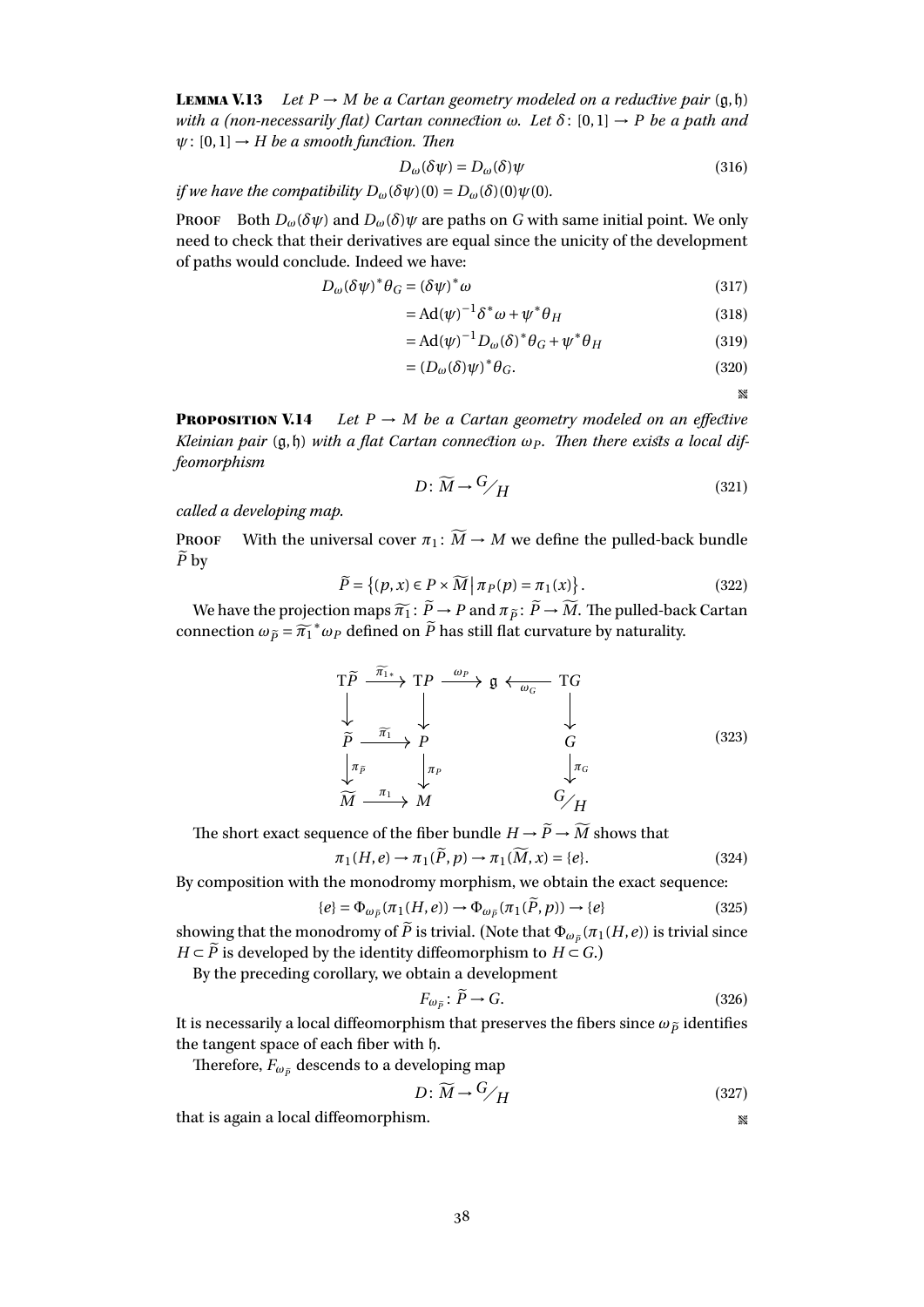**Lemma V.13** *Let $P \to M$ be a Cartan geometry modeled on a reductive pair $(\mathfrak{g}, \mathfrak{h})$ with a (non-necessarily flat) Cartan connection $\omega$. Let $\delta\colon [0,1] \to P$ be a path and $\psi\colon [0,1] \to H$ be a smooth function. Then*

$$D_\omega(\delta\psi) = D_\omega(\delta)\psi \tag{316}$$

*if we have the compatibility $D_\omega(\delta\psi)(0) = D_\omega(\delta)(0)\psi(0)$.*

**Proof** Both $D_\omega(\delta\psi)$ and $D_\omega(\delta)\psi$ are paths on $G$ with same initial point. We only need to check that their derivatives are equal since the unicity of the development of paths would conclude. Indeed we have:

$$\begin{aligned}
D_\omega(\delta\psi)^*\theta_G &= (\delta\psi)^*\omega && (317)\\
&= \mathrm{Ad}(\psi)^{-1}\delta^*\omega + \psi^*\theta_H && (318)\\
&= \mathrm{Ad}(\psi)^{-1}D_\omega(\delta)^*\theta_G + \psi^*\theta_H && (319)\\
&= (D_\omega(\delta)\psi)^*\theta_G. && (320)
\end{aligned}$$

**Proposition V.14** *Let $P \to M$ be a Cartan geometry modeled on an effective Kleinian pair $(\mathfrak{g}, \mathfrak{h})$ with a flat Cartan connection $\omega_P$. Then there exists a local diffeomorphism*

$$D\colon \widetilde{M} \to G/H \tag{321}$$

*called a developing map.*

**Proof** With the universal cover $\pi_1\colon \widetilde{M} \to M$ we define the pulled-back bundle $\widetilde{P}$ by

$$\widetilde{P} = \left\{(p,x) \in P \times \widetilde{M} \,\middle|\, \pi_P(p) = \pi_1(x)\right\}. \tag{322}$$

We have the projection maps $\widetilde{\pi_1}\colon \widetilde{P} \to P$ and $\pi_{\widetilde{P}}\colon \widetilde{P} \to \widetilde{M}$. The pulled-back Cartan connection $\omega_{\widetilde{P}} = \widetilde{\pi_1}^*\omega_P$ defined on $\widetilde{P}$ has still flat curvature by naturality.

$$\begin{array}{ccccccc}
\mathrm{T}\widetilde{P} & \xrightarrow{\widetilde{\pi_1}_*} & \mathrm{T}P & \xrightarrow{\omega_P} & \mathfrak{g} & \xleftarrow{\omega_G} & \mathrm{T}G\\
\downarrow & & \downarrow & & & & \downarrow\\
\widetilde{P} & \xrightarrow{\widetilde{\pi_1}} & P & & & & G\\
\downarrow{\scriptstyle \pi_{\widetilde{P}}} & & \downarrow{\scriptstyle \pi_P} & & & & \downarrow{\scriptstyle \pi_G}\\
\widetilde{M} & \xrightarrow{\pi_1} & M & & & & G/H
\end{array} \tag{323}$$

The short exact sequence of the fiber bundle $H \to \widetilde{P} \to \widetilde{M}$ shows that

$$\pi_1(H,e) \to \pi_1(\widetilde{P},p) \to \pi_1(\widetilde{M},x) = \{e\}. \tag{324}$$

By composition with the monodromy morphism, we obtain the exact sequence:

$$\{e\} = \Phi_{\omega_{\widetilde{P}}}(\pi_1(H,e)) \to \Phi_{\omega_{\widetilde{P}}}(\pi_1(\widetilde{P},p)) \to \{e\} \tag{325}$$

showing that the monodromy of $\widetilde{P}$ is trivial. (Note that $\Phi_{\omega_{\widetilde{P}}}(\pi_1(H,e))$ is trivial since $H \subset \widetilde{P}$ is developed by the identity diffeomorphism to $H \subset G$.)

By the preceding corollary, we obtain a development

$$F_{\omega_{\widetilde{P}}}\colon \widetilde{P} \to G. \tag{326}$$

It is necessarily a local diffeomorphism that preserves the fibers since $\omega_{\widetilde{P}}$ identifies the tangent space of each fiber with $\mathfrak{h}$.

Therefore, $F_{\omega_{\widetilde{P}}}$ descends to a developing map

$$D\colon \widetilde{M} \to G/H \tag{327}$$

that is again a local diffeomorphism.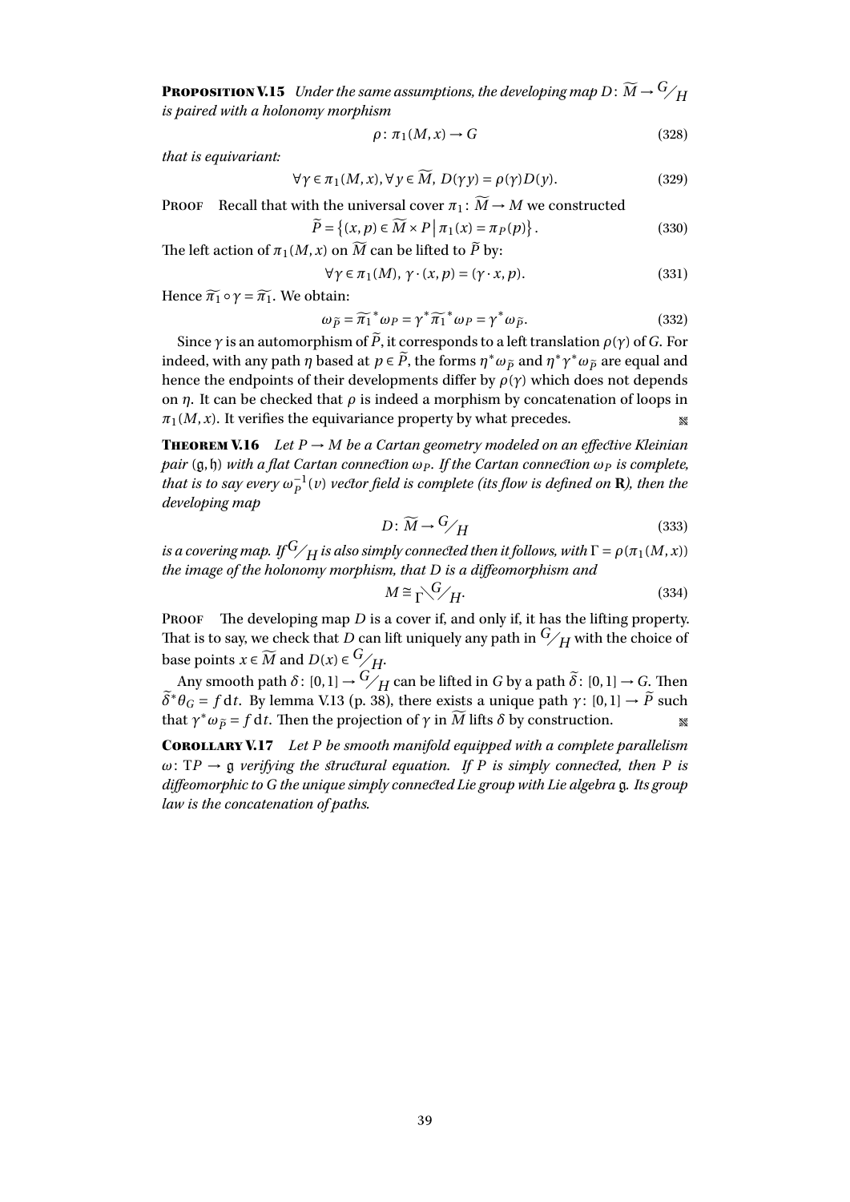**Proposition V.15** *Under the same assumptions, the developing map $D\colon \widetilde{M} \to {}^{G}\!/_{H}$ is paired with a holonomy morphism*

$$\rho\colon \pi_1(M,x) \to G \tag{328}$$

*that is equivariant:*

$$\forall \gamma \in \pi_1(M,x), \forall y \in \widetilde{M},\ D(\gamma y) = \rho(\gamma) D(y). \tag{329}$$

Proof Recall that with the universal cover $\pi_1\colon \widetilde{M} \to M$ we constructed

$$\widetilde{P} = \left\{(x,p) \in \widetilde{M} \times P \,\middle|\, \pi_1(x) = \pi_P(p)\right\}. \tag{330}$$

The left action of $\pi_1(M,x)$ on $\widetilde{M}$ can be lifted to $\widetilde{P}$ by:

$$\forall \gamma \in \pi_1(M),\ \gamma \cdot (x,p) = (\gamma \cdot x, p). \tag{331}$$

Hence $\widetilde{\pi_1} \circ \gamma = \widetilde{\pi_1}$. We obtain:

$$\omega_{\widetilde{P}} = \widetilde{\pi_1}^* \omega_P = \gamma^* \widetilde{\pi_1}^* \omega_P = \gamma^* \omega_{\widetilde{P}}. \tag{332}$$

Since $\gamma$ is an automorphism of $\widetilde{P}$, it corresponds to a left translation $\rho(\gamma)$ of $G$. For indeed, with any path $\eta$ based at $p \in \widetilde{P}$, the forms $\eta^* \omega_{\widetilde{P}}$ and $\eta^* \gamma^* \omega_{\widetilde{P}}$ are equal and hence the endpoints of their developments differ by $\rho(\gamma)$ which does not depends on $\eta$. It can be checked that $\rho$ is indeed a morphism by concatenation of loops in $\pi_1(M,x)$. It verifies the equivariance property by what precedes. ∎

**Theorem V.16** *Let $P \to M$ be a Cartan geometry modeled on an effective Kleinian pair $(\mathfrak{g}, \mathfrak{h})$ with a flat Cartan connection $\omega_P$. If the Cartan connection $\omega_P$ is complete, that is to say every $\omega_P^{-1}(v)$ vector field is complete (its flow is defined on $\mathbf{R}$), then the developing map*

$$D\colon \widetilde{M} \to {}^{G}\!/_{H} \tag{333}$$

*is a covering map. If ${}^{G}\!/_{H}$ is also simply connected then it follows, with $\Gamma = \rho(\pi_1(M,x))$ the image of the holonomy morphism, that $D$ is a diffeomorphism and*

$$M \cong {}_{\Gamma}\!\backslash {}^{G}\!/_{H}. \tag{334}$$

Proof The developing map $D$ is a cover if, and only if, it has the lifting property. That is to say, we check that $D$ can lift uniquely any path in ${}^{G}\!/_{H}$ with the choice of base points $x \in \widetilde{M}$ and $D(x) \in {}^{G}\!/_{H}$.

Any smooth path $\delta\colon [0,1] \to {}^{G}\!/_{H}$ can be lifted in $G$ by a path $\widetilde{\delta}\colon [0,1] \to G$. Then $\widetilde{\delta}^* \theta_G = f\,\mathrm{d}t$. By lemma V.13 (p. 38), there exists a unique path $\gamma\colon [0,1] \to \widetilde{P}$ such that $\gamma^* \omega_{\widetilde{P}} = f\,\mathrm{d}t$. Then the projection of $\gamma$ in $\widetilde{M}$ lifts $\delta$ by construction. ∎

**Corollary V.17** *Let $P$ be smooth manifold equipped with a complete parallelism $\omega\colon \mathrm{T}P \to \mathfrak{g}$ verifying the structural equation. If $P$ is simply connected, then $P$ is diffeomorphic to $G$ the unique simply connected Lie group with Lie algebra $\mathfrak{g}$. Its group law is the concatenation of paths.*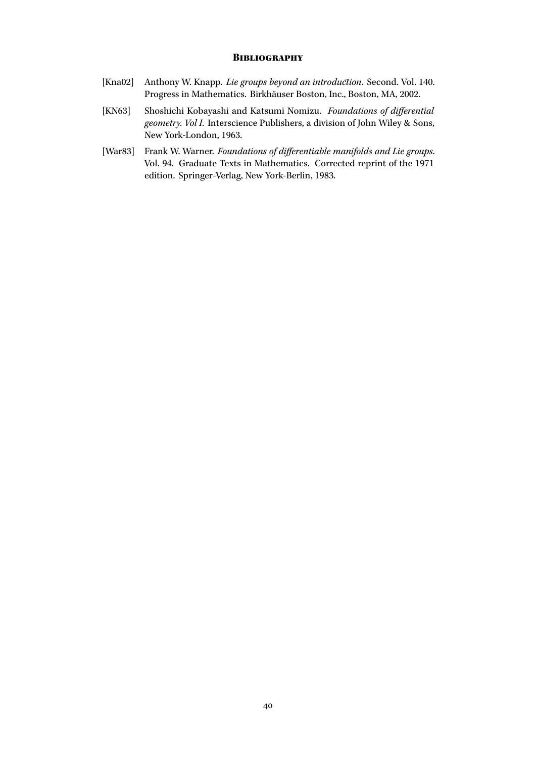# Bibliography

[Kna02] Anthony W. Knapp. *Lie groups beyond an introduction*. Second. Vol. 140. Progress in Mathematics. Birkhäuser Boston, Inc., Boston, MA, 2002.

[KN63] Shoshichi Kobayashi and Katsumi Nomizu. *Foundations of differential geometry. Vol I*. Interscience Publishers, a division of John Wiley & Sons, New York-London, 1963.

[War83] Frank W. Warner. *Foundations of differentiable manifolds and Lie groups*. Vol. 94. Graduate Texts in Mathematics. Corrected reprint of the 1971 edition. Springer-Verlag, New York-Berlin, 1983.